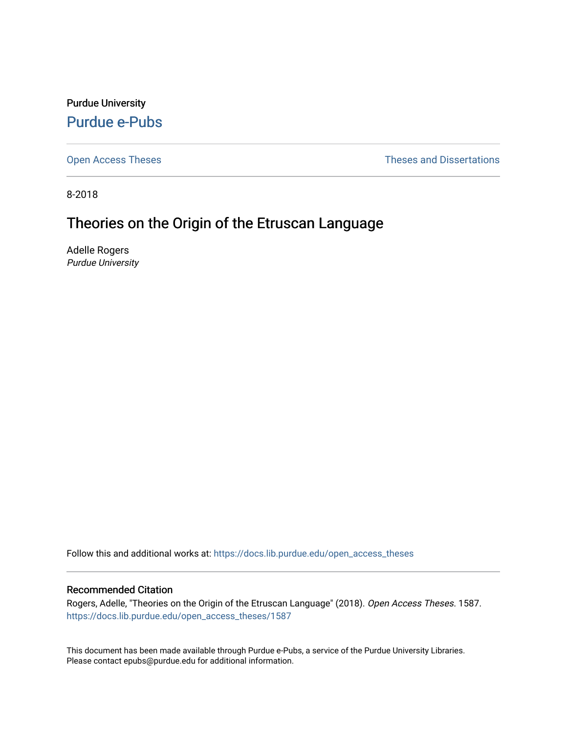Purdue University

Purdue e-Pubs

Open Access Theses

Theses and Dissertations

8-2018

# Theories on the Origin of the Etruscan Language

Adelle Rogers
*Purdue University*

Follow this and additional works at: https://docs.lib.purdue.edu/open_access_theses

## Recommended Citation

Rogers, Adelle, "Theories on the Origin of the Etruscan Language" (2018). *Open Access Theses*. 1587.
https://docs.lib.purdue.edu/open_access_theses/1587

This document has been made available through Purdue e-Pubs, a service of the Purdue University Libraries. Please contact epubs@purdue.edu for additional information.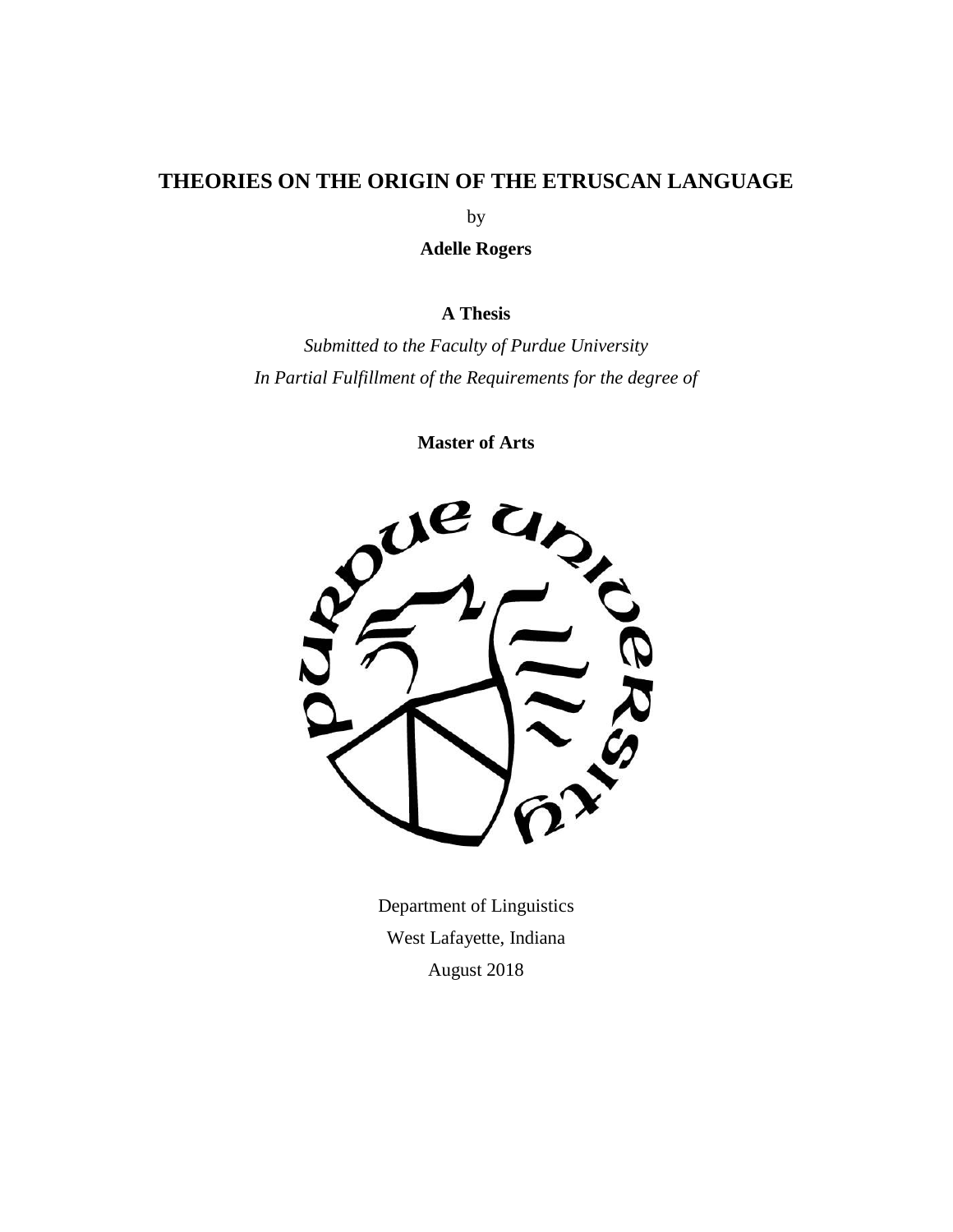# THEORIES ON THE ORIGIN OF THE ETRUSCAN LANGUAGE

by

**Adelle Rogers**

**A Thesis**

*Submitted to the Faculty of Purdue University*
*In Partial Fulfillment of the Requirements for the degree of*

**Master of Arts**

Department of Linguistics
West Lafayette, Indiana
August 2018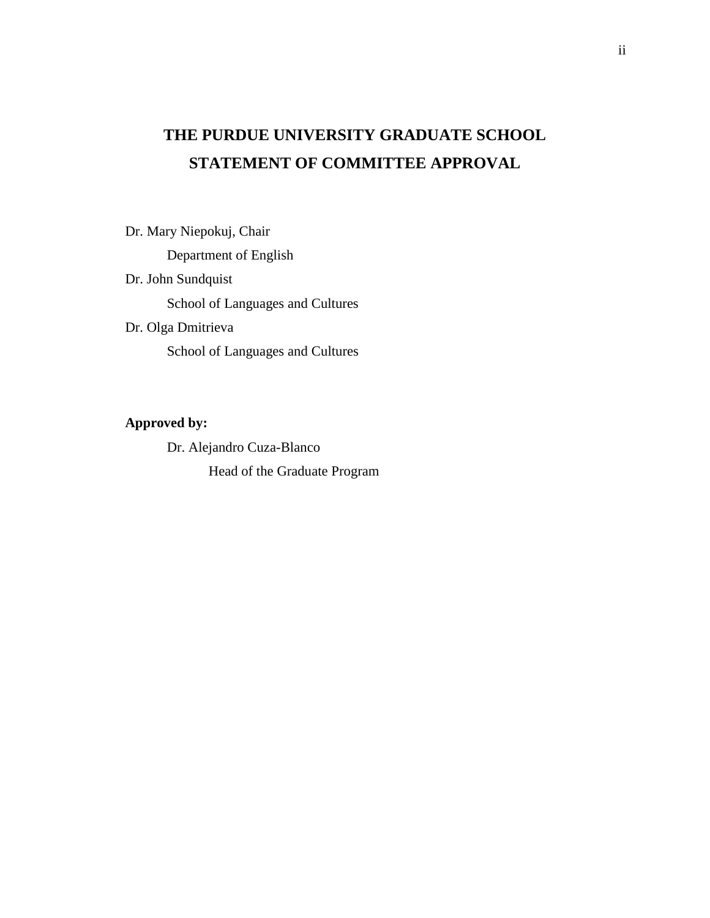# THE PURDUE UNIVERSITY GRADUATE SCHOOL
# STATEMENT OF COMMITTEE APPROVAL

Dr. Mary Niepokuj, Chair

Department of English

Dr. John Sundquist

School of Languages and Cultures

Dr. Olga Dmitrieva

School of Languages and Cultures

**Approved by:**

Dr. Alejandro Cuza-Blanco

Head of the Graduate Program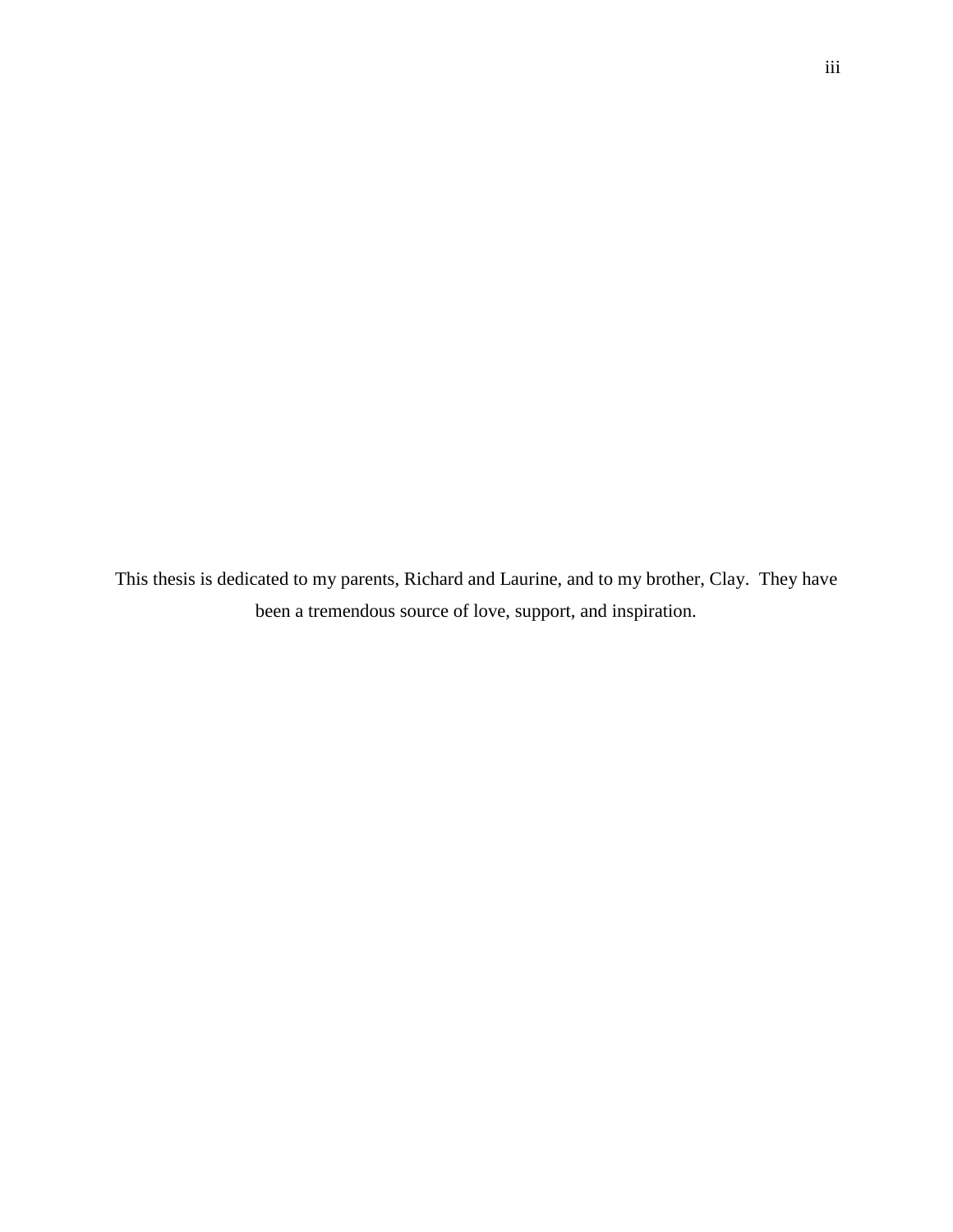This thesis is dedicated to my parents, Richard and Laurine, and to my brother, Clay. They have been a tremendous source of love, support, and inspiration.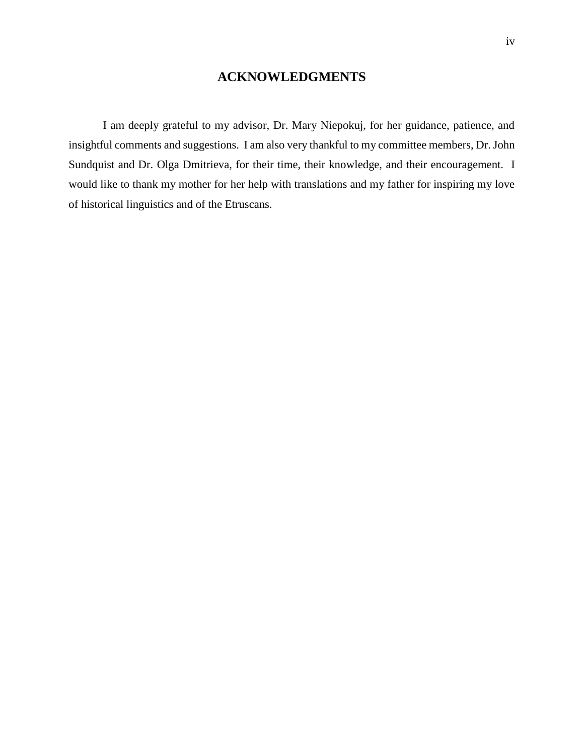# ACKNOWLEDGMENTS

I am deeply grateful to my advisor, Dr. Mary Niepokuj, for her guidance, patience, and insightful comments and suggestions. I am also very thankful to my committee members, Dr. John Sundquist and Dr. Olga Dmitrieva, for their time, their knowledge, and their encouragement. I would like to thank my mother for her help with translations and my father for inspiring my love of historical linguistics and of the Etruscans.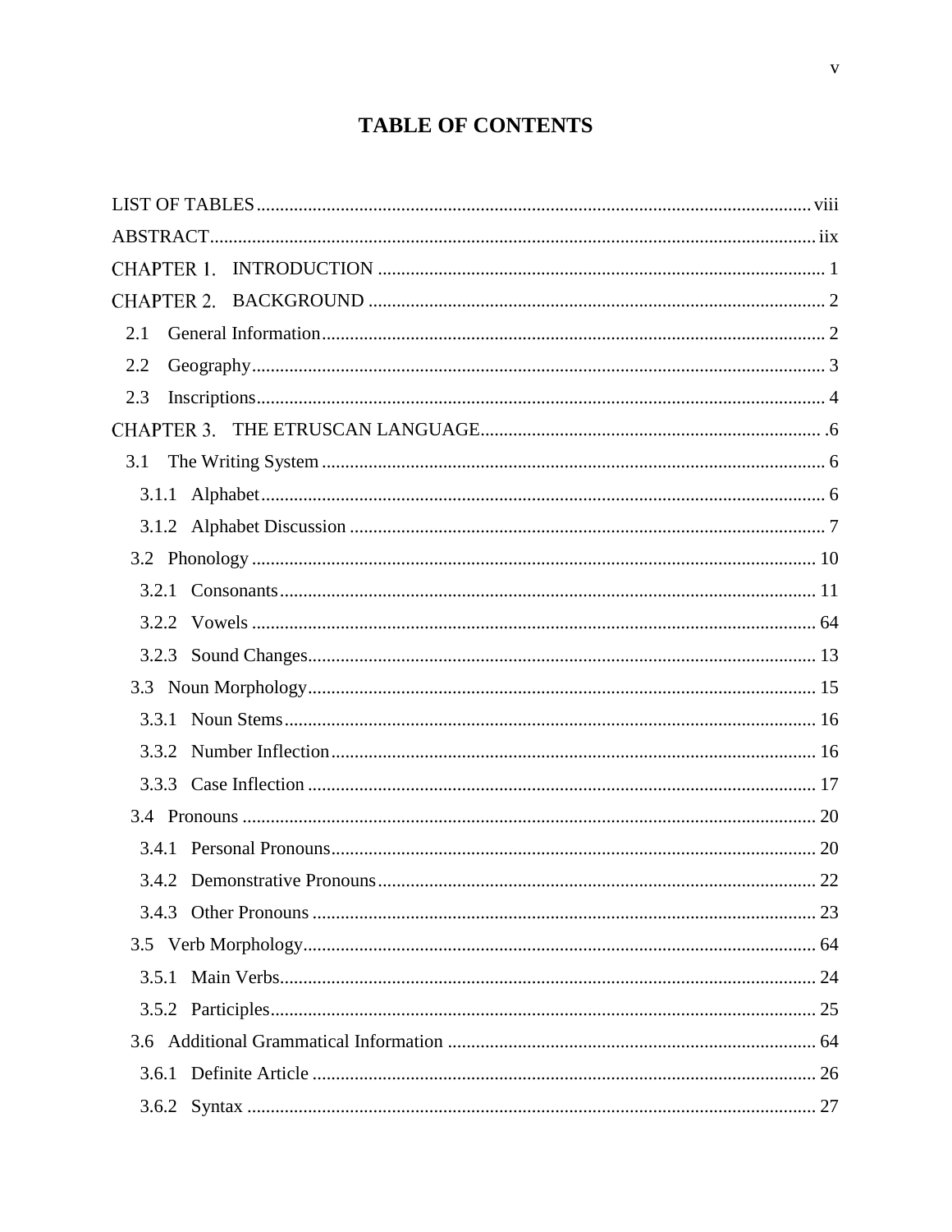# TABLE OF CONTENTS

LIST OF TABLES ........................................................................................................ viii

ABSTRACT ................................................................................................................... iix

CHAPTER 1. INTRODUCTION ...................................................................................... 1

CHAPTER 2. BACKGROUND ....................................................................................... 2

- 2.1 General Information ............................................................................................ 2
- 2.2 Geography ........................................................................................................... 3
- 2.3 Inscriptions .......................................................................................................... 4

CHAPTER 3. THE ETRUSCAN LANGUAGE ............................................................... .6

- 3.1 The Writing System ............................................................................................ 6
  - 3.1.1 Alphabet ........................................................................................................ 6
  - 3.1.2 Alphabet Discussion ...................................................................................... 7
- 3.2 Phonology .......................................................................................................... 10
  - 3.2.1 Consonants ................................................................................................... 11
  - 3.2.2 Vowels ......................................................................................................... 64
  - 3.2.3 Sound Changes ............................................................................................ 13
- 3.3 Noun Morphology ............................................................................................. 15
  - 3.3.1 Noun Stems .................................................................................................. 16
  - 3.3.2 Number Inflection ........................................................................................ 16
  - 3.3.3 Case Inflection ............................................................................................. 17
- 3.4 Pronouns ........................................................................................................... 20
  - 3.4.1 Personal Pronouns ........................................................................................ 20
  - 3.4.2 Demonstrative Pronouns .............................................................................. 22
  - 3.4.3 Other Pronouns ............................................................................................ 23
- 3.5 Verb Morphology .............................................................................................. 64
  - 3.5.1 Main Verbs ................................................................................................... 24
  - 3.5.2 Participles ..................................................................................................... 25
- 3.6 Additional Grammatical Information ................................................................ 64
  - 3.6.1 Definite Article ............................................................................................ 26
  - 3.6.2 Syntax .......................................................................................................... 27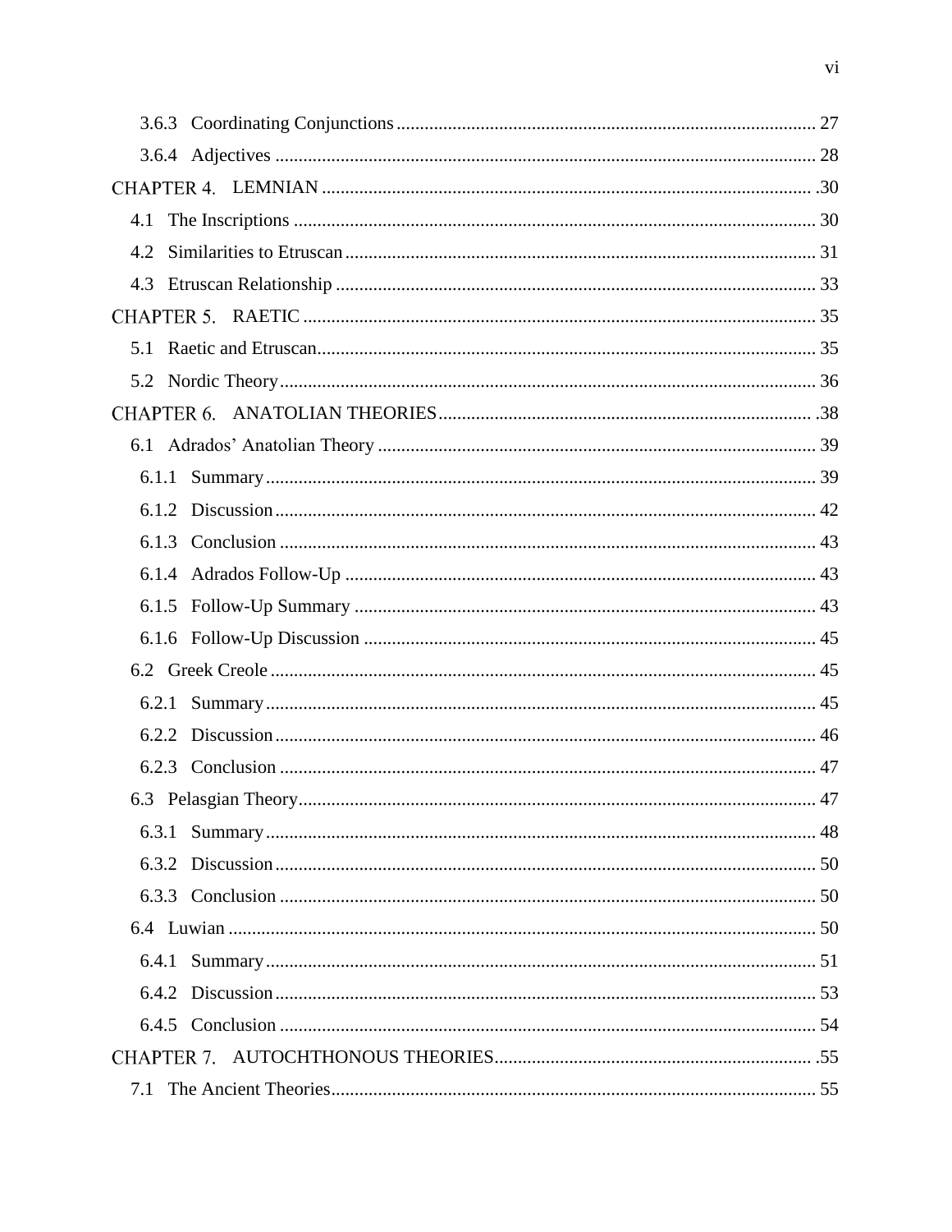3.6.3 Coordinating Conjunctions ........................................................................................ 27

3.6.4 Adjectives .................................................................................................................. 28

CHAPTER 4. LEMNIAN ........................................................................................................ .30

4.1 The Inscriptions ............................................................................................................. 30

4.2 Similarities to Etruscan .................................................................................................. 31

4.3 Etruscan Relationship .................................................................................................... 33

CHAPTER 5. RAETIC ............................................................................................................ 35

5.1 Raetic and Etruscan ........................................................................................................ 35

5.2 Nordic Theory ................................................................................................................ 36

CHAPTER 6. ANATOLIAN THEORIES .............................................................................. .38

6.1 Adrados' Anatolian Theory ........................................................................................... 39

6.1.1 Summary .................................................................................................................... 39

6.1.2 Discussion .................................................................................................................. 42

6.1.3 Conclusion ................................................................................................................. 43

6.1.4 Adrados Follow-Up ................................................................................................... 43

6.1.5 Follow-Up Summary ................................................................................................. 43

6.1.6 Follow-Up Discussion ............................................................................................... 45

6.2 Greek Creole ................................................................................................................... 45

6.2.1 Summary .................................................................................................................... 45

6.2.2 Discussion .................................................................................................................. 46

6.2.3 Conclusion ................................................................................................................. 47

6.3 Pelasgian Theory ............................................................................................................ 47

6.3.1 Summary .................................................................................................................... 48

6.3.2 Discussion .................................................................................................................. 50

6.3.3 Conclusion ................................................................................................................. 50

6.4 Luwian ........................................................................................................................... 50

6.4.1 Summary .................................................................................................................... 51

6.4.2 Discussion .................................................................................................................. 53

6.4.5 Conclusion ................................................................................................................. 54

CHAPTER 7. AUTOCHTHONOUS THEORIES .................................................................. .55

7.1 The Ancient Theories ..................................................................................................... 55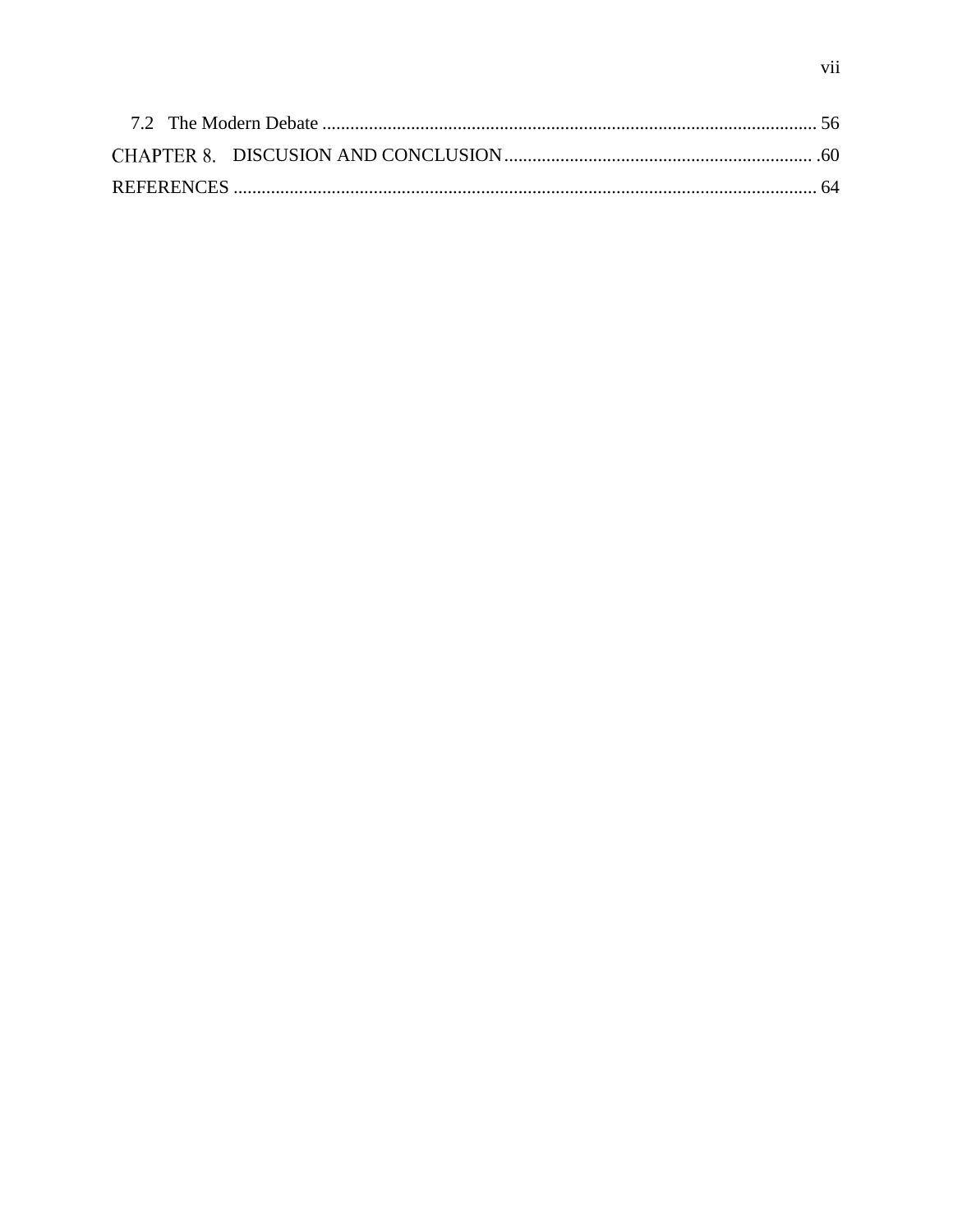7.2 The Modern Debate ........................................................................................................ 56

CHAPTER 8. DISCUSION AND CONCLUSION................................................................. .60

REFERENCES ........................................................................................................................ 64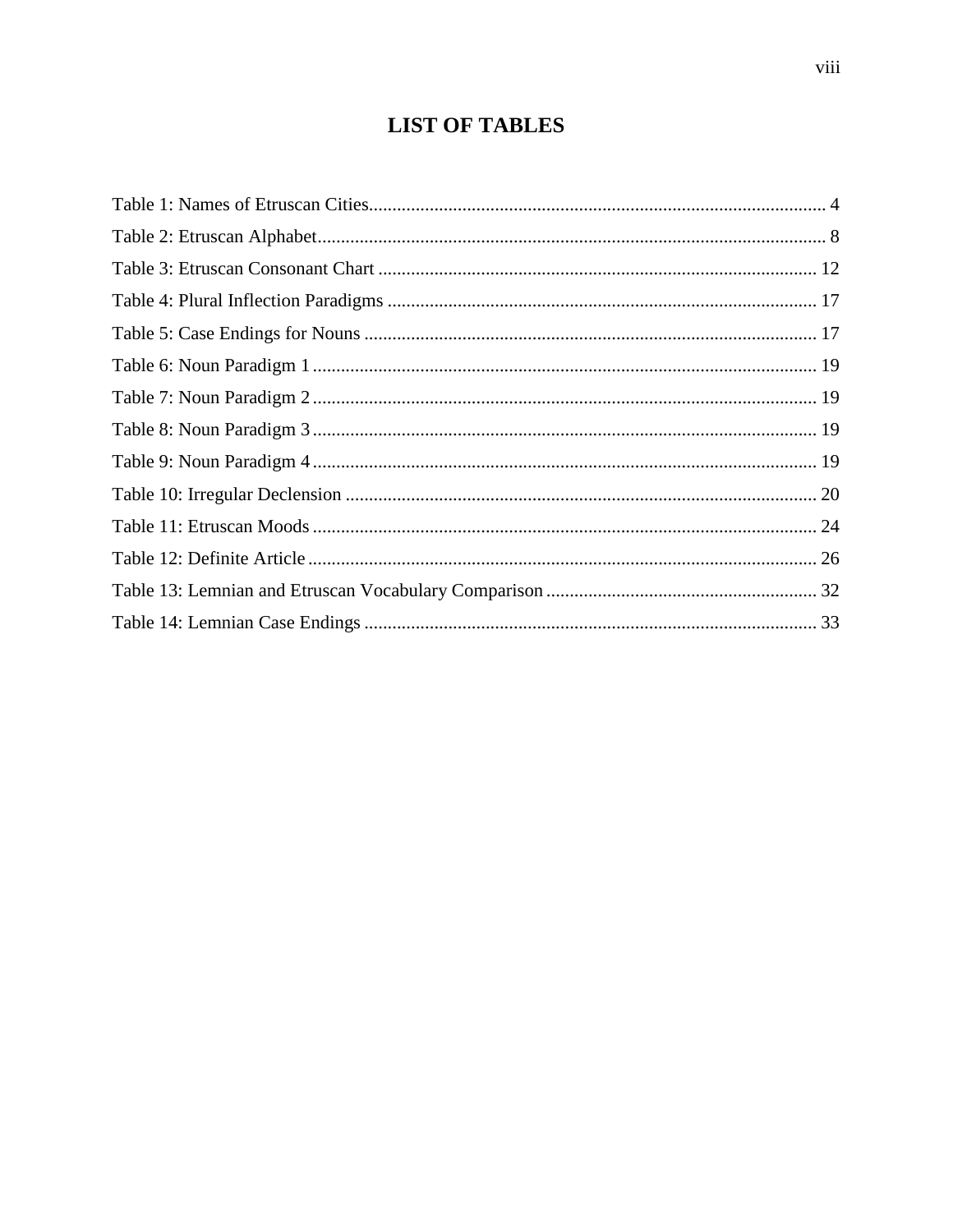# LIST OF TABLES

Table 1: Names of Etruscan Cities ... 4
Table 2: Etruscan Alphabet ... 8
Table 3: Etruscan Consonant Chart ... 12
Table 4: Plural Inflection Paradigms ... 17
Table 5: Case Endings for Nouns ... 17
Table 6: Noun Paradigm 1 ... 19
Table 7: Noun Paradigm 2 ... 19
Table 8: Noun Paradigm 3 ... 19
Table 9: Noun Paradigm 4 ... 19
Table 10: Irregular Declension ... 20
Table 11: Etruscan Moods ... 24
Table 12: Definite Article ... 26
Table 13: Lemnian and Etruscan Vocabulary Comparison ... 32
Table 14: Lemnian Case Endings ... 33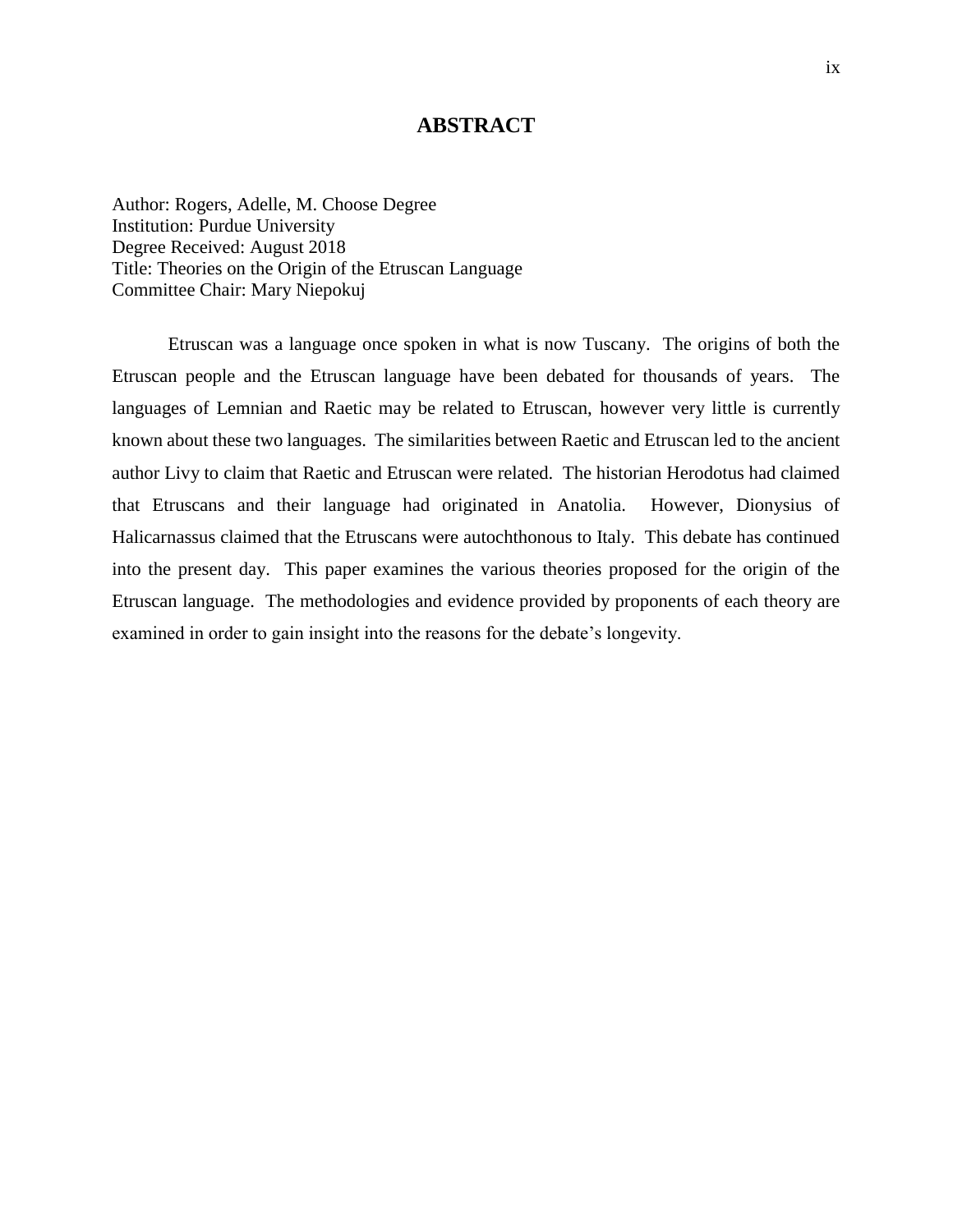# ABSTRACT

Author: Rogers, Adelle, M. Choose Degree
Institution: Purdue University
Degree Received: August 2018
Title: Theories on the Origin of the Etruscan Language
Committee Chair: Mary Niepokuj

Etruscan was a language once spoken in what is now Tuscany. The origins of both the Etruscan people and the Etruscan language have been debated for thousands of years. The languages of Lemnian and Raetic may be related to Etruscan, however very little is currently known about these two languages. The similarities between Raetic and Etruscan led to the ancient author Livy to claim that Raetic and Etruscan were related. The historian Herodotus had claimed that Etruscans and their language had originated in Anatolia. However, Dionysius of Halicarnassus claimed that the Etruscans were autochthonous to Italy. This debate has continued into the present day. This paper examines the various theories proposed for the origin of the Etruscan language. The methodologies and evidence provided by proponents of each theory are examined in order to gain insight into the reasons for the debate's longevity.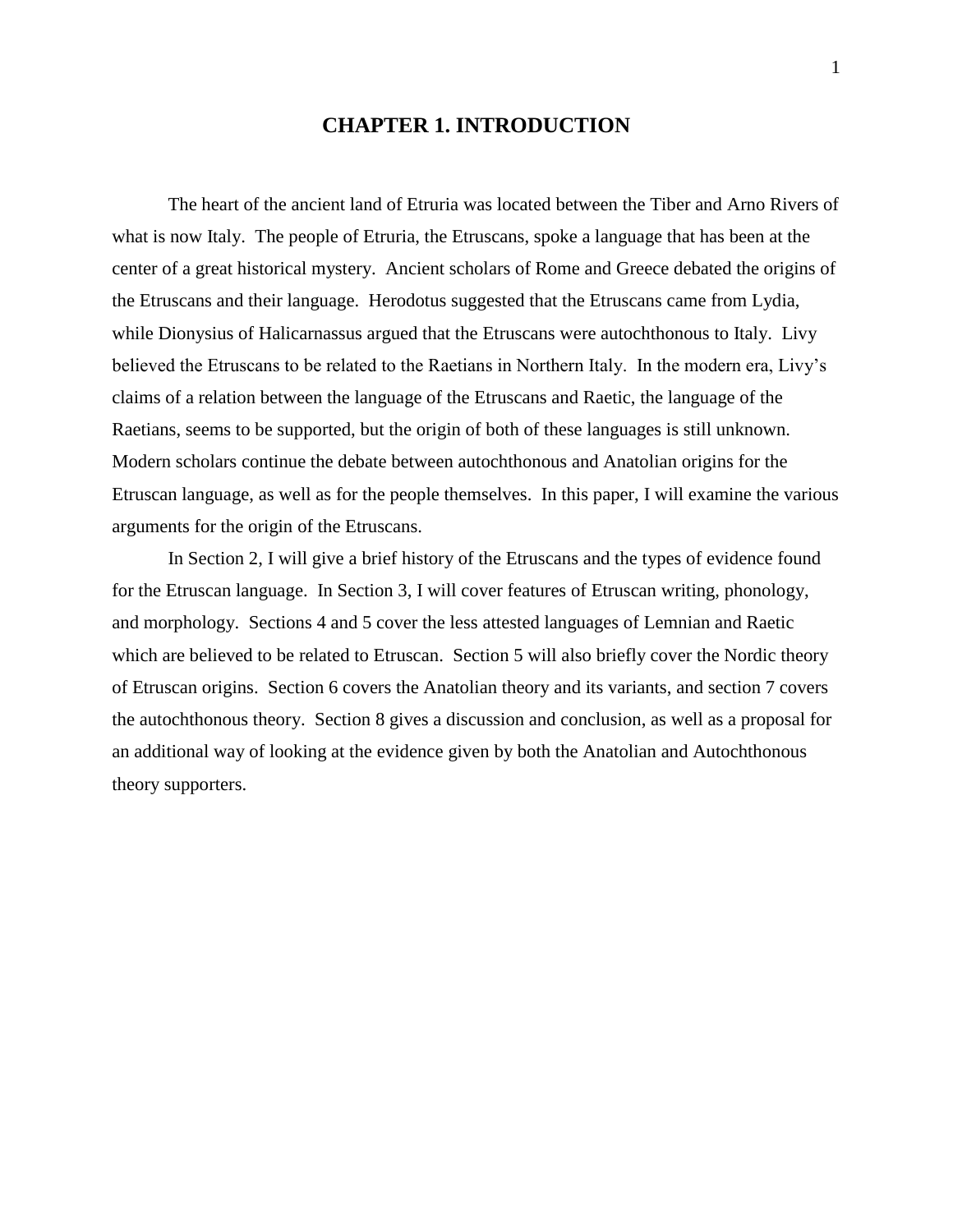# CHAPTER 1. INTRODUCTION

The heart of the ancient land of Etruria was located between the Tiber and Arno Rivers of what is now Italy. The people of Etruria, the Etruscans, spoke a language that has been at the center of a great historical mystery. Ancient scholars of Rome and Greece debated the origins of the Etruscans and their language. Herodotus suggested that the Etruscans came from Lydia, while Dionysius of Halicarnassus argued that the Etruscans were autochthonous to Italy. Livy believed the Etruscans to be related to the Raetians in Northern Italy. In the modern era, Livy's claims of a relation between the language of the Etruscans and Raetic, the language of the Raetians, seems to be supported, but the origin of both of these languages is still unknown. Modern scholars continue the debate between autochthonous and Anatolian origins for the Etruscan language, as well as for the people themselves. In this paper, I will examine the various arguments for the origin of the Etruscans.

In Section 2, I will give a brief history of the Etruscans and the types of evidence found for the Etruscan language. In Section 3, I will cover features of Etruscan writing, phonology, and morphology. Sections 4 and 5 cover the less attested languages of Lemnian and Raetic which are believed to be related to Etruscan. Section 5 will also briefly cover the Nordic theory of Etruscan origins. Section 6 covers the Anatolian theory and its variants, and section 7 covers the autochthonous theory. Section 8 gives a discussion and conclusion, as well as a proposal for an additional way of looking at the evidence given by both the Anatolian and Autochthonous theory supporters.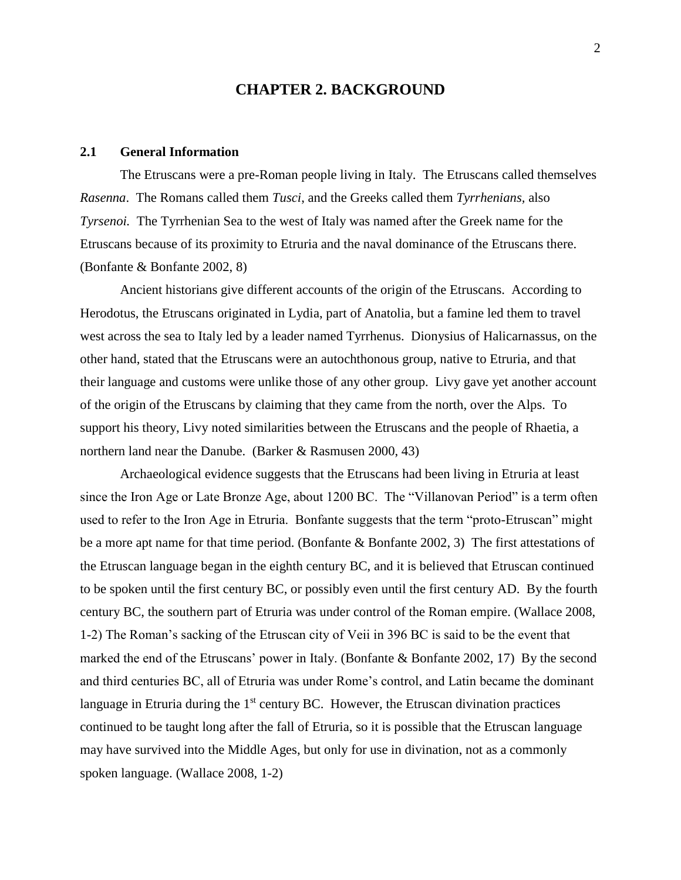# CHAPTER 2. BACKGROUND

## 2.1 General Information

The Etruscans were a pre-Roman people living in Italy. The Etruscans called themselves *Rasenna*. The Romans called them *Tusci*, and the Greeks called them *Tyrrhenians*, also *Tyrsenoi.* The Tyrrhenian Sea to the west of Italy was named after the Greek name for the Etruscans because of its proximity to Etruria and the naval dominance of the Etruscans there. (Bonfante & Bonfante 2002, 8)

Ancient historians give different accounts of the origin of the Etruscans. According to Herodotus, the Etruscans originated in Lydia, part of Anatolia, but a famine led them to travel west across the sea to Italy led by a leader named Tyrrhenus. Dionysius of Halicarnassus, on the other hand, stated that the Etruscans were an autochthonous group, native to Etruria, and that their language and customs were unlike those of any other group. Livy gave yet another account of the origin of the Etruscans by claiming that they came from the north, over the Alps. To support his theory, Livy noted similarities between the Etruscans and the people of Rhaetia, a northern land near the Danube. (Barker & Rasmusen 2000, 43)

Archaeological evidence suggests that the Etruscans had been living in Etruria at least since the Iron Age or Late Bronze Age, about 1200 BC. The "Villanovan Period" is a term often used to refer to the Iron Age in Etruria. Bonfante suggests that the term "proto-Etruscan" might be a more apt name for that time period. (Bonfante & Bonfante 2002, 3) The first attestations of the Etruscan language began in the eighth century BC, and it is believed that Etruscan continued to be spoken until the first century BC, or possibly even until the first century AD. By the fourth century BC, the southern part of Etruria was under control of the Roman empire. (Wallace 2008, 1-2) The Roman's sacking of the Etruscan city of Veii in 396 BC is said to be the event that marked the end of the Etruscans' power in Italy. (Bonfante & Bonfante 2002, 17) By the second and third centuries BC, all of Etruria was under Rome's control, and Latin became the dominant language in Etruria during the 1st century BC. However, the Etruscan divination practices continued to be taught long after the fall of Etruria, so it is possible that the Etruscan language may have survived into the Middle Ages, but only for use in divination, not as a commonly spoken language. (Wallace 2008, 1-2)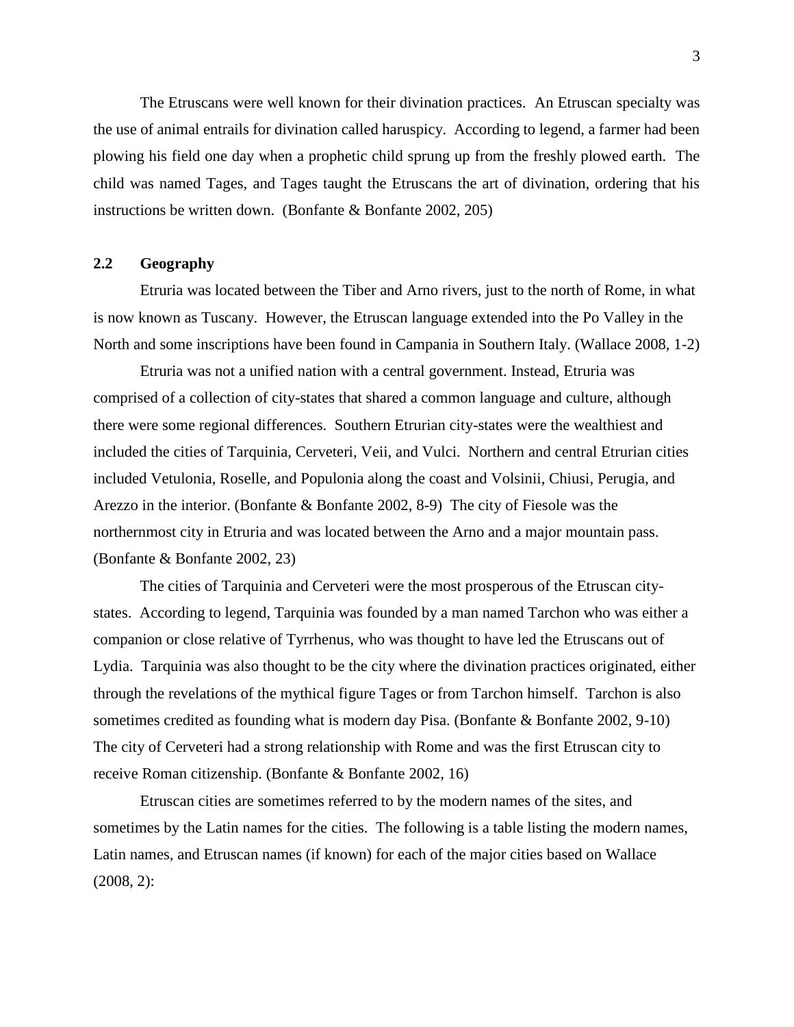The Etruscans were well known for their divination practices. An Etruscan specialty was the use of animal entrails for divination called haruspicy. According to legend, a farmer had been plowing his field one day when a prophetic child sprung up from the freshly plowed earth. The child was named Tages, and Tages taught the Etruscans the art of divination, ordering that his instructions be written down. (Bonfante & Bonfante 2002, 205)

## 2.2 Geography

Etruria was located between the Tiber and Arno rivers, just to the north of Rome, in what is now known as Tuscany. However, the Etruscan language extended into the Po Valley in the North and some inscriptions have been found in Campania in Southern Italy. (Wallace 2008, 1-2)

Etruria was not a unified nation with a central government. Instead, Etruria was comprised of a collection of city-states that shared a common language and culture, although there were some regional differences. Southern Etrurian city-states were the wealthiest and included the cities of Tarquinia, Cerveteri, Veii, and Vulci. Northern and central Etrurian cities included Vetulonia, Roselle, and Populonia along the coast and Volsinii, Chiusi, Perugia, and Arezzo in the interior. (Bonfante & Bonfante 2002, 8-9) The city of Fiesole was the northernmost city in Etruria and was located between the Arno and a major mountain pass. (Bonfante & Bonfante 2002, 23)

The cities of Tarquinia and Cerveteri were the most prosperous of the Etruscan city-states. According to legend, Tarquinia was founded by a man named Tarchon who was either a companion or close relative of Tyrrhenus, who was thought to have led the Etruscans out of Lydia. Tarquinia was also thought to be the city where the divination practices originated, either through the revelations of the mythical figure Tages or from Tarchon himself. Tarchon is also sometimes credited as founding what is modern day Pisa. (Bonfante & Bonfante 2002, 9-10) The city of Cerveteri had a strong relationship with Rome and was the first Etruscan city to receive Roman citizenship. (Bonfante & Bonfante 2002, 16)

Etruscan cities are sometimes referred to by the modern names of the sites, and sometimes by the Latin names for the cities. The following is a table listing the modern names, Latin names, and Etruscan names (if known) for each of the major cities based on Wallace (2008, 2):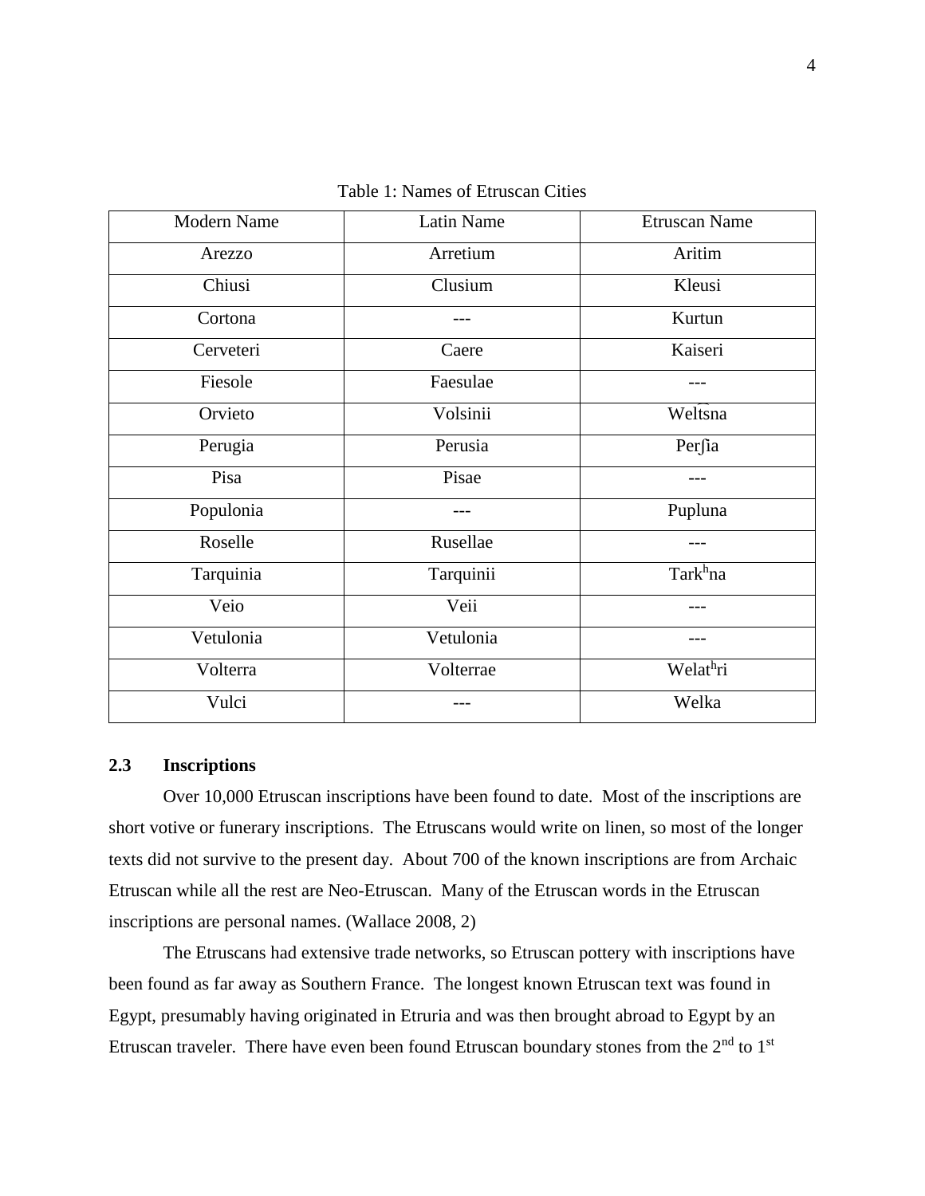Table 1: Names of Etruscan Cities

| Modern Name | Latin Name | Etruscan Name |
|---|---|---|
| Arezzo | Arretium | Aritim |
| Chiusi | Clusium | Kleusi |
| Cortona | --- | Kurtun |
| Cerveteri | Caere | Kaiseri |
| Fiesole | Faesulae | --- |
| Orvieto | Volsinii | Weltsna |
| Perugia | Perusia | Perʃia |
| Pisa | Pisae | --- |
| Populonia | --- | Pupluna |
| Roselle | Rusellae | --- |
| Tarquinia | Tarquinii | Tark$^h$na |
| Veio | Veii | --- |
| Vetulonia | Vetulonia | --- |
| Volterra | Volterrae | Welat$^h$ri |
| Vulci | --- | Welka |

### 2.3 Inscriptions

Over 10,000 Etruscan inscriptions have been found to date. Most of the inscriptions are short votive or funerary inscriptions. The Etruscans would write on linen, so most of the longer texts did not survive to the present day. About 700 of the known inscriptions are from Archaic Etruscan while all the rest are Neo-Etruscan. Many of the Etruscan words in the Etruscan inscriptions are personal names. (Wallace 2008, 2)

The Etruscans had extensive trade networks, so Etruscan pottery with inscriptions have been found as far away as Southern France. The longest known Etruscan text was found in Egypt, presumably having originated in Etruria and was then brought abroad to Egypt by an Etruscan traveler. There have even been found Etruscan boundary stones from the 2$^{nd}$ to 1$^{st}$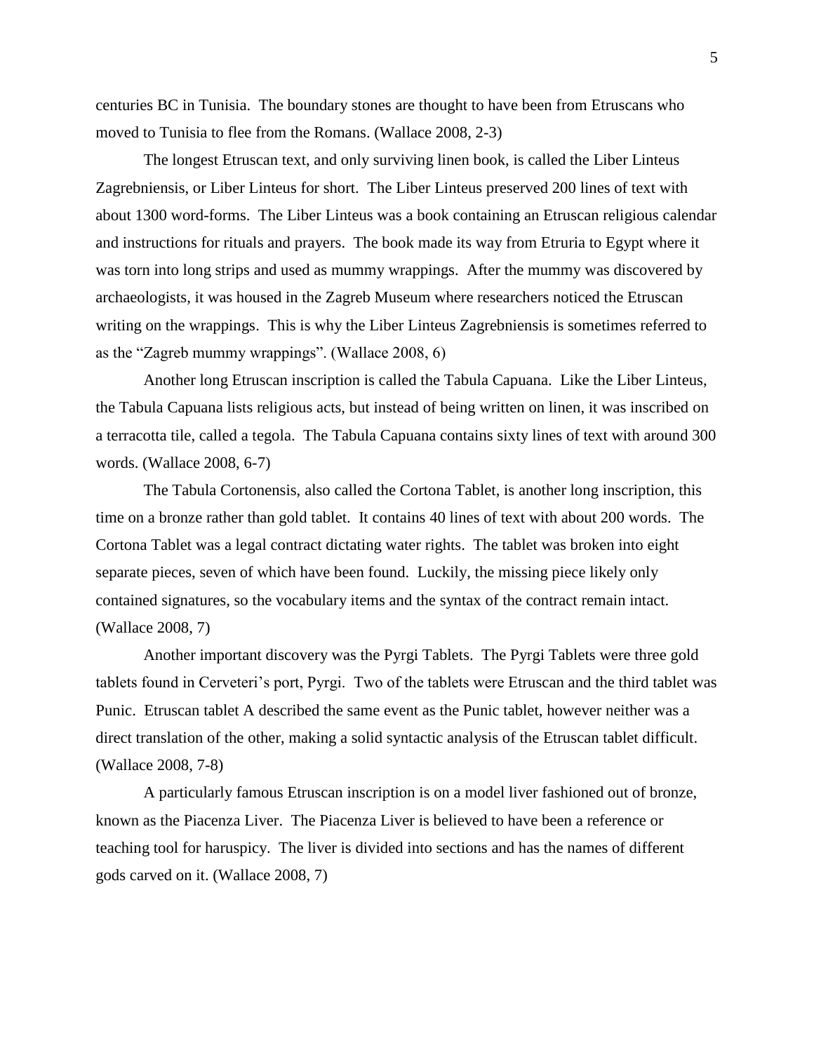centuries BC in Tunisia. The boundary stones are thought to have been from Etruscans who moved to Tunisia to flee from the Romans. (Wallace 2008, 2-3)

The longest Etruscan text, and only surviving linen book, is called the Liber Linteus Zagrebniensis, or Liber Linteus for short. The Liber Linteus preserved 200 lines of text with about 1300 word-forms. The Liber Linteus was a book containing an Etruscan religious calendar and instructions for rituals and prayers. The book made its way from Etruria to Egypt where it was torn into long strips and used as mummy wrappings. After the mummy was discovered by archaeologists, it was housed in the Zagreb Museum where researchers noticed the Etruscan writing on the wrappings. This is why the Liber Linteus Zagrebniensis is sometimes referred to as the "Zagreb mummy wrappings". (Wallace 2008, 6)

Another long Etruscan inscription is called the Tabula Capuana. Like the Liber Linteus, the Tabula Capuana lists religious acts, but instead of being written on linen, it was inscribed on a terracotta tile, called a tegola. The Tabula Capuana contains sixty lines of text with around 300 words. (Wallace 2008, 6-7)

The Tabula Cortonensis, also called the Cortona Tablet, is another long inscription, this time on a bronze rather than gold tablet. It contains 40 lines of text with about 200 words. The Cortona Tablet was a legal contract dictating water rights. The tablet was broken into eight separate pieces, seven of which have been found. Luckily, the missing piece likely only contained signatures, so the vocabulary items and the syntax of the contract remain intact. (Wallace 2008, 7)

Another important discovery was the Pyrgi Tablets. The Pyrgi Tablets were three gold tablets found in Cerveteri's port, Pyrgi. Two of the tablets were Etruscan and the third tablet was Punic. Etruscan tablet A described the same event as the Punic tablet, however neither was a direct translation of the other, making a solid syntactic analysis of the Etruscan tablet difficult. (Wallace 2008, 7-8)

A particularly famous Etruscan inscription is on a model liver fashioned out of bronze, known as the Piacenza Liver. The Piacenza Liver is believed to have been a reference or teaching tool for haruspicy. The liver is divided into sections and has the names of different gods carved on it. (Wallace 2008, 7)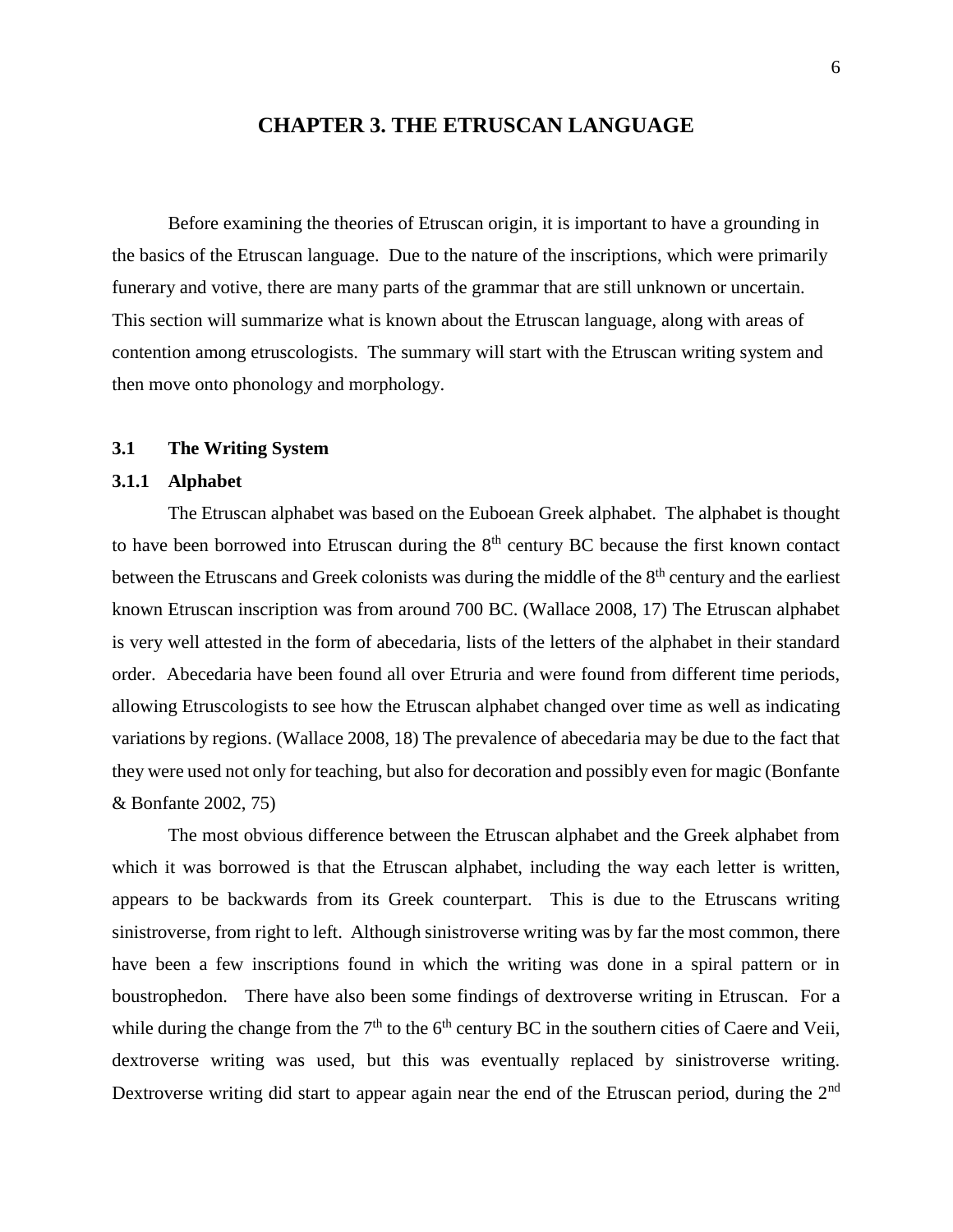# CHAPTER 3. THE ETRUSCAN LANGUAGE

Before examining the theories of Etruscan origin, it is important to have a grounding in the basics of the Etruscan language. Due to the nature of the inscriptions, which were primarily funerary and votive, there are many parts of the grammar that are still unknown or uncertain. This section will summarize what is known about the Etruscan language, along with areas of contention among etruscologists. The summary will start with the Etruscan writing system and then move onto phonology and morphology.

## 3.1 The Writing System

### 3.1.1 Alphabet

The Etruscan alphabet was based on the Euboean Greek alphabet. The alphabet is thought to have been borrowed into Etruscan during the 8th century BC because the first known contact between the Etruscans and Greek colonists was during the middle of the 8th century and the earliest known Etruscan inscription was from around 700 BC. (Wallace 2008, 17) The Etruscan alphabet is very well attested in the form of abecedaria, lists of the letters of the alphabet in their standard order. Abecedaria have been found all over Etruria and were found from different time periods, allowing Etruscologists to see how the Etruscan alphabet changed over time as well as indicating variations by regions. (Wallace 2008, 18) The prevalence of abecedaria may be due to the fact that they were used not only for teaching, but also for decoration and possibly even for magic (Bonfante & Bonfante 2002, 75)

The most obvious difference between the Etruscan alphabet and the Greek alphabet from which it was borrowed is that the Etruscan alphabet, including the way each letter is written, appears to be backwards from its Greek counterpart. This is due to the Etruscans writing sinistroverse, from right to left. Although sinistroverse writing was by far the most common, there have been a few inscriptions found in which the writing was done in a spiral pattern or in boustrophedon. There have also been some findings of dextroverse writing in Etruscan. For a while during the change from the 7th to the 6th century BC in the southern cities of Caere and Veii, dextroverse writing was used, but this was eventually replaced by sinistroverse writing. Dextroverse writing did start to appear again near the end of the Etruscan period, during the 2nd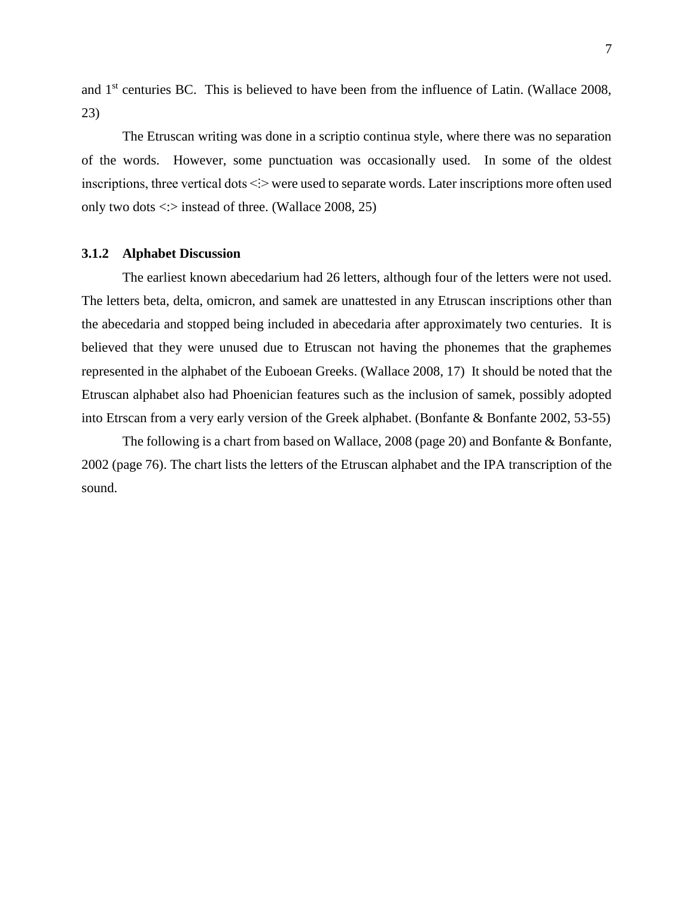and 1st centuries BC.  This is believed to have been from the influence of Latin. (Wallace 2008, 23)

The Etruscan writing was done in a scriptio continua style, where there was no separation of the words.  However, some punctuation was occasionally used.  In some of the oldest inscriptions, three vertical dots <⁝> were used to separate words. Later inscriptions more often used only two dots <:> instead of three. (Wallace 2008, 25)

### 3.1.2 Alphabet Discussion

The earliest known abecedarium had 26 letters, although four of the letters were not used. The letters beta, delta, omicron, and samek are unattested in any Etruscan inscriptions other than the abecedaria and stopped being included in abecedaria after approximately two centuries.  It is believed that they were unused due to Etruscan not having the phonemes that the graphemes represented in the alphabet of the Euboean Greeks. (Wallace 2008, 17)  It should be noted that the Etruscan alphabet also had Phoenician features such as the inclusion of samek, possibly adopted into Etrscan from a very early version of the Greek alphabet. (Bonfante & Bonfante 2002, 53-55)

The following is a chart from based on Wallace, 2008 (page 20) and Bonfante & Bonfante, 2002 (page 76). The chart lists the letters of the Etruscan alphabet and the IPA transcription of the sound.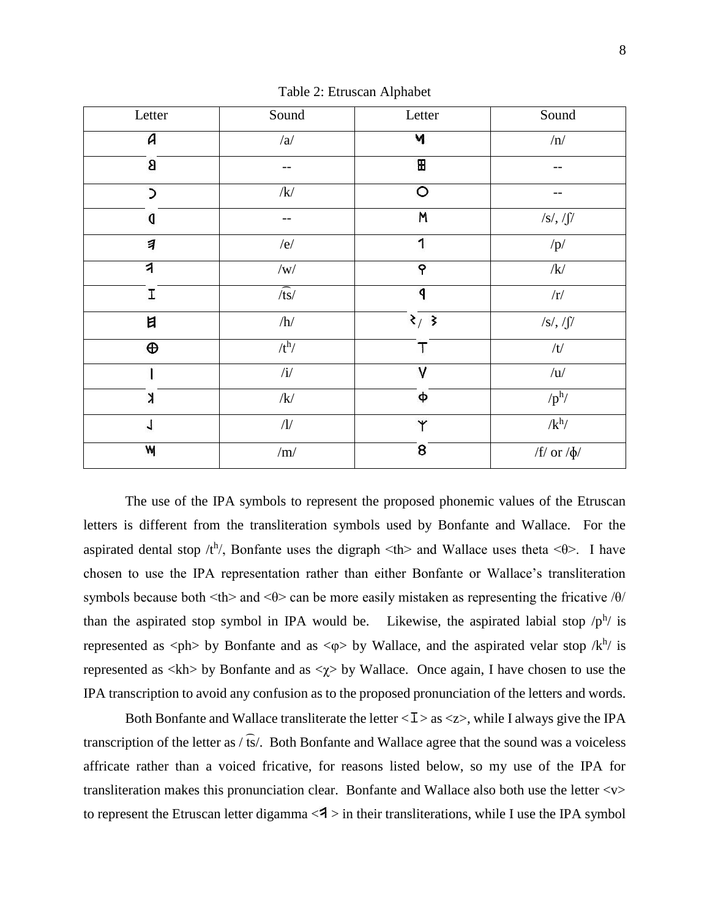Table 2: Etruscan Alphabet

| Letter | Sound | Letter | Sound |
|---|---|---|---|
| 𐌀 | /a/ | 𐌍 | /n/ |
| 𐌁 | -- | 𐌎 | -- |
| 𐌂 | /k/ | 𐌏 | -- |
| 𐌃 | -- | 𐌑 | /s/, /ʃ/ |
| 𐌄 | /e/ | 𐌐 | /p/ |
| 𐌅 | /w/ | 𐌒 | /k/ |
| 𐌆 | /t͡s/ | 𐌓 | /r/ |
| 𐌇 | /h/ | 𐌔 / 𐌔 | /s/, /ʃ/ |
| 𐌈 | /tʰ/ | 𐌕 | /t/ |
| 𐌉 | /i/ | 𐌖 | /u/ |
| 𐌊 | /k/ | 𐌘 | /pʰ/ |
| 𐌋 | /l/ | 𐌙 | /kʰ/ |
| 𐌌 | /m/ | 8 | /f/ or /ɸ/ |

The use of the IPA symbols to represent the proposed phonemic values of the Etruscan letters is different from the transliteration symbols used by Bonfante and Wallace. For the aspirated dental stop /tʰ/, Bonfante uses the digraph <th> and Wallace uses theta <θ>. I have chosen to use the IPA representation rather than either Bonfante or Wallace's transliteration symbols because both <th> and <θ> can be more easily mistaken as representing the fricative /θ/ than the aspirated stop symbol in IPA would be. Likewise, the aspirated labial stop /pʰ/ is represented as <ph> by Bonfante and as <φ> by Wallace, and the aspirated velar stop /kʰ/ is represented as <kh> by Bonfante and as <χ> by Wallace. Once again, I have chosen to use the IPA transcription to avoid any confusion as to the proposed pronunciation of the letters and words.

Both Bonfante and Wallace transliterate the letter <𐌆> as <z>, while I always give the IPA transcription of the letter as /t͡s/. Both Bonfante and Wallace agree that the sound was a voiceless affricate rather than a voiced fricative, for reasons listed below, so my use of the IPA for transliteration makes this pronunciation clear. Bonfante and Wallace also both use the letter <v> to represent the Etruscan letter digamma <𐌅> in their transliterations, while I use the IPA symbol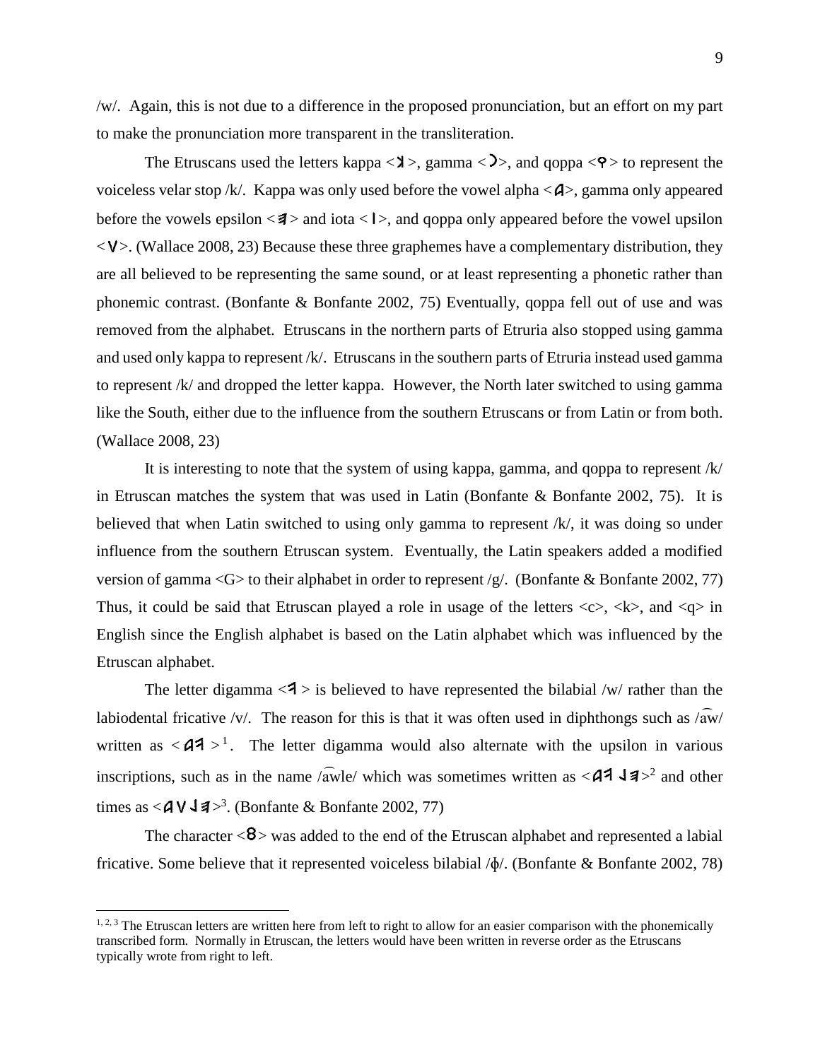/w/. Again, this is not due to a difference in the proposed pronunciation, but an effort on my part to make the pronunciation more transparent in the transliteration.

The Etruscans used the letters kappa <𐌊>, gamma <𐌂>, and qoppa <𐌒> to represent the voiceless velar stop /k/. Kappa was only used before the vowel alpha <𐌀>, gamma only appeared before the vowels epsilon <𐌄> and iota <𐌉>, and qoppa only appeared before the vowel upsilon <𐌖>. (Wallace 2008, 23) Because these three graphemes have a complementary distribution, they are all believed to be representing the same sound, or at least representing a phonetic rather than phonemic contrast. (Bonfante & Bonfante 2002, 75) Eventually, qoppa fell out of use and was removed from the alphabet. Etruscans in the northern parts of Etruria also stopped using gamma and used only kappa to represent /k/. Etruscans in the southern parts of Etruria instead used gamma to represent /k/ and dropped the letter kappa. However, the North later switched to using gamma like the South, either due to the influence from the southern Etruscans or from Latin or from both. (Wallace 2008, 23)

It is interesting to note that the system of using kappa, gamma, and qoppa to represent /k/ in Etruscan matches the system that was used in Latin (Bonfante & Bonfante 2002, 75). It is believed that when Latin switched to using only gamma to represent /k/, it was doing so under influence from the southern Etruscan system. Eventually, the Latin speakers added a modified version of gamma <G> to their alphabet in order to represent /g/. (Bonfante & Bonfante 2002, 77) Thus, it could be said that Etruscan played a role in usage of the letters <c>, <k>, and <q> in English since the English alphabet is based on the Latin alphabet which was influenced by the Etruscan alphabet.

The letter digamma <𐌅> is believed to have represented the bilabial /w/ rather than the labiodental fricative /v/. The reason for this is that it was often used in diphthongs such as /a͡w/ written as <𐌀𐌅>[1]. The letter digamma would also alternate with the upsilon in various inscriptions, such as in the name /a͡wle/ which was sometimes written as <𐌀𐌅𐌋𐌄>[2] and other times as <𐌀𐌖𐌋𐌄>[3]. (Bonfante & Bonfante 2002, 77)

The character <8> was added to the end of the Etruscan alphabet and represented a labial fricative. Some believe that it represented voiceless bilabial /ɸ/. (Bonfante & Bonfante 2002, 78)

---

[1, 2, 3] The Etruscan letters are written here from left to right to allow for an easier comparison with the phonemically transcribed form. Normally in Etruscan, the letters would have been written in reverse order as the Etruscans typically wrote from right to left.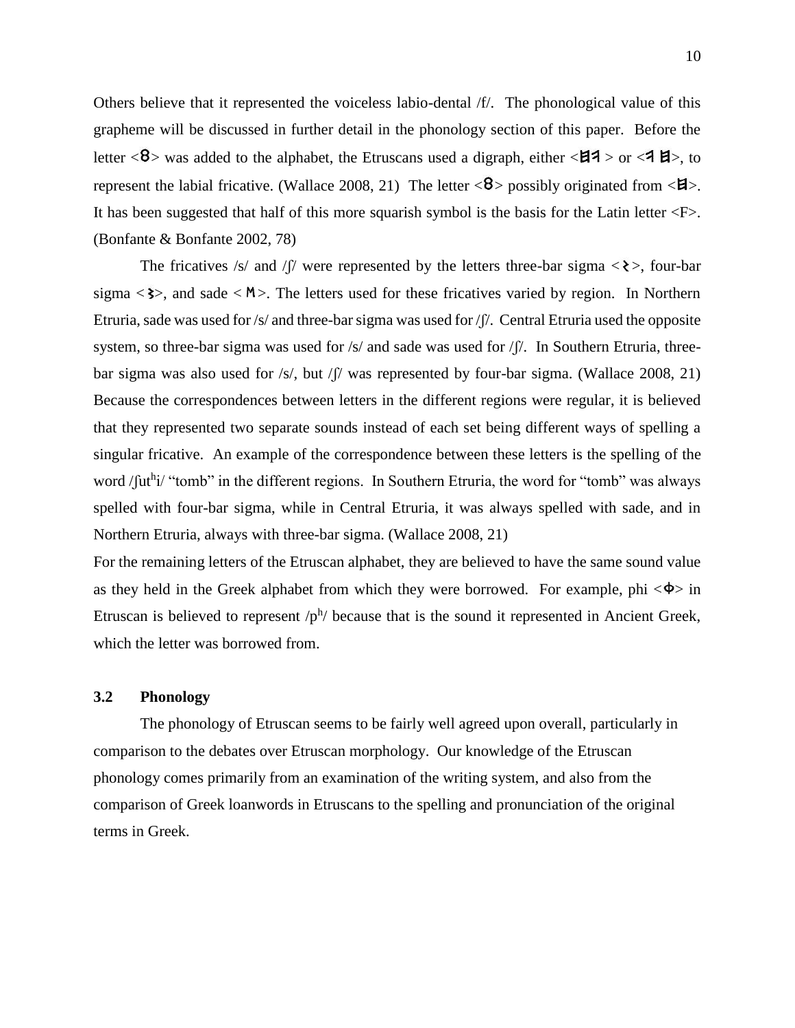Others believe that it represented the voiceless labio-dental /f/. The phonological value of this grapheme will be discussed in further detail in the phonology section of this paper. Before the letter <8> was added to the alphabet, the Etruscans used a digraph, either <𐌇𐌅> or <𐌅𐌇>, to represent the labial fricative. (Wallace 2008, 21) The letter <8> possibly originated from <𐌇>. It has been suggested that half of this more squarish symbol is the basis for the Latin letter <F>. (Bonfante & Bonfante 2002, 78)

The fricatives /s/ and /ʃ/ were represented by the letters three-bar sigma <𐌔>, four-bar sigma <𐌔>, and sade <𐌑>. The letters used for these fricatives varied by region. In Northern Etruria, sade was used for /s/ and three-bar sigma was used for /ʃ/. Central Etruria used the opposite system, so three-bar sigma was used for /s/ and sade was used for /ʃ/. In Southern Etruria, three-bar sigma was also used for /s/, but /ʃ/ was represented by four-bar sigma. (Wallace 2008, 21) Because the correspondences between letters in the different regions were regular, it is believed that they represented two separate sounds instead of each set being different ways of spelling a singular fricative. An example of the correspondence between these letters is the spelling of the word /ʃut$^h$i/ "tomb" in the different regions. In Southern Etruria, the word for "tomb" was always spelled with four-bar sigma, while in Central Etruria, it was always spelled with sade, and in Northern Etruria, always with three-bar sigma. (Wallace 2008, 21)

For the remaining letters of the Etruscan alphabet, they are believed to have the same sound value as they held in the Greek alphabet from which they were borrowed. For example, phi <Φ> in Etruscan is believed to represent /p$^h$/ because that is the sound it represented in Ancient Greek, which the letter was borrowed from.

## 3.2 Phonology

The phonology of Etruscan seems to be fairly well agreed upon overall, particularly in comparison to the debates over Etruscan morphology. Our knowledge of the Etruscan phonology comes primarily from an examination of the writing system, and also from the comparison of Greek loanwords in Etruscans to the spelling and pronunciation of the original terms in Greek.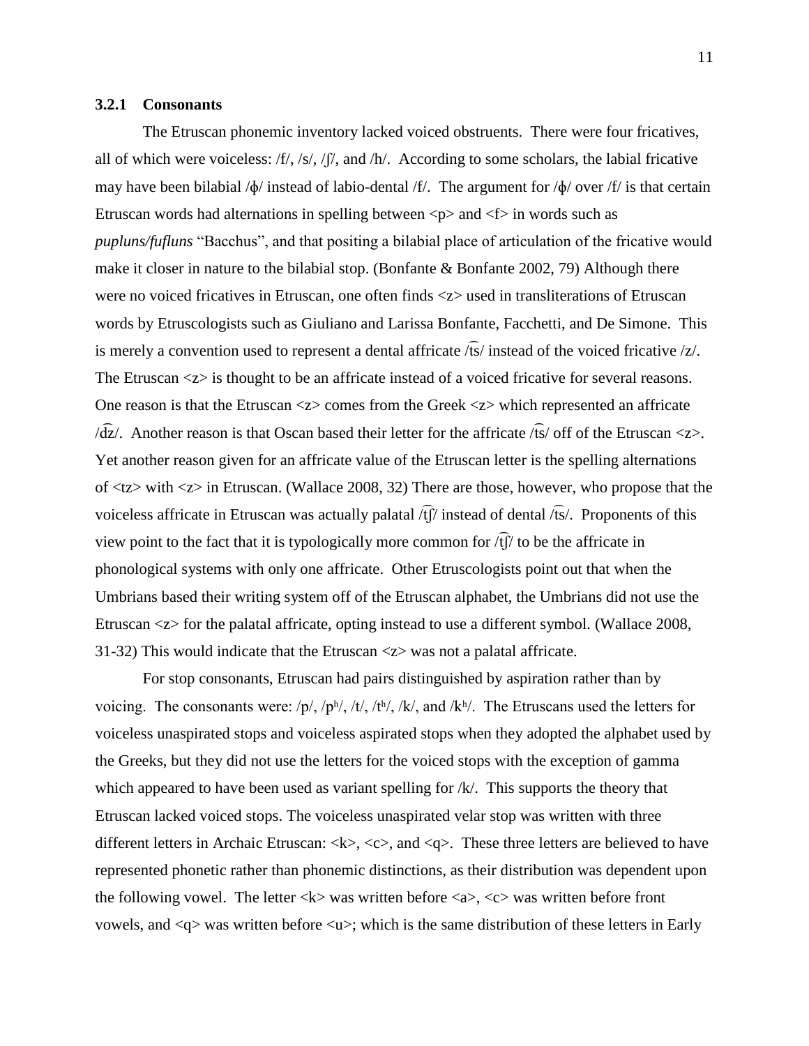### 3.2.1 Consonants

The Etruscan phonemic inventory lacked voiced obstruents. There were four fricatives, all of which were voiceless: /f/, /s/, /ʃ/, and /h/. According to some scholars, the labial fricative may have been bilabial /ɸ/ instead of labio-dental /f/. The argument for /ɸ/ over /f/ is that certain Etruscan words had alternations in spelling between <p> and <f> in words such as *pupluns/fufluns* "Bacchus", and that positing a bilabial place of articulation of the fricative would make it closer in nature to the bilabial stop. (Bonfante & Bonfante 2002, 79) Although there were no voiced fricatives in Etruscan, one often finds <z> used in transliterations of Etruscan words by Etruscologists such as Giuliano and Larissa Bonfante, Facchetti, and De Simone. This is merely a convention used to represent a dental affricate /t͡s/ instead of the voiced fricative /z/. The Etruscan <z> is thought to be an affricate instead of a voiced fricative for several reasons. One reason is that the Etruscan <z> comes from the Greek <z> which represented an affricate /d͡z/. Another reason is that Oscan based their letter for the affricate /t͡s/ off of the Etruscan <z>. Yet another reason given for an affricate value of the Etruscan letter is the spelling alternations of <tz> with <z> in Etruscan. (Wallace 2008, 32) There are those, however, who propose that the voiceless affricate in Etruscan was actually palatal /t͡ʃ/ instead of dental /t͡s/. Proponents of this view point to the fact that it is typologically more common for /t͡ʃ/ to be the affricate in phonological systems with only one affricate. Other Etruscologists point out that when the Umbrians based their writing system off of the Etruscan alphabet, the Umbrians did not use the Etruscan <z> for the palatal affricate, opting instead to use a different symbol. (Wallace 2008, 31-32) This would indicate that the Etruscan <z> was not a palatal affricate.

For stop consonants, Etruscan had pairs distinguished by aspiration rather than by voicing. The consonants were: /p/, /pʰ/, /t/, /tʰ/, /k/, and /kʰ/. The Etruscans used the letters for voiceless unaspirated stops and voiceless aspirated stops when they adopted the alphabet used by the Greeks, but they did not use the letters for the voiced stops with the exception of gamma which appeared to have been used as variant spelling for /k/. This supports the theory that Etruscan lacked voiced stops. The voiceless unaspirated velar stop was written with three different letters in Archaic Etruscan: <k>, <c>, and <q>. These three letters are believed to have represented phonetic rather than phonemic distinctions, as their distribution was dependent upon the following vowel. The letter <k> was written before <a>, <c> was written before front vowels, and <q> was written before <u>; which is the same distribution of these letters in Early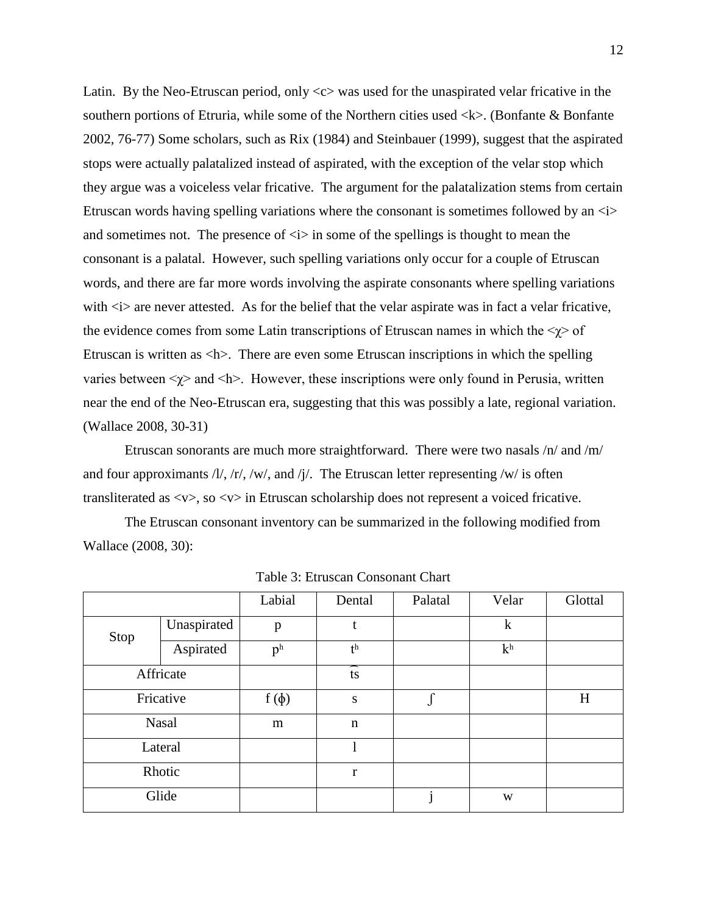Latin. By the Neo-Etruscan period, only <c> was used for the unaspirated velar fricative in the southern portions of Etruria, while some of the Northern cities used <k>. (Bonfante & Bonfante 2002, 76-77) Some scholars, such as Rix (1984) and Steinbauer (1999), suggest that the aspirated stops were actually palatalized instead of aspirated, with the exception of the velar stop which they argue was a voiceless velar fricative. The argument for the palatalization stems from certain Etruscan words having spelling variations where the consonant is sometimes followed by an <i> and sometimes not. The presence of <i> in some of the spellings is thought to mean the consonant is a palatal. However, such spelling variations only occur for a couple of Etruscan words, and there are far more words involving the aspirate consonants where spelling variations with <i> are never attested. As for the belief that the velar aspirate was in fact a velar fricative, the evidence comes from some Latin transcriptions of Etruscan names in which the <χ> of Etruscan is written as <h>. There are even some Etruscan inscriptions in which the spelling varies between <χ> and <h>. However, these inscriptions were only found in Perusia, written near the end of the Neo-Etruscan era, suggesting that this was possibly a late, regional variation. (Wallace 2008, 30-31)

Etruscan sonorants are much more straightforward. There were two nasals /n/ and /m/ and four approximants /l/, /r/, /w/, and /j/. The Etruscan letter representing /w/ is often transliterated as <v>, so <v> in Etruscan scholarship does not represent a voiced fricative.

The Etruscan consonant inventory can be summarized in the following modified from Wallace (2008, 30):

Table 3: Etruscan Consonant Chart

| | | Labial | Dental | Palatal | Velar | Glottal |
|---|---|---|---|---|---|---|
| Stop | Unaspirated | p | t | | k | |
| | Aspirated | pʰ | tʰ | | kʰ | |
| Affricate | | | t͡s | | | |
| Fricative | | f (ɸ) | s | ʃ | | H |
| Nasal | | m | n | | | |
| Lateral | | | l | | | |
| Rhotic | | | r | | | |
| Glide | | | | j | w | |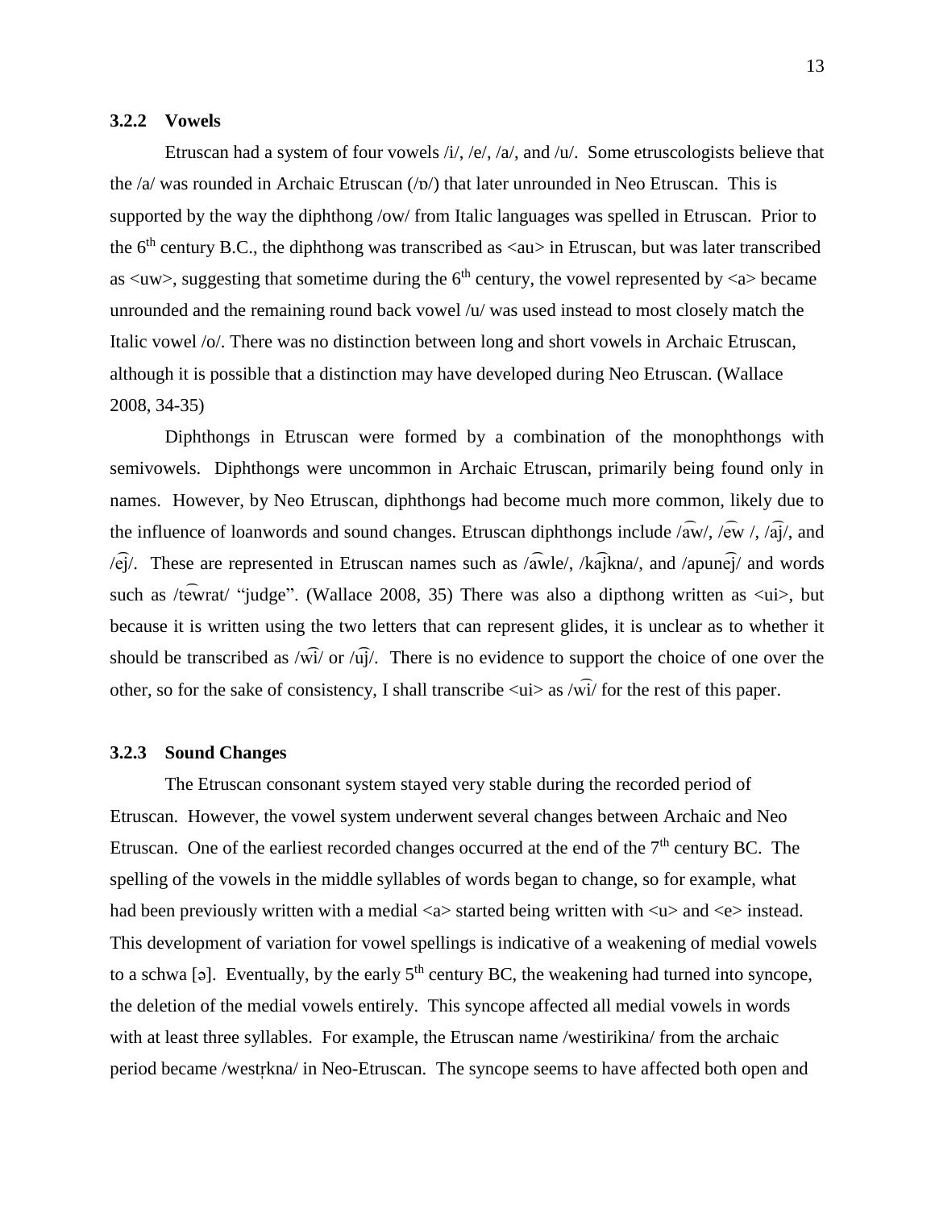### 3.2.2 Vowels

Etruscan had a system of four vowels /i/, /e/, /a/, and /u/. Some etruscologists believe that the /a/ was rounded in Archaic Etruscan (/ɒ/) that later unrounded in Neo Etruscan. This is supported by the way the diphthong /ow/ from Italic languages was spelled in Etruscan. Prior to the 6th century B.C., the diphthong was transcribed as <au> in Etruscan, but was later transcribed as <uw>, suggesting that sometime during the 6th century, the vowel represented by <a> became unrounded and the remaining round back vowel /u/ was used instead to most closely match the Italic vowel /o/. There was no distinction between long and short vowels in Archaic Etruscan, although it is possible that a distinction may have developed during Neo Etruscan. (Wallace 2008, 34-35)

Diphthongs in Etruscan were formed by a combination of the monophthongs with semivowels. Diphthongs were uncommon in Archaic Etruscan, primarily being found only in names. However, by Neo Etruscan, diphthongs had become much more common, likely due to the influence of loanwords and sound changes. Etruscan diphthongs include /a͡w/, /e͡w /, /a͡j/, and /e͡j/. These are represented in Etruscan names such as /a͡wle/, /ka͡jkna/, and /apune͡j/ and words such as /te͡wrat/ "judge". (Wallace 2008, 35) There was also a dipthong written as <ui>, but because it is written using the two letters that can represent glides, it is unclear as to whether it should be transcribed as /w͡i/ or /u͡j/. There is no evidence to support the choice of one over the other, so for the sake of consistency, I shall transcribe <ui> as /w͡i/ for the rest of this paper.

### 3.2.3 Sound Changes

The Etruscan consonant system stayed very stable during the recorded period of Etruscan. However, the vowel system underwent several changes between Archaic and Neo Etruscan. One of the earliest recorded changes occurred at the end of the 7th century BC. The spelling of the vowels in the middle syllables of words began to change, so for example, what had been previously written with a medial <a> started being written with <u> and <e> instead. This development of variation for vowel spellings is indicative of a weakening of medial vowels to a schwa [ə]. Eventually, by the early 5th century BC, the weakening had turned into syncope, the deletion of the medial vowels entirely. This syncope affected all medial vowels in words with at least three syllables. For example, the Etruscan name /westirikina/ from the archaic period became /westr̩kna/ in Neo-Etruscan. The syncope seems to have affected both open and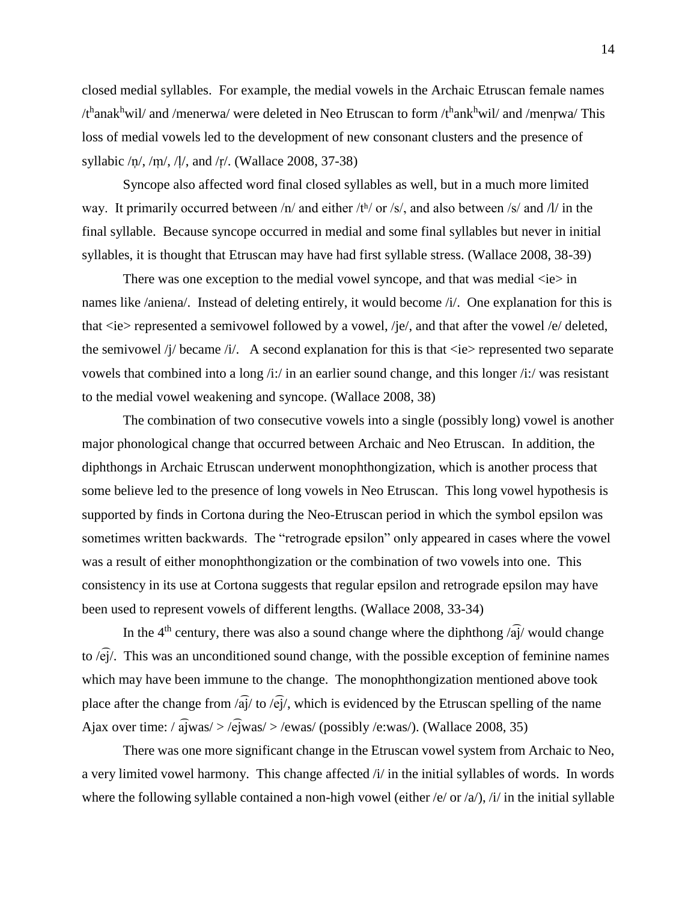closed medial syllables. For example, the medial vowels in the Archaic Etruscan female names /tʰanakʰwil/ and /menerwa/ were deleted in Neo Etruscan to form /tʰankʰwil/ and /menr̩wa/ This loss of medial vowels led to the development of new consonant clusters and the presence of syllabic /n̩/, /m̩/, /l̩/, and /r̩/. (Wallace 2008, 37-38)

Syncope also affected word final closed syllables as well, but in a much more limited way. It primarily occurred between /n/ and either /tʰ/ or /s/, and also between /s/ and /l/ in the final syllable. Because syncope occurred in medial and some final syllables but never in initial syllables, it is thought that Etruscan may have had first syllable stress. (Wallace 2008, 38-39)

There was one exception to the medial vowel syncope, and that was medial <ie> in names like /aniena/. Instead of deleting entirely, it would become /i/. One explanation for this is that <ie> represented a semivowel followed by a vowel, /je/, and that after the vowel /e/ deleted, the semivowel /j/ became /i/. A second explanation for this is that <ie> represented two separate vowels that combined into a long /i:/ in an earlier sound change, and this longer /i:/ was resistant to the medial vowel weakening and syncope. (Wallace 2008, 38)

The combination of two consecutive vowels into a single (possibly long) vowel is another major phonological change that occurred between Archaic and Neo Etruscan. In addition, the diphthongs in Archaic Etruscan underwent monophthongization, which is another process that some believe led to the presence of long vowels in Neo Etruscan. This long vowel hypothesis is supported by finds in Cortona during the Neo-Etruscan period in which the symbol epsilon was sometimes written backwards. The "retrograde epsilon" only appeared in cases where the vowel was a result of either monophthongization or the combination of two vowels into one. This consistency in its use at Cortona suggests that regular epsilon and retrograde epsilon may have been used to represent vowels of different lengths. (Wallace 2008, 33-34)

In the 4th century, there was also a sound change where the diphthong /a͡j/ would change to /e͡j/. This was an unconditioned sound change, with the possible exception of feminine names which may have been immune to the change. The monophthongization mentioned above took place after the change from /a͡j/ to /e͡j/, which is evidenced by the Etruscan spelling of the name Ajax over time: / a͡jwas/ > /e͡jwas/ > /ewas/ (possibly /e:was/). (Wallace 2008, 35)

There was one more significant change in the Etruscan vowel system from Archaic to Neo, a very limited vowel harmony. This change affected /i/ in the initial syllables of words. In words where the following syllable contained a non-high vowel (either /e/ or /a/), /i/ in the initial syllable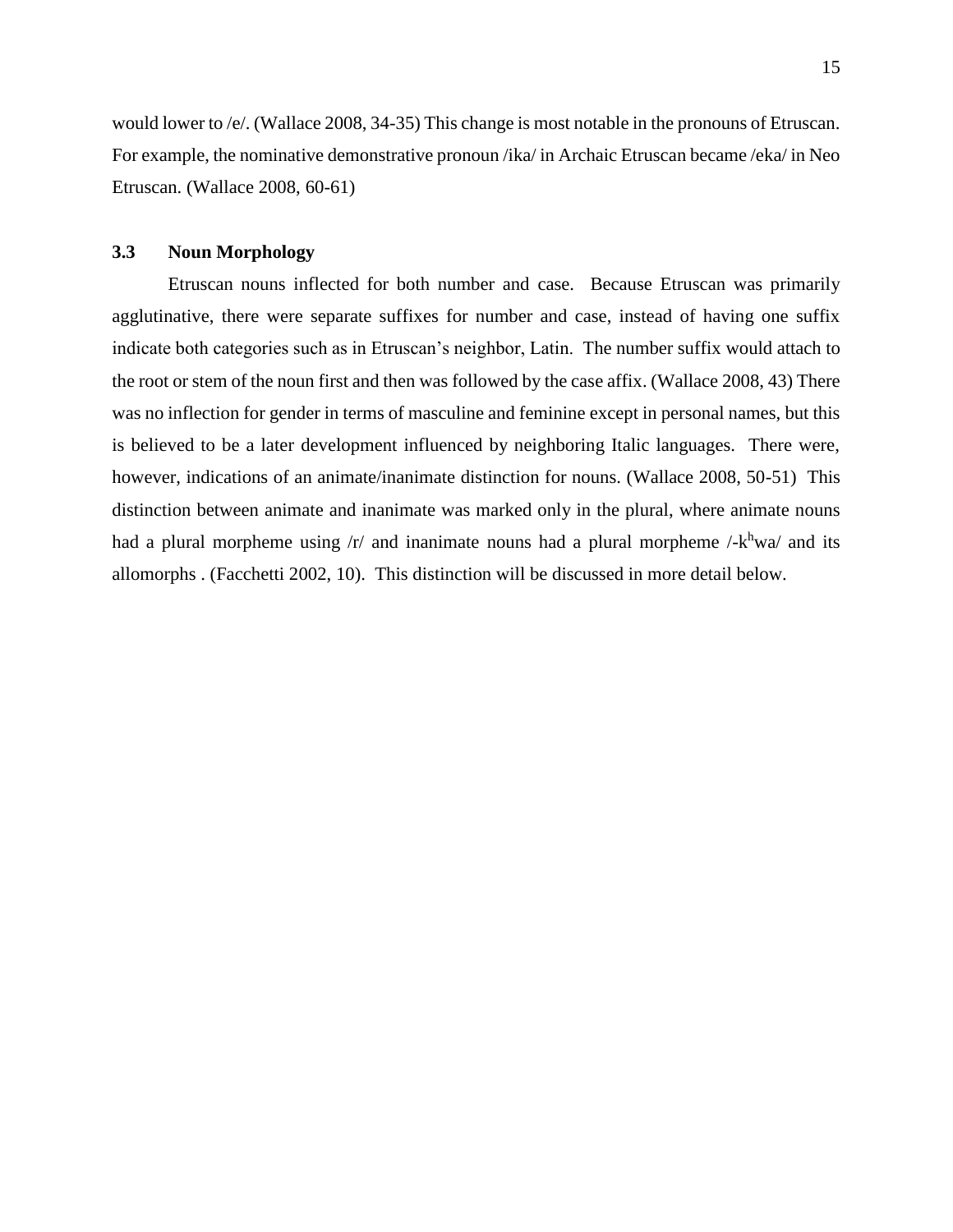would lower to /e/. (Wallace 2008, 34-35) This change is most notable in the pronouns of Etruscan. For example, the nominative demonstrative pronoun /ika/ in Archaic Etruscan became /eka/ in Neo Etruscan. (Wallace 2008, 60-61)

### 3.3 Noun Morphology

Etruscan nouns inflected for both number and case. Because Etruscan was primarily agglutinative, there were separate suffixes for number and case, instead of having one suffix indicate both categories such as in Etruscan's neighbor, Latin. The number suffix would attach to the root or stem of the noun first and then was followed by the case affix. (Wallace 2008, 43) There was no inflection for gender in terms of masculine and feminine except in personal names, but this is believed to be a later development influenced by neighboring Italic languages. There were, however, indications of an animate/inanimate distinction for nouns. (Wallace 2008, 50-51) This distinction between animate and inanimate was marked only in the plural, where animate nouns had a plural morpheme using /r/ and inanimate nouns had a plural morpheme /-$k^h$wa/ and its allomorphs . (Facchetti 2002, 10). This distinction will be discussed in more detail below.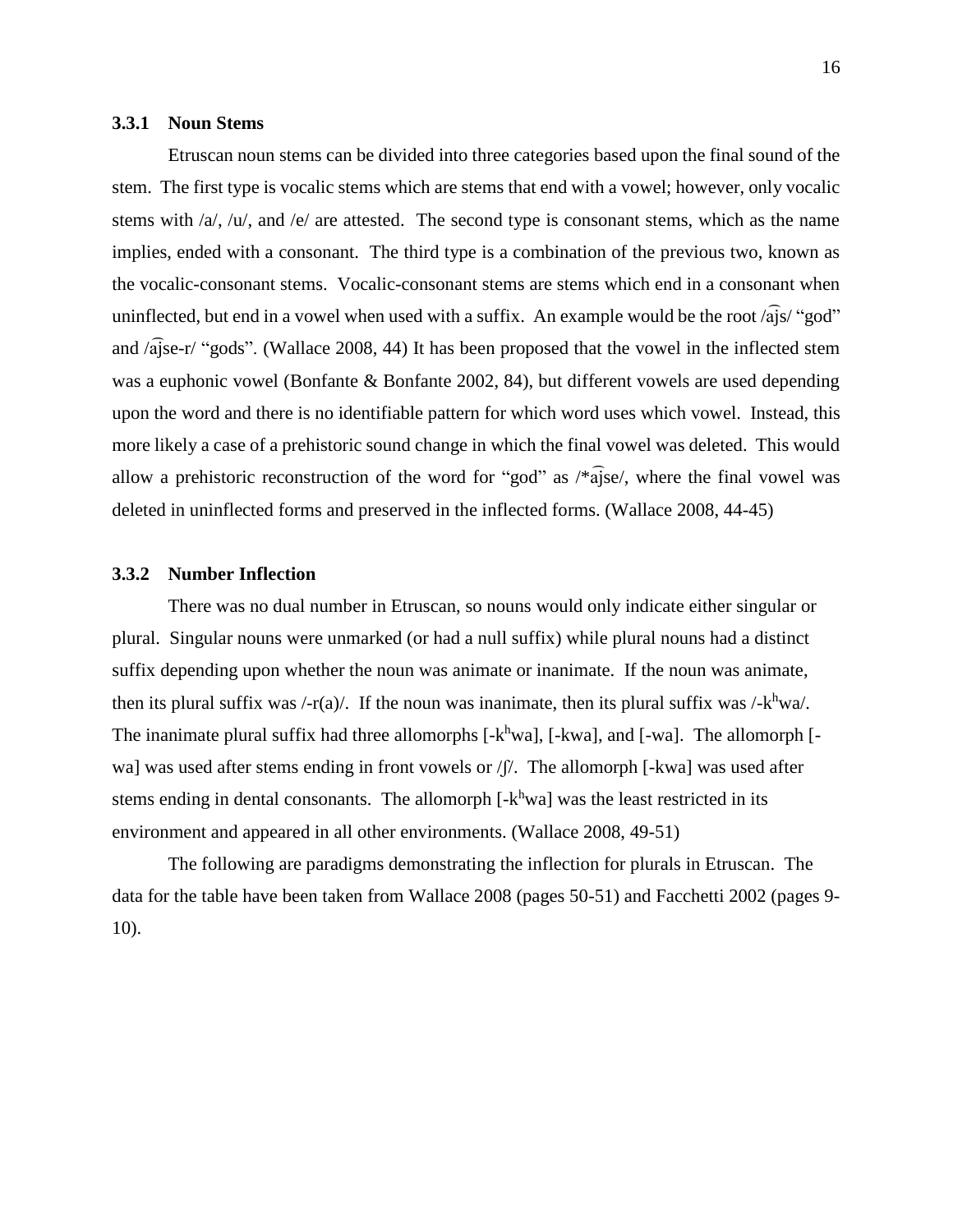### 3.3.1 Noun Stems

Etruscan noun stems can be divided into three categories based upon the final sound of the stem. The first type is vocalic stems which are stems that end with a vowel; however, only vocalic stems with /a/, /u/, and /e/ are attested. The second type is consonant stems, which as the name implies, ended with a consonant. The third type is a combination of the previous two, known as the vocalic-consonant stems. Vocalic-consonant stems are stems which end in a consonant when uninflected, but end in a vowel when used with a suffix. An example would be the root /a͡js/ "god" and /a͡jse-r/ "gods". (Wallace 2008, 44) It has been proposed that the vowel in the inflected stem was a euphonic vowel (Bonfante & Bonfante 2002, 84), but different vowels are used depending upon the word and there is no identifiable pattern for which word uses which vowel. Instead, this more likely a case of a prehistoric sound change in which the final vowel was deleted. This would allow a prehistoric reconstruction of the word for "god" as /*a͡jse/, where the final vowel was deleted in uninflected forms and preserved in the inflected forms. (Wallace 2008, 44-45)

### 3.3.2 Number Inflection

There was no dual number in Etruscan, so nouns would only indicate either singular or plural. Singular nouns were unmarked (or had a null suffix) while plural nouns had a distinct suffix depending upon whether the noun was animate or inanimate. If the noun was animate, then its plural suffix was /-r(a)/. If the noun was inanimate, then its plural suffix was /-$k^h$wa/. The inanimate plural suffix had three allomorphs [-$k^h$wa], [-kwa], and [-wa]. The allomorph [-wa] was used after stems ending in front vowels or /ʃ/. The allomorph [-kwa] was used after stems ending in dental consonants. The allomorph [-$k^h$wa] was the least restricted in its environment and appeared in all other environments. (Wallace 2008, 49-51)

The following are paradigms demonstrating the inflection for plurals in Etruscan. The data for the table have been taken from Wallace 2008 (pages 50-51) and Facchetti 2002 (pages 9-10).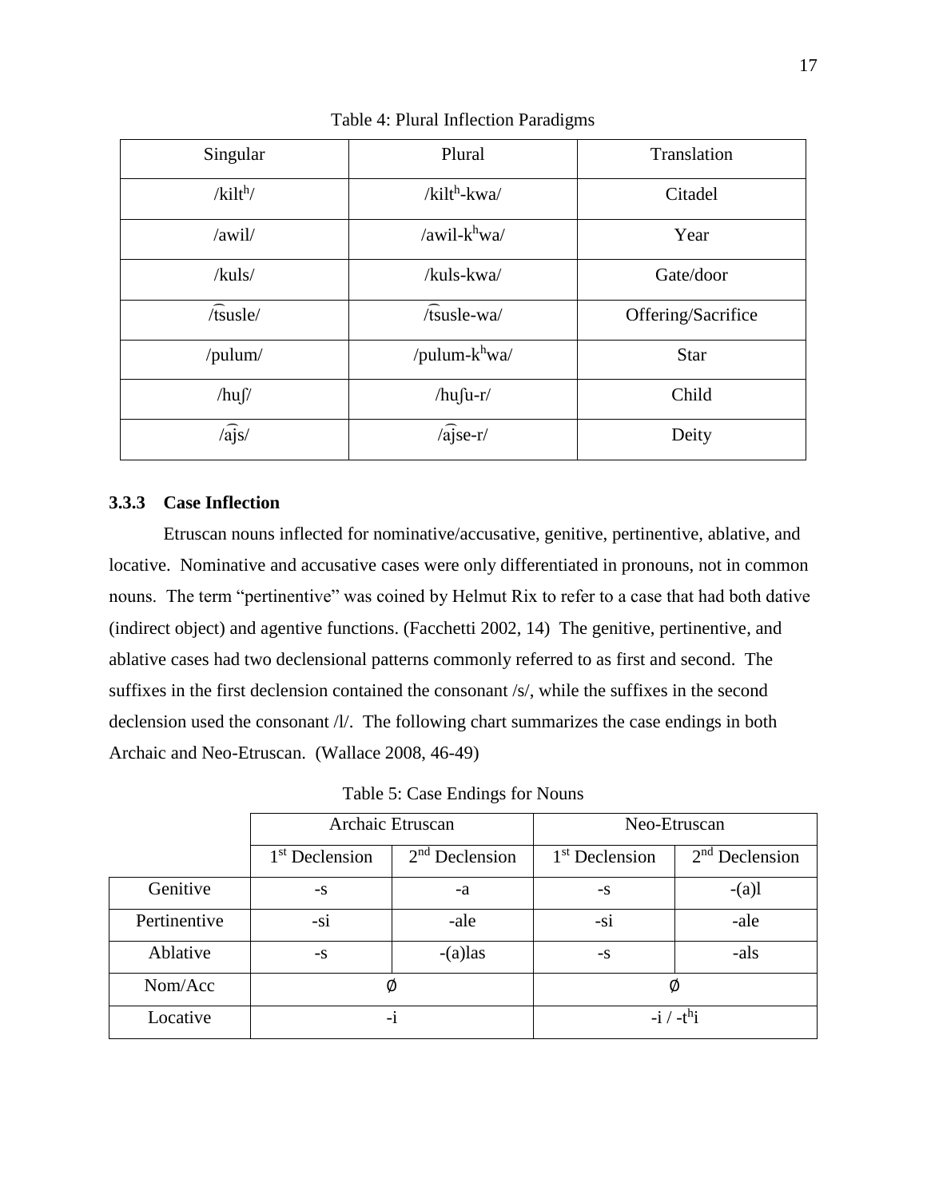Table 4: Plural Inflection Paradigms

| Singular | Plural | Translation |
|---|---|---|
| /kilt$^h$/ | /kilt$^h$-kwa/ | Citadel |
| /awil/ | /awil-k$^h$wa/ | Year |
| /kuls/ | /kuls-kwa/ | Gate/door |
| /t͡susle/ | /t͡susle-wa/ | Offering/Sacrifice |
| /pulum/ | /pulum-k$^h$wa/ | Star |
| /huʃ/ | /huʃu-r/ | Child |
| /a͡js/ | /a͡jse-r/ | Deity |

### 3.3.3 Case Inflection

Etruscan nouns inflected for nominative/accusative, genitive, pertinentive, ablative, and locative. Nominative and accusative cases were only differentiated in pronouns, not in common nouns. The term "pertinentive" was coined by Helmut Rix to refer to a case that had both dative (indirect object) and agentive functions. (Facchetti 2002, 14) The genitive, pertinentive, and ablative cases had two declensional patterns commonly referred to as first and second. The suffixes in the first declension contained the consonant /s/, while the suffixes in the second declension used the consonant /l/. The following chart summarizes the case endings in both Archaic and Neo-Etruscan. (Wallace 2008, 46-49)

Table 5: Case Endings for Nouns

| | Archaic Etruscan | | Neo-Etruscan | |
|---|---|---|---|---|
| | 1st Declension | 2nd Declension | 1st Declension | 2nd Declension |
| Genitive | -s | -a | -s | -(a)l |
| Pertinentive | -si | -ale | -si | -ale |
| Ablative | -s | -(a)las | -s | -als |
| Nom/Acc | ∅ | | ∅ | |
| Locative | -i | | -i / -t$^h$i | |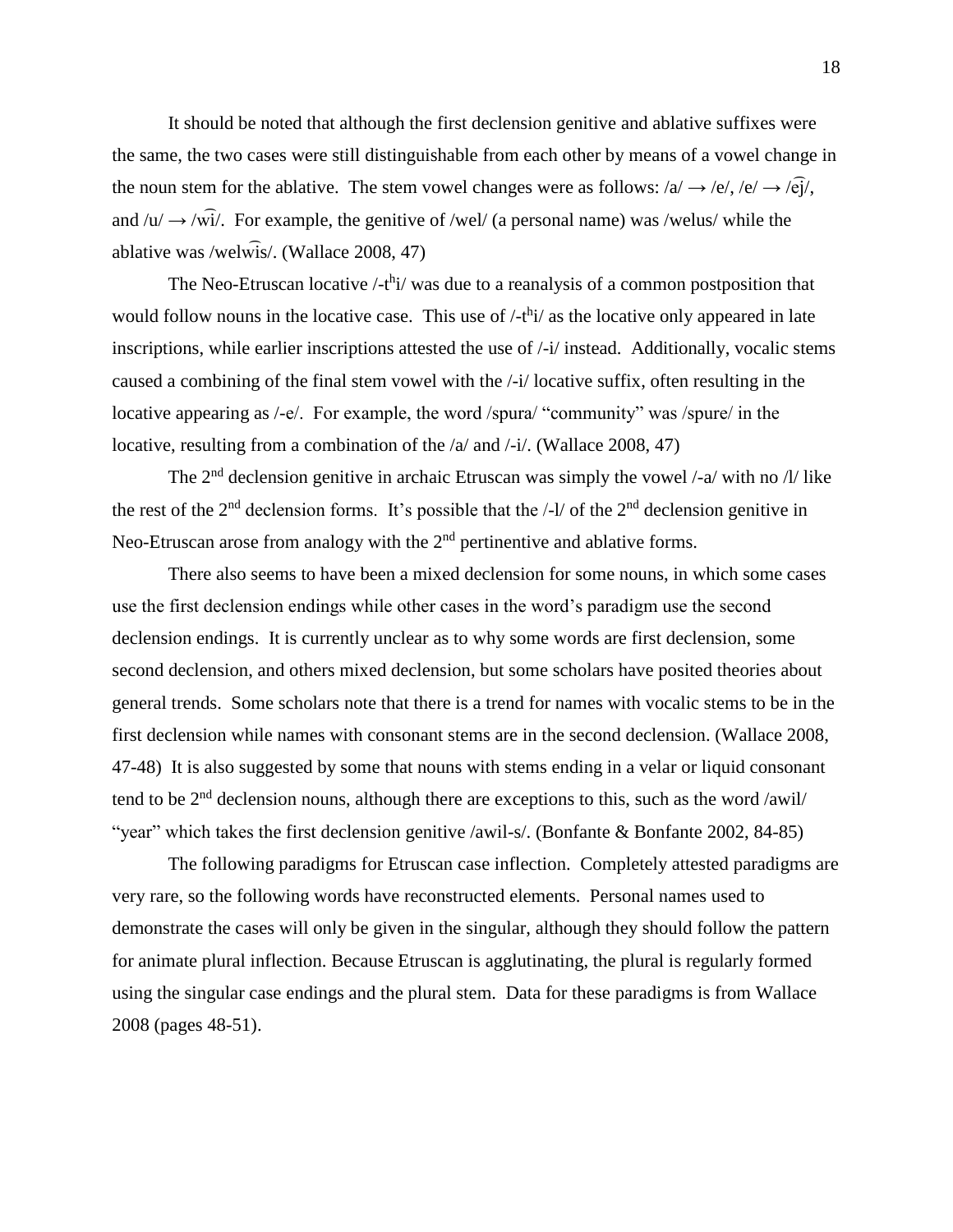It should be noted that although the first declension genitive and ablative suffixes were the same, the two cases were still distinguishable from each other by means of a vowel change in the noun stem for the ablative. The stem vowel changes were as follows: /a/ → /e/, /e/ → /e͡j/, and /u/ → /w͡i/. For example, the genitive of /wel/ (a personal name) was /welus/ while the ablative was /welw͡is/. (Wallace 2008, 47)

The Neo-Etruscan locative /-$t^h$i/ was due to a reanalysis of a common postposition that would follow nouns in the locative case. This use of /-$t^h$i/ as the locative only appeared in late inscriptions, while earlier inscriptions attested the use of /-i/ instead. Additionally, vocalic stems caused a combining of the final stem vowel with the /-i/ locative suffix, often resulting in the locative appearing as /-e/. For example, the word /spura/ "community" was /spure/ in the locative, resulting from a combination of the /a/ and /-i/. (Wallace 2008, 47)

The 2nd declension genitive in archaic Etruscan was simply the vowel /-a/ with no /l/ like the rest of the 2nd declension forms. It's possible that the /-l/ of the 2nd declension genitive in Neo-Etruscan arose from analogy with the 2nd pertinentive and ablative forms.

There also seems to have been a mixed declension for some nouns, in which some cases use the first declension endings while other cases in the word's paradigm use the second declension endings. It is currently unclear as to why some words are first declension, some second declension, and others mixed declension, but some scholars have posited theories about general trends. Some scholars note that there is a trend for names with vocalic stems to be in the first declension while names with consonant stems are in the second declension. (Wallace 2008, 47-48) It is also suggested by some that nouns with stems ending in a velar or liquid consonant tend to be 2nd declension nouns, although there are exceptions to this, such as the word /awil/ "year" which takes the first declension genitive /awil-s/. (Bonfante & Bonfante 2002, 84-85)

The following paradigms for Etruscan case inflection. Completely attested paradigms are very rare, so the following words have reconstructed elements. Personal names used to demonstrate the cases will only be given in the singular, although they should follow the pattern for animate plural inflection. Because Etruscan is agglutinating, the plural is regularly formed using the singular case endings and the plural stem. Data for these paradigms is from Wallace 2008 (pages 48-51).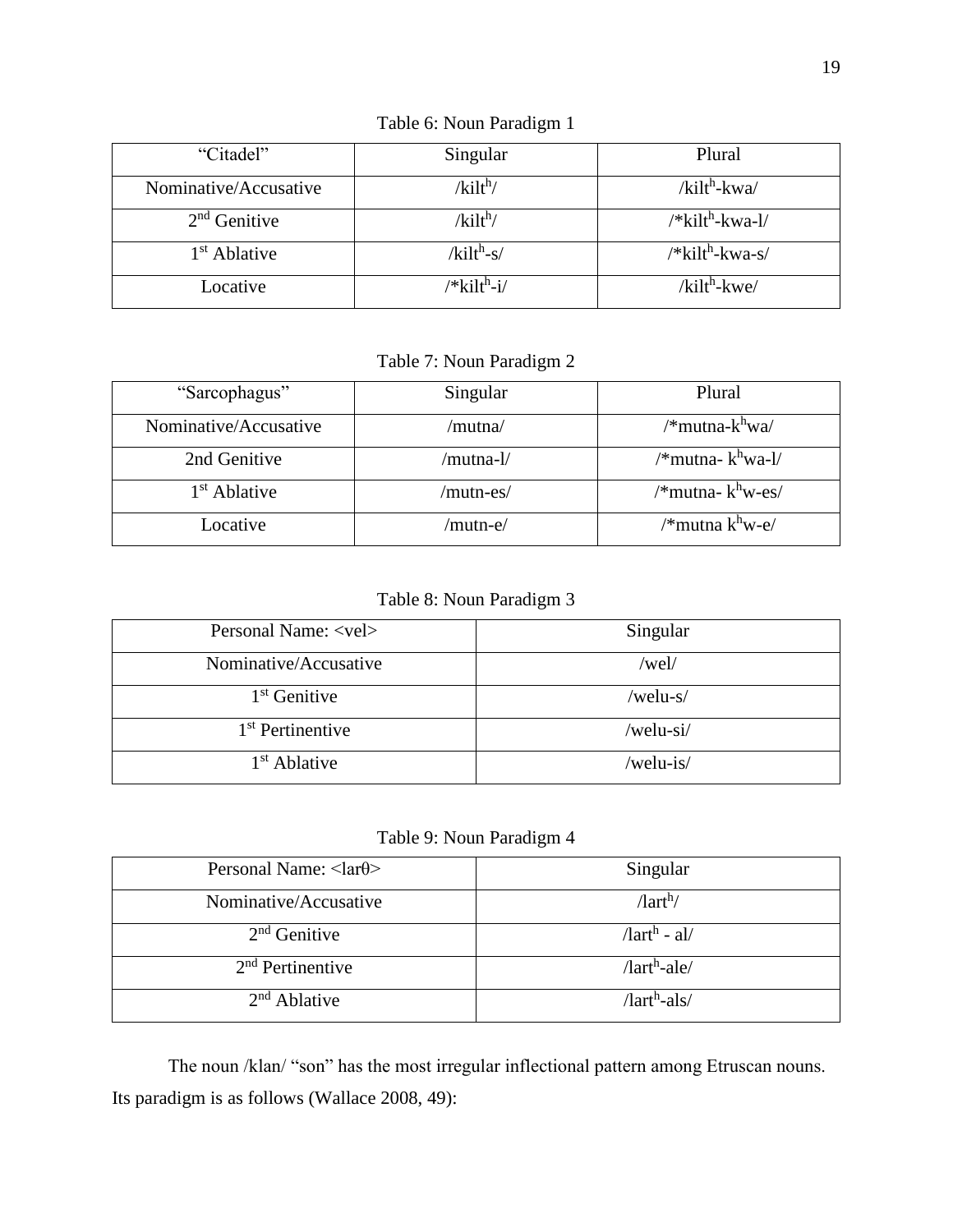Table 6: Noun Paradigm 1

| “Citadel” | Singular | Plural |
| --- | --- | --- |
| Nominative/Accusative | /kilt$^h$/ | /kilt$^h$-kwa/ |
| 2$^{nd}$ Genitive | /kilt$^h$/ | /*kilt$^h$-kwa-l/ |
| 1$^{st}$ Ablative | /kilt$^h$-s/ | /*kilt$^h$-kwa-s/ |
| Locative | /*kilt$^h$-i/ | /kilt$^h$-kwe/ |

Table 7: Noun Paradigm 2

| “Sarcophagus” | Singular | Plural |
| --- | --- | --- |
| Nominative/Accusative | /mutna/ | /*mutna-k$^h$wa/ |
| 2nd Genitive | /mutna-l/ | /*mutna- k$^h$wa-l/ |
| 1$^{st}$ Ablative | /mutn-es/ | /*mutna- k$^h$w-es/ |
| Locative | /mutn-e/ | /*mutna k$^h$w-e/ |

Table 8: Noun Paradigm 3

| Personal Name: <vel> | Singular |
| --- | --- |
| Nominative/Accusative | /wel/ |
| 1$^{st}$ Genitive | /welu-s/ |
| 1$^{st}$ Pertinentive | /welu-si/ |
| 1$^{st}$ Ablative | /welu-is/ |

Table 9: Noun Paradigm 4

| Personal Name: <larθ> | Singular |
| --- | --- |
| Nominative/Accusative | /lart$^h$/ |
| 2$^{nd}$ Genitive | /lart$^h$ - al/ |
| 2$^{nd}$ Pertinentive | /lart$^h$-ale/ |
| 2$^{nd}$ Ablative | /lart$^h$-als/ |

The noun /klan/ “son” has the most irregular inflectional pattern among Etruscan nouns. Its paradigm is as follows (Wallace 2008, 49):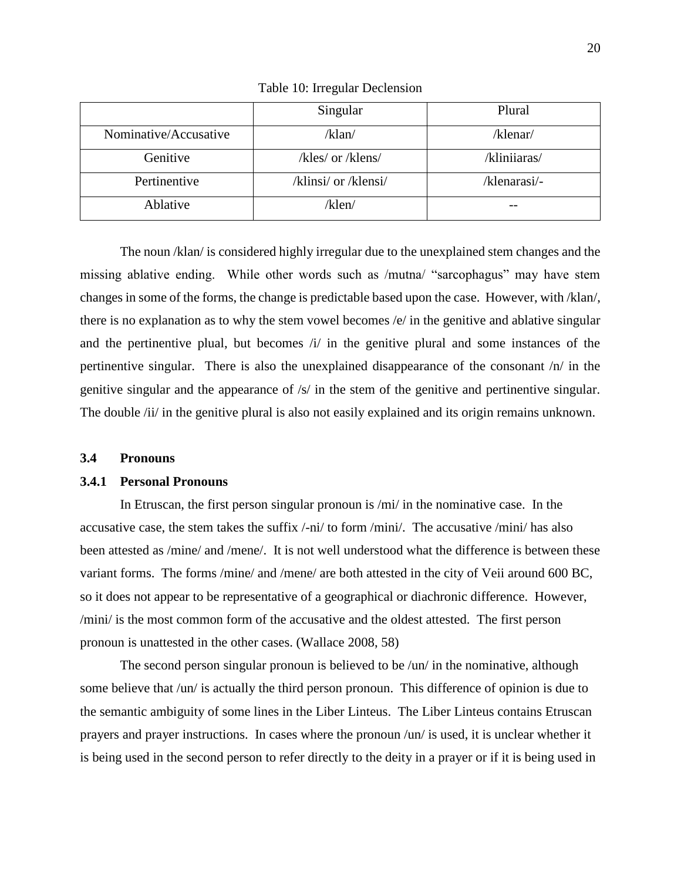Table 10: Irregular Declension

| | Singular | Plural |
|---|---|---|
| Nominative/Accusative | /klan/ | /klenar/ |
| Genitive | /kles/ or /klens/ | /kliniiaras/ |
| Pertinentive | /klinsi/ or /klensi/ | /klenarasi/- |
| Ablative | /klen/ | -- |

The noun /klan/ is considered highly irregular due to the unexplained stem changes and the missing ablative ending. While other words such as /mutna/ "sarcophagus" may have stem changes in some of the forms, the change is predictable based upon the case. However, with /klan/, there is no explanation as to why the stem vowel becomes /e/ in the genitive and ablative singular and the pertinentive plual, but becomes /i/ in the genitive plural and some instances of the pertinentive singular. There is also the unexplained disappearance of the consonant /n/ in the genitive singular and the appearance of /s/ in the stem of the genitive and pertinentive singular. The double /ii/ in the genitive plural is also not easily explained and its origin remains unknown.

## 3.4 Pronouns

### 3.4.1 Personal Pronouns

In Etruscan, the first person singular pronoun is /mi/ in the nominative case. In the accusative case, the stem takes the suffix /-ni/ to form /mini/. The accusative /mini/ has also been attested as /mine/ and /mene/. It is not well understood what the difference is between these variant forms. The forms /mine/ and /mene/ are both attested in the city of Veii around 600 BC, so it does not appear to be representative of a geographical or diachronic difference. However, /mini/ is the most common form of the accusative and the oldest attested. The first person pronoun is unattested in the other cases. (Wallace 2008, 58)

The second person singular pronoun is believed to be /un/ in the nominative, although some believe that /un/ is actually the third person pronoun. This difference of opinion is due to the semantic ambiguity of some lines in the Liber Linteus. The Liber Linteus contains Etruscan prayers and prayer instructions. In cases where the pronoun /un/ is used, it is unclear whether it is being used in the second person to refer directly to the deity in a prayer or if it is being used in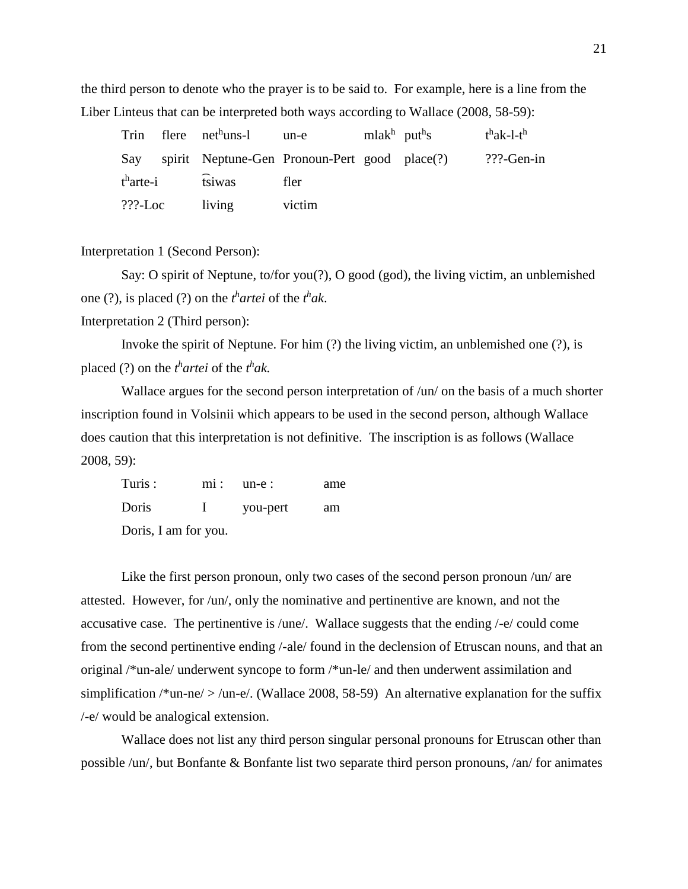the third person to denote who the prayer is to be said to.  For example, here is a line from the Liber Linteus that can be interpreted both ways according to Wallace (2008, 58-59):

| Trin | flere | net$^h$uns-l | un-e | mlak$^h$ | put$^h$s | t$^h$ak-l-t$^h$ |
|---|---|---|---|---|---|---|
| Say | spirit | Neptune-Gen | Pronoun-Pert | good | place(?) | ???-Gen-in |
| t$^h$arte-i | t͡siwas | fler | | | | |
| ???-Loc | living | victim | | | | |

Interpretation 1 (Second Person):

Say: O spirit of Neptune, to/for you(?), O good (god), the living victim, an unblemished one (?), is placed (?) on the *t$^h$artei* of the *t$^h$ak*.

Interpretation 2 (Third person):

Invoke the spirit of Neptune. For him (?) the living victim, an unblemished one (?), is placed (?) on the *t$^h$artei* of the *t$^h$ak.*

Wallace argues for the second person interpretation of /un/ on the basis of a much shorter inscription found in Volsinii which appears to be used in the second person, although Wallace does caution that this interpretation is not definitive.  The inscription is as follows (Wallace 2008, 59):

| Turis : | mi : | un-e : | ame |
|---|---|---|---|
| Doris | I | you-pert | am |

Doris, I am for you.

Like the first person pronoun, only two cases of the second person pronoun /un/ are attested.  However, for /un/, only the nominative and pertinentive are known, and not the accusative case.  The pertinentive is /une/.  Wallace suggests that the ending /-e/ could come from the second pertinentive ending /-ale/ found in the declension of Etruscan nouns, and that an original /*un-ale/ underwent syncope to form /*un-le/ and then underwent assimilation and simplification /*un-ne/ > /un-e/. (Wallace 2008, 58-59)  An alternative explanation for the suffix /-e/ would be analogical extension.

Wallace does not list any third person singular personal pronouns for Etruscan other than possible /un/, but Bonfante & Bonfante list two separate third person pronouns, /an/ for animates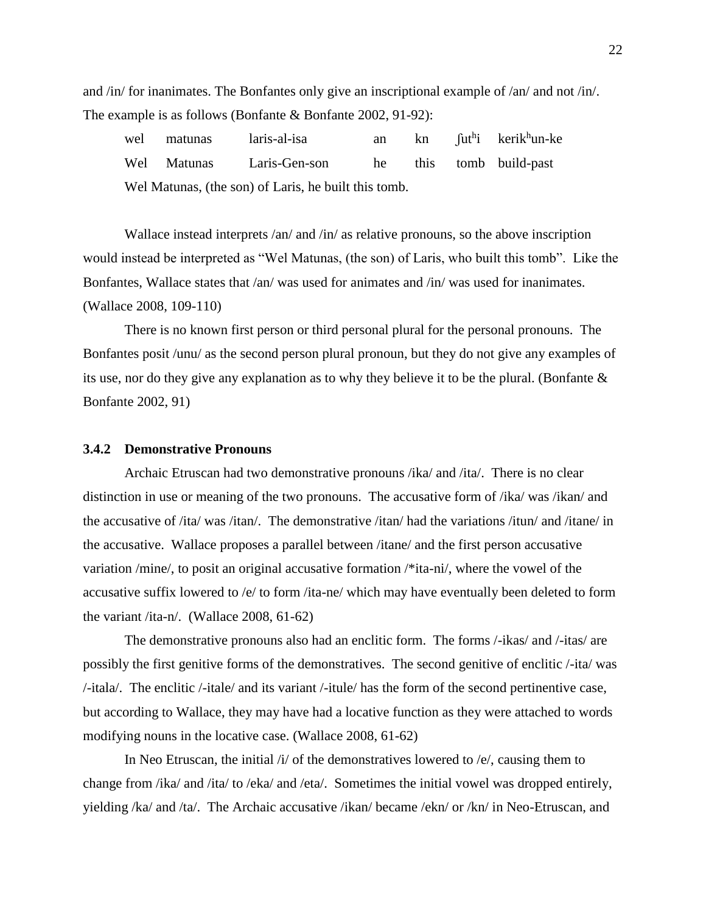and /in/ for inanimates. The Bonfantes only give an inscriptional example of /an/ and not /in/. The example is as follows (Bonfante & Bonfante 2002, 91-92):

| wel | matunas | laris-al-isa | an | kn | ʃutʰi | kerikʰun-ke |
|---|---|---|---|---|---|---|
| Wel | Matunas | Laris-Gen-son | he | this | tomb | build-past |

Wel Matunas, (the son) of Laris, he built this tomb.

Wallace instead interprets /an/ and /in/ as relative pronouns, so the above inscription would instead be interpreted as "Wel Matunas, (the son) of Laris, who built this tomb". Like the Bonfantes, Wallace states that /an/ was used for animates and /in/ was used for inanimates. (Wallace 2008, 109-110)

There is no known first person or third personal plural for the personal pronouns. The Bonfantes posit /unu/ as the second person plural pronoun, but they do not give any examples of its use, nor do they give any explanation as to why they believe it to be the plural. (Bonfante & Bonfante 2002, 91)

### 3.4.2 Demonstrative Pronouns

Archaic Etruscan had two demonstrative pronouns /ika/ and /ita/. There is no clear distinction in use or meaning of the two pronouns. The accusative form of /ika/ was /ikan/ and the accusative of /ita/ was /itan/. The demonstrative /itan/ had the variations /itun/ and /itane/ in the accusative. Wallace proposes a parallel between /itane/ and the first person accusative variation /mine/, to posit an original accusative formation /*ita-ni/, where the vowel of the accusative suffix lowered to /e/ to form /ita-ne/ which may have eventually been deleted to form the variant /ita-n/. (Wallace 2008, 61-62)

The demonstrative pronouns also had an enclitic form. The forms /-ikas/ and /-itas/ are possibly the first genitive forms of the demonstratives. The second genitive of enclitic /-ita/ was /-itala/. The enclitic /-itale/ and its variant /-itule/ has the form of the second pertinentive case, but according to Wallace, they may have had a locative function as they were attached to words modifying nouns in the locative case. (Wallace 2008, 61-62)

In Neo Etruscan, the initial /i/ of the demonstratives lowered to /e/, causing them to change from /ika/ and /ita/ to /eka/ and /eta/. Sometimes the initial vowel was dropped entirely, yielding /ka/ and /ta/. The Archaic accusative /ikan/ became /ekn/ or /kn/ in Neo-Etruscan, and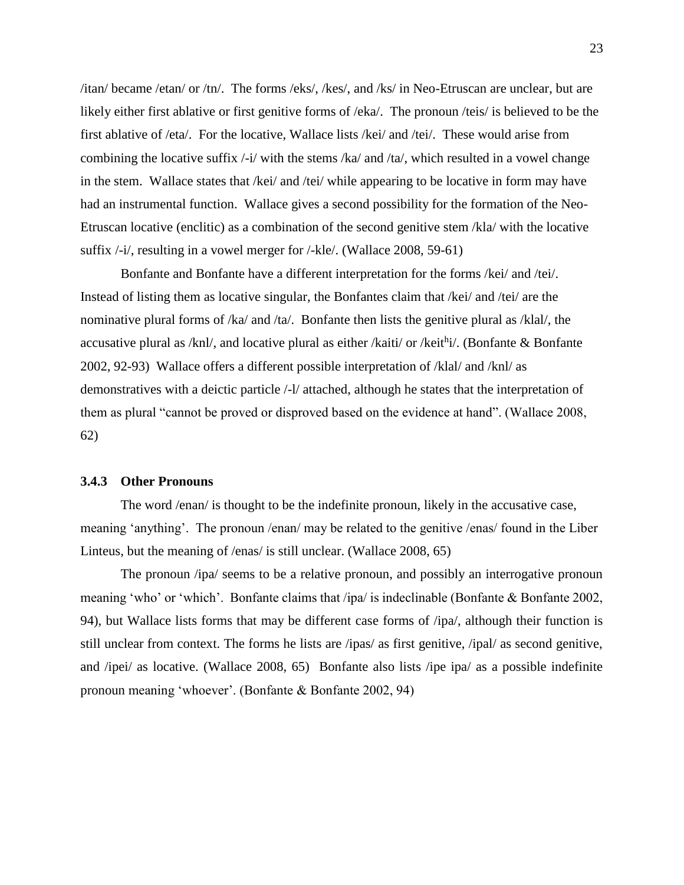/itan/ became /etan/ or /tn/. The forms /eks/, /kes/, and /ks/ in Neo-Etruscan are unclear, but are likely either first ablative or first genitive forms of /eka/. The pronoun /teis/ is believed to be the first ablative of /eta/. For the locative, Wallace lists /kei/ and /tei/. These would arise from combining the locative suffix /-i/ with the stems /ka/ and /ta/, which resulted in a vowel change in the stem. Wallace states that /kei/ and /tei/ while appearing to be locative in form may have had an instrumental function. Wallace gives a second possibility for the formation of the Neo-Etruscan locative (enclitic) as a combination of the second genitive stem /kla/ with the locative suffix /-i/, resulting in a vowel merger for /-kle/. (Wallace 2008, 59-61)

Bonfante and Bonfante have a different interpretation for the forms /kei/ and /tei/. Instead of listing them as locative singular, the Bonfantes claim that /kei/ and /tei/ are the nominative plural forms of /ka/ and /ta/. Bonfante then lists the genitive plural as /klal/, the accusative plural as /knl/, and locative plural as either /kaiti/ or /keit$^{h}$i/. (Bonfante & Bonfante 2002, 92-93) Wallace offers a different possible interpretation of /klal/ and /knl/ as demonstratives with a deictic particle /-l/ attached, although he states that the interpretation of them as plural "cannot be proved or disproved based on the evidence at hand". (Wallace 2008, 62)

### 3.4.3 Other Pronouns

The word /enan/ is thought to be the indefinite pronoun, likely in the accusative case, meaning 'anything'. The pronoun /enan/ may be related to the genitive /enas/ found in the Liber Linteus, but the meaning of /enas/ is still unclear. (Wallace 2008, 65)

The pronoun /ipa/ seems to be a relative pronoun, and possibly an interrogative pronoun meaning 'who' or 'which'. Bonfante claims that /ipa/ is indeclinable (Bonfante & Bonfante 2002, 94), but Wallace lists forms that may be different case forms of /ipa/, although their function is still unclear from context. The forms he lists are /ipas/ as first genitive, /ipal/ as second genitive, and /ipei/ as locative. (Wallace 2008, 65) Bonfante also lists /ipe ipa/ as a possible indefinite pronoun meaning 'whoever'. (Bonfante & Bonfante 2002, 94)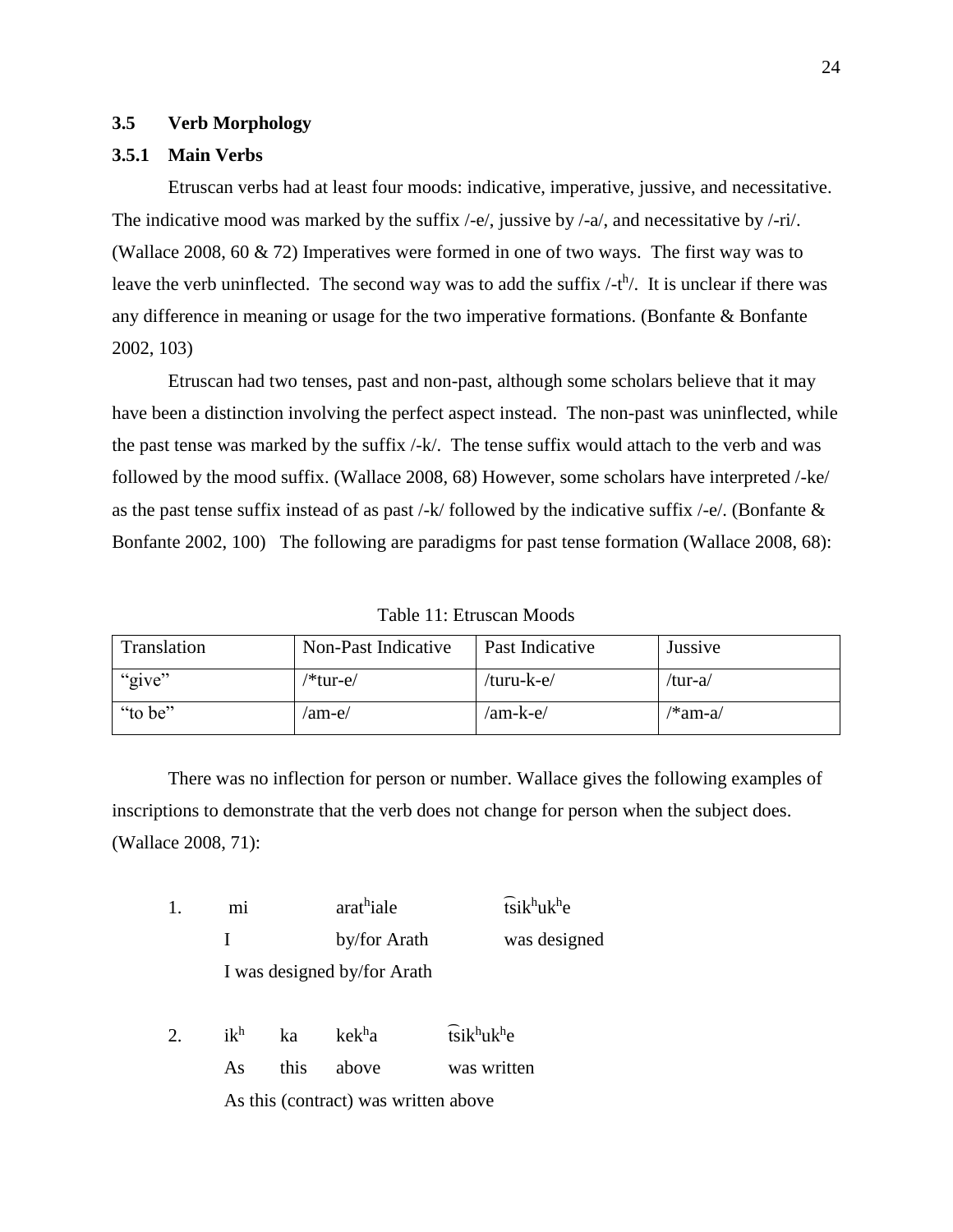### 3.5 Verb Morphology

#### 3.5.1 Main Verbs

Etruscan verbs had at least four moods: indicative, imperative, jussive, and necessitative. The indicative mood was marked by the suffix /-e/, jussive by /-a/, and necessitative by /-ri/. (Wallace 2008, 60 & 72) Imperatives were formed in one of two ways. The first way was to leave the verb uninflected. The second way was to add the suffix /-$t^h$/. It is unclear if there was any difference in meaning or usage for the two imperative formations. (Bonfante & Bonfante 2002, 103)

Etruscan had two tenses, past and non-past, although some scholars believe that it may have been a distinction involving the perfect aspect instead. The non-past was uninflected, while the past tense was marked by the suffix /-k/. The tense suffix would attach to the verb and was followed by the mood suffix. (Wallace 2008, 68) However, some scholars have interpreted /-ke/ as the past tense suffix instead of as past /-k/ followed by the indicative suffix /-e/. (Bonfante & Bonfante 2002, 100) The following are paradigms for past tense formation (Wallace 2008, 68):

Table 11: Etruscan Moods

| Translation | Non-Past Indicative | Past Indicative | Jussive |
|---|---|---|---|
| "give" | /*tur-e/ | /turu-k-e/ | /tur-a/ |
| "to be" | /am-e/ | /am-k-e/ | /*am-a/ |

There was no inflection for person or number. Wallace gives the following examples of inscriptions to demonstrate that the verb does not change for person when the subject does. (Wallace 2008, 71):

1. mi arat^hiale t͡sik^huk^he
   I by/for Arath was designed
   I was designed by/for Arath

2. ik^h ka kek^ha t͡sik^huk^he
   As this above was written
   As this (contract) was written above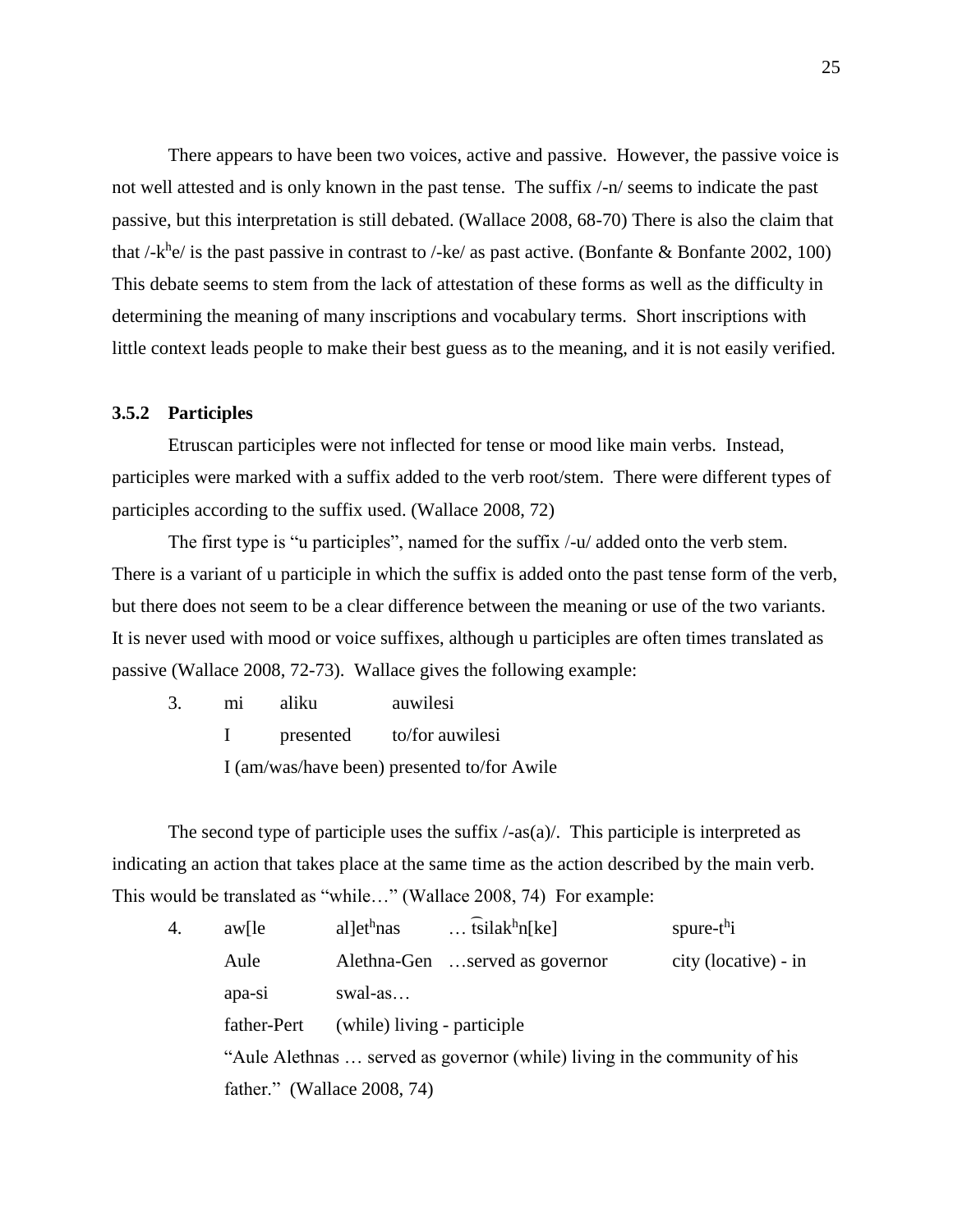There appears to have been two voices, active and passive. However, the passive voice is not well attested and is only known in the past tense. The suffix /-n/ seems to indicate the past passive, but this interpretation is still debated. (Wallace 2008, 68-70) There is also the claim that that /-k$^h$e/ is the past passive in contrast to /-ke/ as past active. (Bonfante & Bonfante 2002, 100) This debate seems to stem from the lack of attestation of these forms as well as the difficulty in determining the meaning of many inscriptions and vocabulary terms. Short inscriptions with little context leads people to make their best guess as to the meaning, and it is not easily verified.

### 3.5.2 Participles

Etruscan participles were not inflected for tense or mood like main verbs. Instead, participles were marked with a suffix added to the verb root/stem. There were different types of participles according to the suffix used. (Wallace 2008, 72)

The first type is "u participles", named for the suffix /-u/ added onto the verb stem. There is a variant of u participle in which the suffix is added onto the past tense form of the verb, but there does not seem to be a clear difference between the meaning or use of the two variants. It is never used with mood or voice suffixes, although u participles are often times translated as passive (Wallace 2008, 72-73). Wallace gives the following example:

3. mi aliku auwilesi
   I presented to/for auwilesi
   I (am/was/have been) presented to/for Awile

The second type of participle uses the suffix /-as(a)/. This participle is interpreted as indicating an action that takes place at the same time as the action described by the main verb. This would be translated as "while…" (Wallace 2008, 74) For example:

4. aw[le al]et$^h$nas … t͡silak$^h$n[ke] spure-t$^h$i
   Aule Alethna-Gen …served as governor city (locative) - in
   apa-si swal-as…
   father-Pert (while) living - participle
   "Aule Alethnas … served as governor (while) living in the community of his father." (Wallace 2008, 74)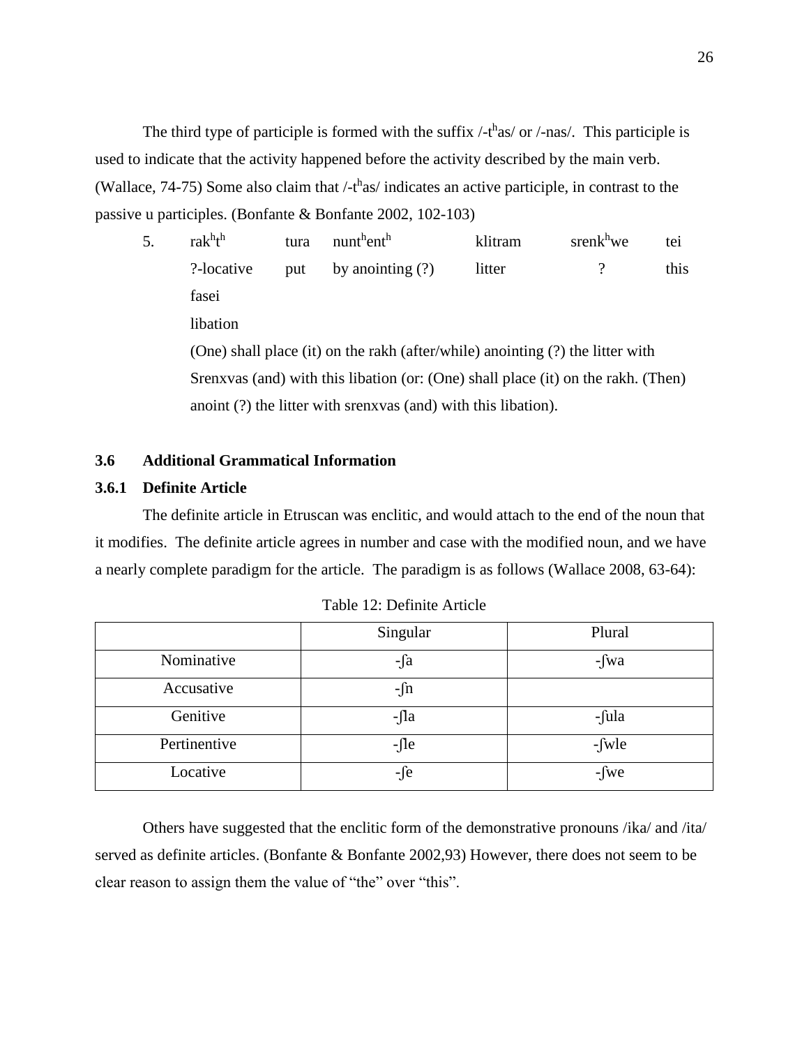The third type of participle is formed with the suffix /-tʰas/ or /-nas/. This participle is used to indicate that the activity happened before the activity described by the main verb. (Wallace, 74-75) Some also claim that /-tʰas/ indicates an active participle, in contrast to the passive u participles. (Bonfante & Bonfante 2002, 102-103)

5. | rakʰtʰ | tura | nuntʰentʰ | klitram | srenkʰwe | tei |
   |---|---|---|---|---|---|
   | ?-locative | put | by anointing (?) | litter | ? | this |

   fasei
   libation

   (One) shall place (it) on the rakh (after/while) anointing (?) the litter with Srenxvas (and) with this libation (or: (One) shall place (it) on the rakh. (Then) anoint (?) the litter with srenxvas (and) with this libation).

### 3.6 Additional Grammatical Information

#### 3.6.1 Definite Article

The definite article in Etruscan was enclitic, and would attach to the end of the noun that it modifies. The definite article agrees in number and case with the modified noun, and we have a nearly complete paradigm for the article. The paradigm is as follows (Wallace 2008, 63-64):

Table 12: Definite Article

| | Singular | Plural |
|---|---|---|
| Nominative | -ʃa | -ʃwa |
| Accusative | -ʃn | |
| Genitive | -ʃla | -ʃula |
| Pertinentive | -ʃle | -ʃwle |
| Locative | -ʃe | -ʃwe |

Others have suggested that the enclitic form of the demonstrative pronouns /ika/ and /ita/ served as definite articles. (Bonfante & Bonfante 2002,93) However, there does not seem to be clear reason to assign them the value of "the" over "this".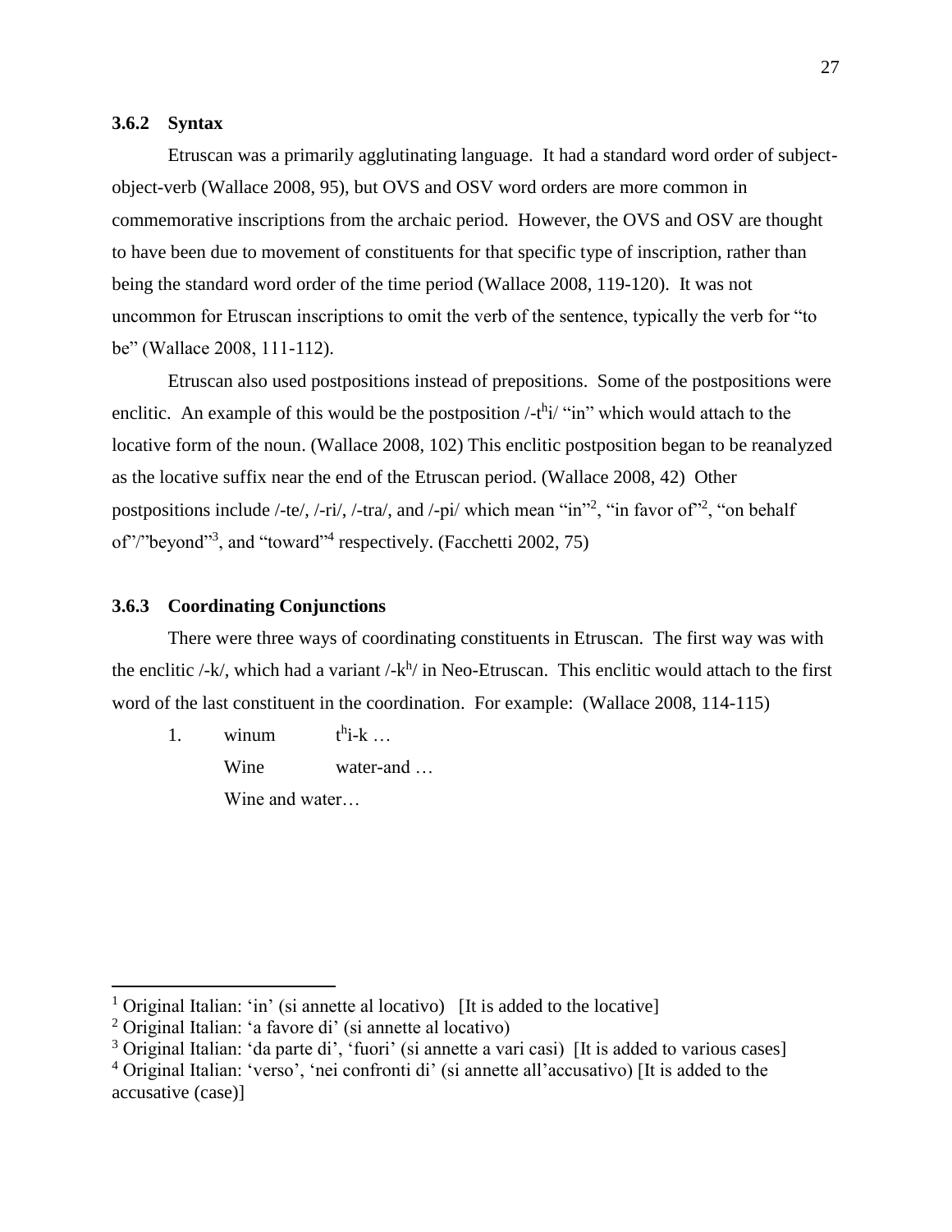### 3.6.2 Syntax

Etruscan was a primarily agglutinating language. It had a standard word order of subject-object-verb (Wallace 2008, 95), but OVS and OSV word orders are more common in commemorative inscriptions from the archaic period. However, the OVS and OSV are thought to have been due to movement of constituents for that specific type of inscription, rather than being the standard word order of the time period (Wallace 2008, 119-120). It was not uncommon for Etruscan inscriptions to omit the verb of the sentence, typically the verb for "to be" (Wallace 2008, 111-112).

Etruscan also used postpositions instead of prepositions. Some of the postpositions were enclitic. An example of this would be the postposition /-$t^h$i/ "in" which would attach to the locative form of the noun. (Wallace 2008, 102) This enclitic postposition began to be reanalyzed as the locative suffix near the end of the Etruscan period. (Wallace 2008, 42) Other postpositions include /-te/, /-ri/, /-tra/, and /-pi/ which mean "in"[2], "in favor of"[2], "on behalf of"/"beyond"[3], and "toward"[4] respectively. (Facchetti 2002, 75)

### 3.6.3 Coordinating Conjunctions

There were three ways of coordinating constituents in Etruscan. The first way was with the enclitic /-k/, which had a variant /-$k^h$/ in Neo-Etruscan. This enclitic would attach to the first word of the last constituent in the coordination. For example: (Wallace 2008, 114-115)

1. winum $t^h$i-k …
   Wine water-and …
   Wine and water…

---

[1] Original Italian: 'in' (si annette al locativo) [It is added to the locative]

[2] Original Italian: 'a favore di' (si annette al locativo)

[3] Original Italian: 'da parte di', 'fuori' (si annette a vari casi) [It is added to various cases]

[4] Original Italian: 'verso', 'nei confronti di' (si annette all'accusativo) [It is added to the accusative (case)]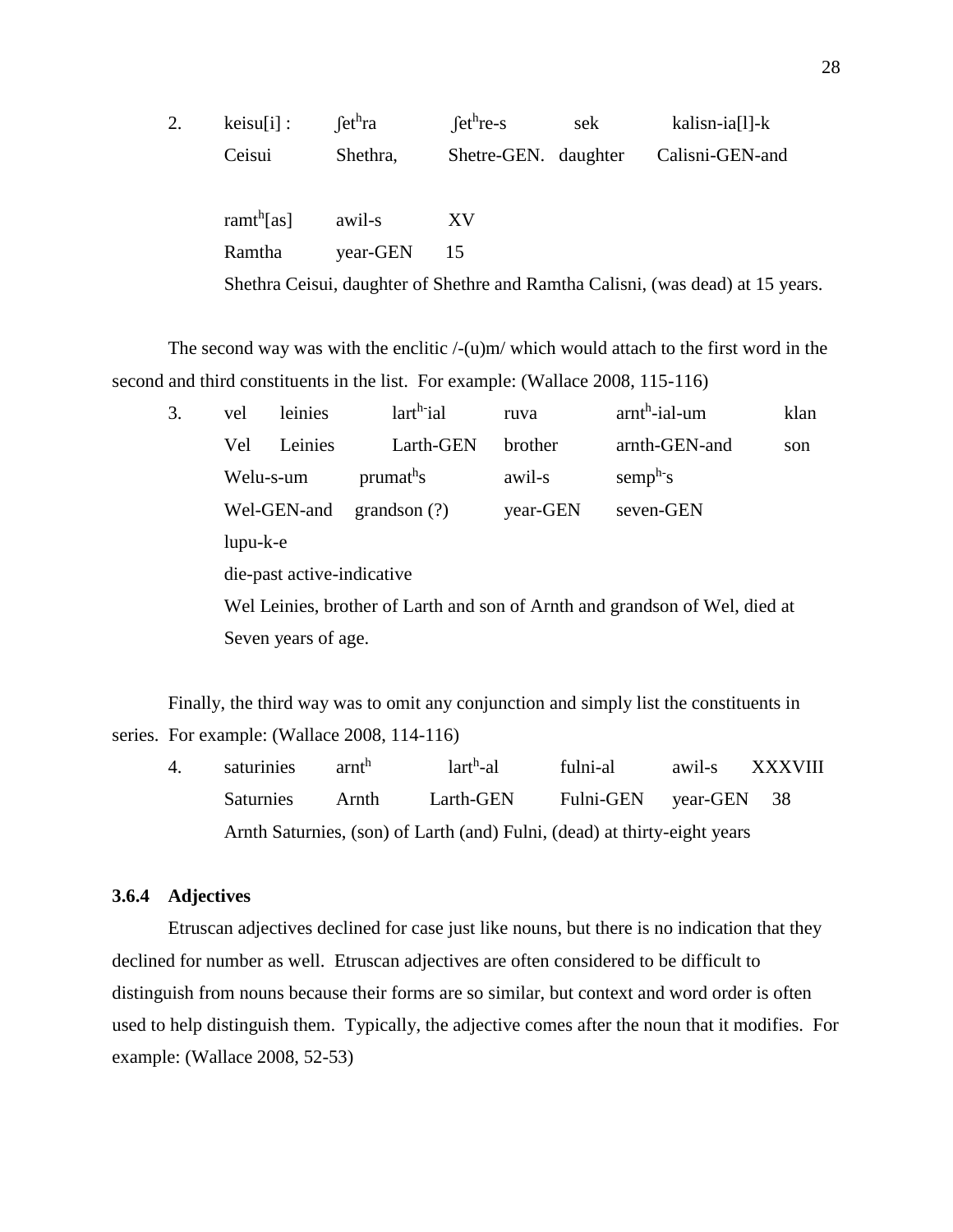2. keisu[i] : ʃet$^{h}$ra ʃet$^{h}$re-s sek kalisn-ia[l]-k

   Ceisui Shethra, Shetre-GEN. daughter Calisni-GEN-and

   ramt$^{h}$[as] awil-s XV

   Ramtha year-GEN 15

   Shethra Ceisui, daughter of Shethre and Ramtha Calisni, (was dead) at 15 years.

The second way was with the enclitic /-(u)m/ which would attach to the first word in the second and third constituents in the list. For example: (Wallace 2008, 115-116)

3. vel leinies lart$^{h-}$ial ruva arnt$^{h}$-ial-um klan

   Vel Leinies Larth-GEN brother arnth-GEN-and son

   Welu-s-um prumat$^{h}$s awil-s semp$^{h-}$s

   Wel-GEN-and grandson (?) year-GEN seven-GEN

   lupu-k-e

   die-past active-indicative

   Wel Leinies, brother of Larth and son of Arnth and grandson of Wel, died at Seven years of age.

Finally, the third way was to omit any conjunction and simply list the constituents in series. For example: (Wallace 2008, 114-116)

4. saturinies arnt$^{h}$ lart$^{h}$-al fulni-al awil-s XXXVIII

   Saturnies Arnth Larth-GEN Fulni-GEN year-GEN 38

   Arnth Saturnies, (son) of Larth (and) Fulni, (dead) at thirty-eight years

### 3.6.4 Adjectives

Etruscan adjectives declined for case just like nouns, but there is no indication that they declined for number as well. Etruscan adjectives are often considered to be difficult to distinguish from nouns because their forms are so similar, but context and word order is often used to help distinguish them. Typically, the adjective comes after the noun that it modifies. For example: (Wallace 2008, 52-53)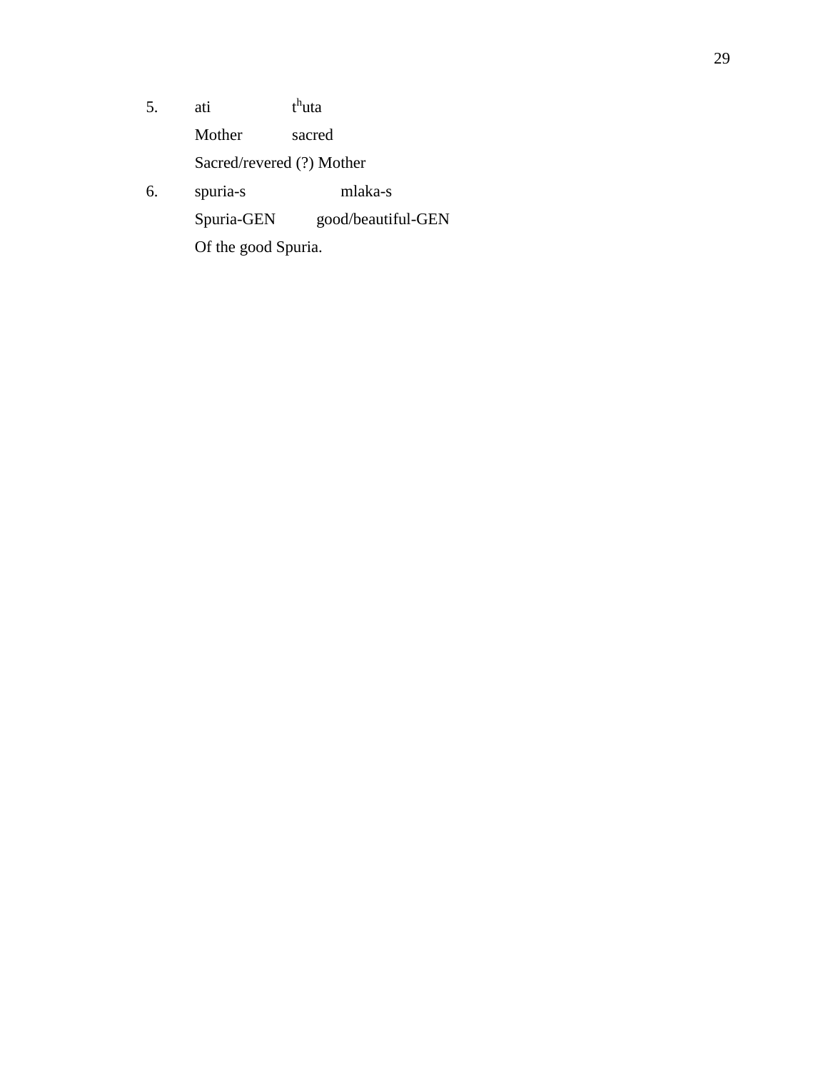5. ati $t^h$uta

   Mother sacred

   Sacred/revered (?) Mother

6. spuria-s mlaka-s

   Spuria-GEN good/beautiful-GEN

   Of the good Spuria.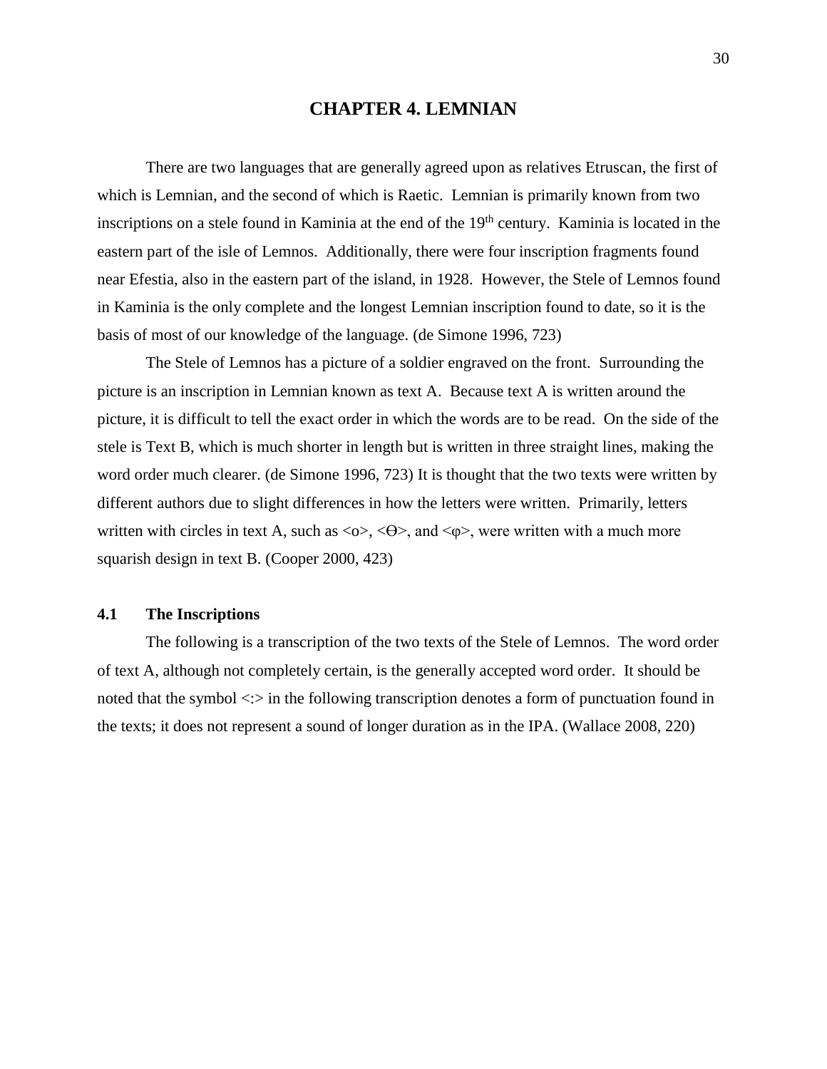# CHAPTER 4. LEMNIAN

There are two languages that are generally agreed upon as relatives Etruscan, the first of which is Lemnian, and the second of which is Raetic. Lemnian is primarily known from two inscriptions on a stele found in Kaminia at the end of the 19th century. Kaminia is located in the eastern part of the isle of Lemnos. Additionally, there were four inscription fragments found near Efestia, also in the eastern part of the island, in 1928. However, the Stele of Lemnos found in Kaminia is the only complete and the longest Lemnian inscription found to date, so it is the basis of most of our knowledge of the language. (de Simone 1996, 723)

The Stele of Lemnos has a picture of a soldier engraved on the front. Surrounding the picture is an inscription in Lemnian known as text A. Because text A is written around the picture, it is difficult to tell the exact order in which the words are to be read. On the side of the stele is Text B, which is much shorter in length but is written in three straight lines, making the word order much clearer. (de Simone 1996, 723) It is thought that the two texts were written by different authors due to slight differences in how the letters were written. Primarily, letters written with circles in text A, such as <o>, <Θ>, and <φ>, were written with a much more squarish design in text B. (Cooper 2000, 423)

## 4.1 The Inscriptions

The following is a transcription of the two texts of the Stele of Lemnos. The word order of text A, although not completely certain, is the generally accepted word order. It should be noted that the symbol <:> in the following transcription denotes a form of punctuation found in the texts; it does not represent a sound of longer duration as in the IPA. (Wallace 2008, 220)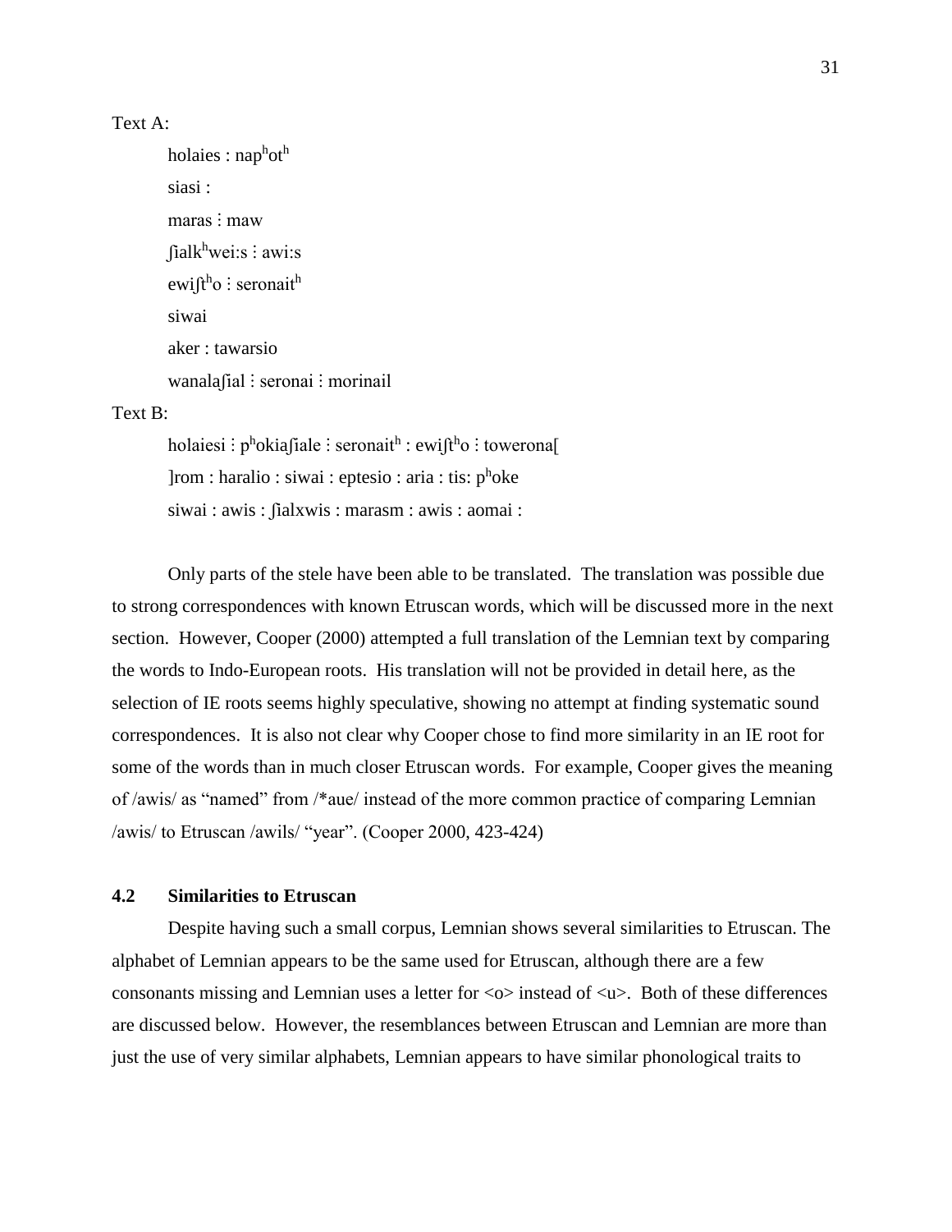Text A:

holaies : $nap^hot^h$

siasi :

maras ⁝ maw

$ʃialk^hwei{:}s$ ⁝ awi:s

$ewiʃt^ho$ ⁝ $seronait^h$

siwai

aker : tawarsio

wanalaʃial ⁝ seronai ⁝ morinail

Text B:

holaiesi ⁝ $p^hokiaʃiale$ ⁝ $seronait^h$ : $ewiʃt^ho$ ⁝ towerona[

]rom : haralio : siwai : eptesio : aria : tis: $p^hoke$

siwai : awis : ʃialxwis : marasm : awis : aomai :

Only parts of the stele have been able to be translated. The translation was possible due to strong correspondences with known Etruscan words, which will be discussed more in the next section. However, Cooper (2000) attempted a full translation of the Lemnian text by comparing the words to Indo-European roots. His translation will not be provided in detail here, as the selection of IE roots seems highly speculative, showing no attempt at finding systematic sound correspondences. It is also not clear why Cooper chose to find more similarity in an IE root for some of the words than in much closer Etruscan words. For example, Cooper gives the meaning of /awis/ as "named" from /*aue/ instead of the more common practice of comparing Lemnian /awis/ to Etruscan /awils/ "year". (Cooper 2000, 423-424)

### 4.2 Similarities to Etruscan

Despite having such a small corpus, Lemnian shows several similarities to Etruscan. The alphabet of Lemnian appears to be the same used for Etruscan, although there are a few consonants missing and Lemnian uses a letter for <o> instead of <u>. Both of these differences are discussed below. However, the resemblances between Etruscan and Lemnian are more than just the use of very similar alphabets, Lemnian appears to have similar phonological traits to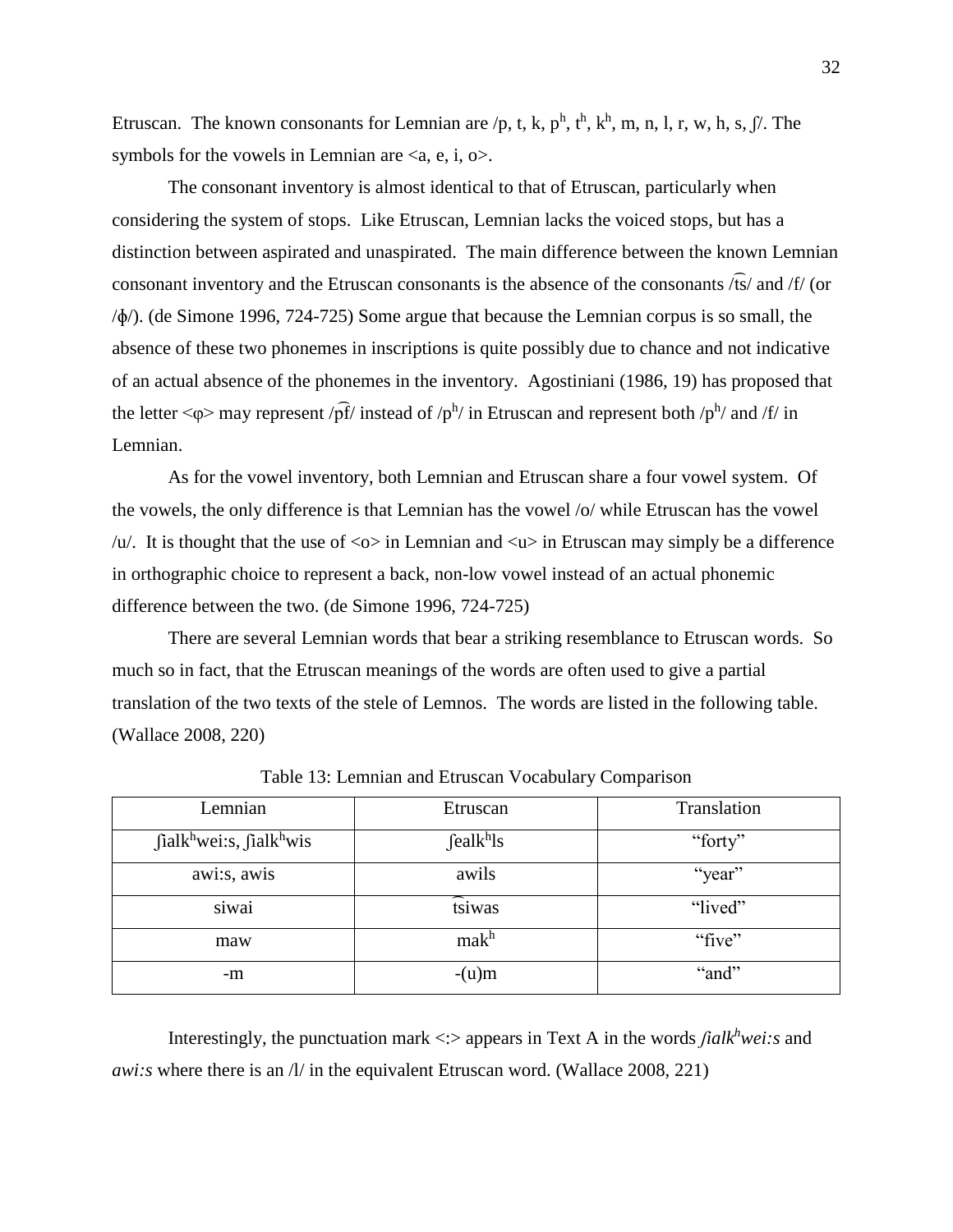Etruscan. The known consonants for Lemnian are /p, t, k, $p^h$, $t^h$, $k^h$, m, n, l, r, w, h, s, ʃ/. The symbols for the vowels in Lemnian are <a, e, i, o>.

The consonant inventory is almost identical to that of Etruscan, particularly when considering the system of stops. Like Etruscan, Lemnian lacks the voiced stops, but has a distinction between aspirated and unaspirated. The main difference between the known Lemnian consonant inventory and the Etruscan consonants is the absence of the consonants /t͡s/ and /f/ (or /ɸ/). (de Simone 1996, 724-725) Some argue that because the Lemnian corpus is so small, the absence of these two phonemes in inscriptions is quite possibly due to chance and not indicative of an actual absence of the phonemes in the inventory. Agostiniani (1986, 19) has proposed that the letter <φ> may represent /p͡f/ instead of /$p^h$/ in Etruscan and represent both /$p^h$/ and /f/ in Lemnian.

As for the vowel inventory, both Lemnian and Etruscan share a four vowel system. Of the vowels, the only difference is that Lemnian has the vowel /o/ while Etruscan has the vowel /u/. It is thought that the use of <o> in Lemnian and <u> in Etruscan may simply be a difference in orthographic choice to represent a back, non-low vowel instead of an actual phonemic difference between the two. (de Simone 1996, 724-725)

There are several Lemnian words that bear a striking resemblance to Etruscan words. So much so in fact, that the Etruscan meanings of the words are often used to give a partial translation of the two texts of the stele of Lemnos. The words are listed in the following table. (Wallace 2008, 220)

Table 13: Lemnian and Etruscan Vocabulary Comparison

| Lemnian | Etruscan | Translation |
|---|---|---|
| ʃialk$^h$wei:s, ʃialk$^h$wis | ʃealk$^h$ls | "forty" |
| awi:s, awis | awils | "year" |
| siwai | t͡siwas | "lived" |
| maw | mak$^h$ | "five" |
| -m | -(u)m | "and" |

Interestingly, the punctuation mark <:> appears in Text A in the words *ʃialk$^h$wei:s* and *awi:s* where there is an /l/ in the equivalent Etruscan word. (Wallace 2008, 221)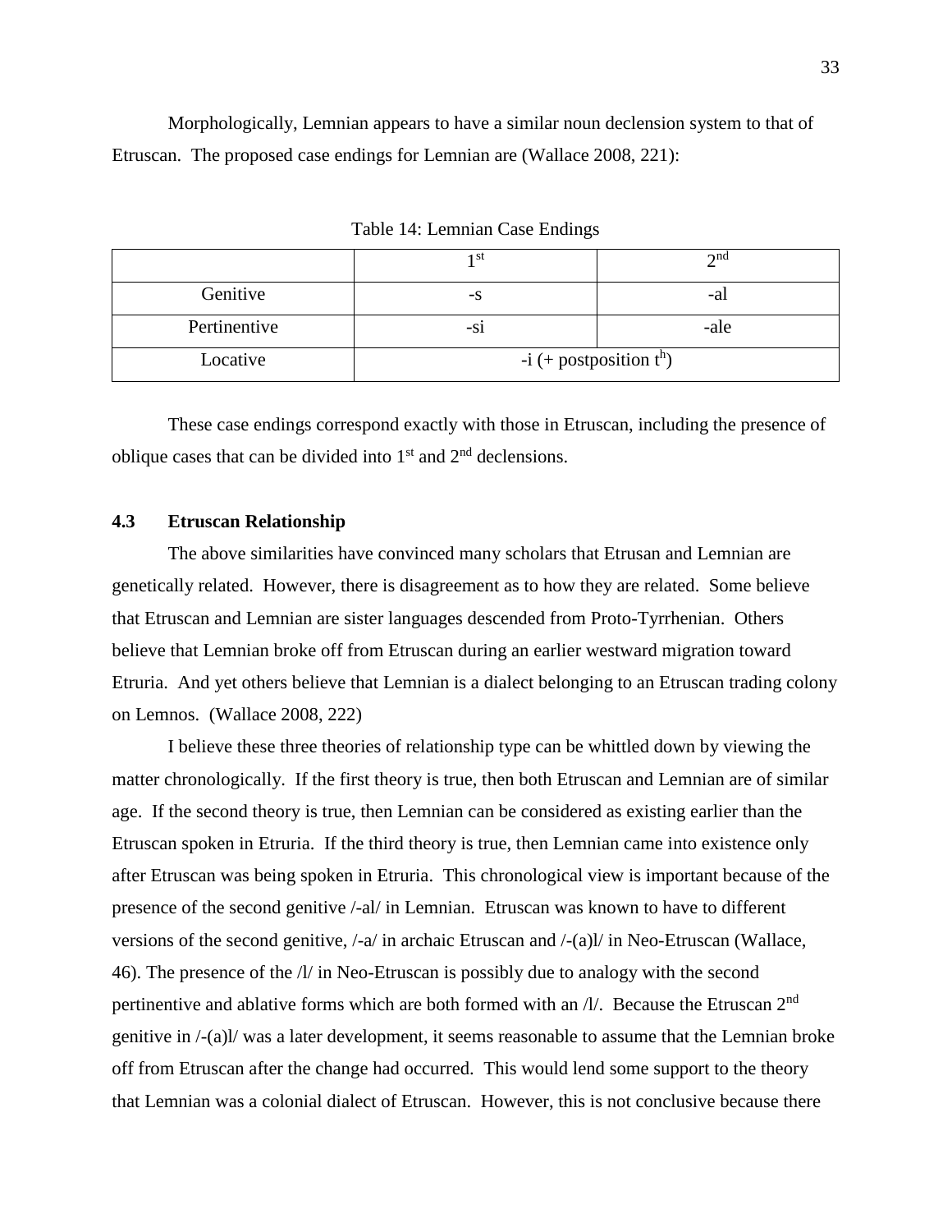Morphologically, Lemnian appears to have a similar noun declension system to that of Etruscan. The proposed case endings for Lemnian are (Wallace 2008, 221):

Table 14: Lemnian Case Endings

| | 1st | 2nd |
|---|---|---|
| Genitive | -s | -al |
| Pertinentive | -si | -ale |
| Locative | -i (+ postposition $t^h$) | |

These case endings correspond exactly with those in Etruscan, including the presence of oblique cases that can be divided into 1st and 2nd declensions.

### 4.3 Etruscan Relationship

The above similarities have convinced many scholars that Etrusan and Lemnian are genetically related. However, there is disagreement as to how they are related. Some believe that Etruscan and Lemnian are sister languages descended from Proto-Tyrrhenian. Others believe that Lemnian broke off from Etruscan during an earlier westward migration toward Etruria. And yet others believe that Lemnian is a dialect belonging to an Etruscan trading colony on Lemnos. (Wallace 2008, 222)

I believe these three theories of relationship type can be whittled down by viewing the matter chronologically. If the first theory is true, then both Etruscan and Lemnian are of similar age. If the second theory is true, then Lemnian can be considered as existing earlier than the Etruscan spoken in Etruria. If the third theory is true, then Lemnian came into existence only after Etruscan was being spoken in Etruria. This chronological view is important because of the presence of the second genitive /-al/ in Lemnian. Etruscan was known to have to different versions of the second genitive, /-a/ in archaic Etruscan and /-(a)l/ in Neo-Etruscan (Wallace, 46). The presence of the /l/ in Neo-Etruscan is possibly due to analogy with the second pertinentive and ablative forms which are both formed with an /l/. Because the Etruscan 2nd genitive in /-(a)l/ was a later development, it seems reasonable to assume that the Lemnian broke off from Etruscan after the change had occurred. This would lend some support to the theory that Lemnian was a colonial dialect of Etruscan. However, this is not conclusive because there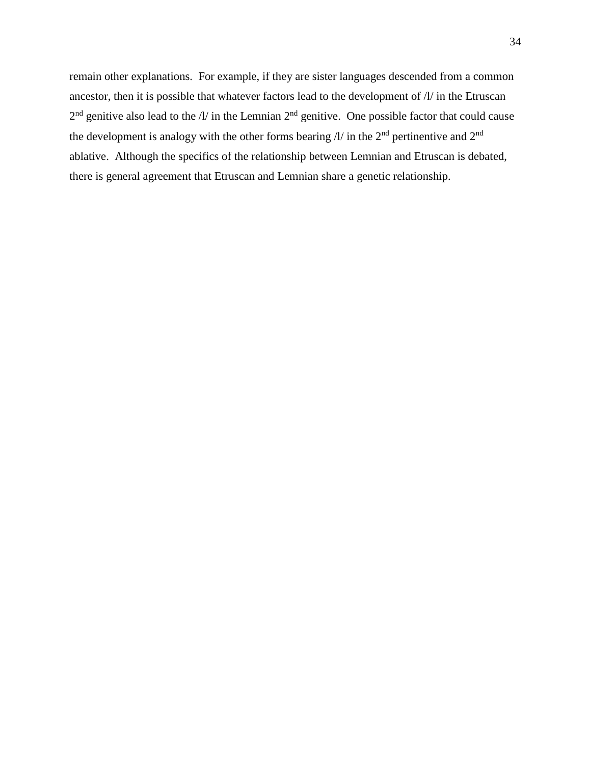remain other explanations. For example, if they are sister languages descended from a common ancestor, then it is possible that whatever factors lead to the development of /l/ in the Etruscan 2nd genitive also lead to the /l/ in the Lemnian 2nd genitive. One possible factor that could cause the development is analogy with the other forms bearing /l/ in the 2nd pertinentive and 2nd ablative. Although the specifics of the relationship between Lemnian and Etruscan is debated, there is general agreement that Etruscan and Lemnian share a genetic relationship.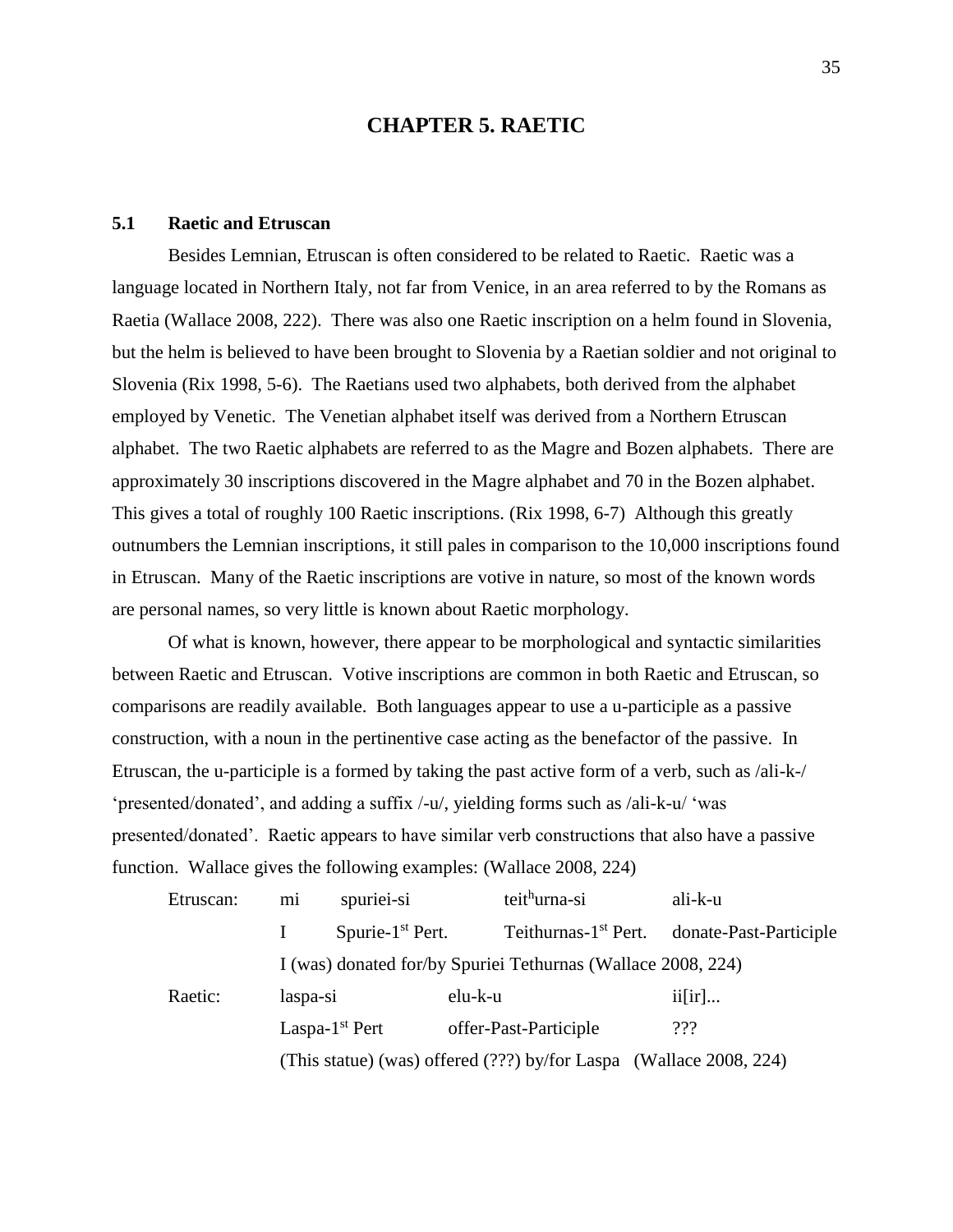# CHAPTER 5. RAETIC

## 5.1 Raetic and Etruscan

Besides Lemnian, Etruscan is often considered to be related to Raetic. Raetic was a language located in Northern Italy, not far from Venice, in an area referred to by the Romans as Raetia (Wallace 2008, 222). There was also one Raetic inscription on a helm found in Slovenia, but the helm is believed to have been brought to Slovenia by a Raetian soldier and not original to Slovenia (Rix 1998, 5-6). The Raetians used two alphabets, both derived from the alphabet employed by Venetic. The Venetian alphabet itself was derived from a Northern Etruscan alphabet. The two Raetic alphabets are referred to as the Magre and Bozen alphabets. There are approximately 30 inscriptions discovered in the Magre alphabet and 70 in the Bozen alphabet. This gives a total of roughly 100 Raetic inscriptions. (Rix 1998, 6-7) Although this greatly outnumbers the Lemnian inscriptions, it still pales in comparison to the 10,000 inscriptions found in Etruscan. Many of the Raetic inscriptions are votive in nature, so most of the known words are personal names, so very little is known about Raetic morphology.

Of what is known, however, there appear to be morphological and syntactic similarities between Raetic and Etruscan. Votive inscriptions are common in both Raetic and Etruscan, so comparisons are readily available. Both languages appear to use a u-participle as a passive construction, with a noun in the pertinentive case acting as the benefactor of the passive. In Etruscan, the u-participle is a formed by taking the past active form of a verb, such as /ali-k-/ 'presented/donated', and adding a suffix /-u/, yielding forms such as /ali-k-u/ 'was presented/donated'. Raetic appears to have similar verb constructions that also have a passive function. Wallace gives the following examples: (Wallace 2008, 224)

| | | | | |
|---|---|---|---|---|
| Etruscan: | mi | spuriei-si | teit$^{h}$urna-si | ali-k-u |
| | I | Spurie-1$^{st}$ Pert. | Teithurnas-1$^{st}$ Pert. | donate-Past-Participle |
| | I (was) donated for/by Spuriei Tethurnas (Wallace 2008, 224) | | | |
| Raetic: | laspa-si | | elu-k-u | ii[ir]... |
| | Laspa-1$^{st}$ Pert | | offer-Past-Participle | ??? |
| | (This statue) (was) offered (???) by/for Laspa (Wallace 2008, 224) | | | |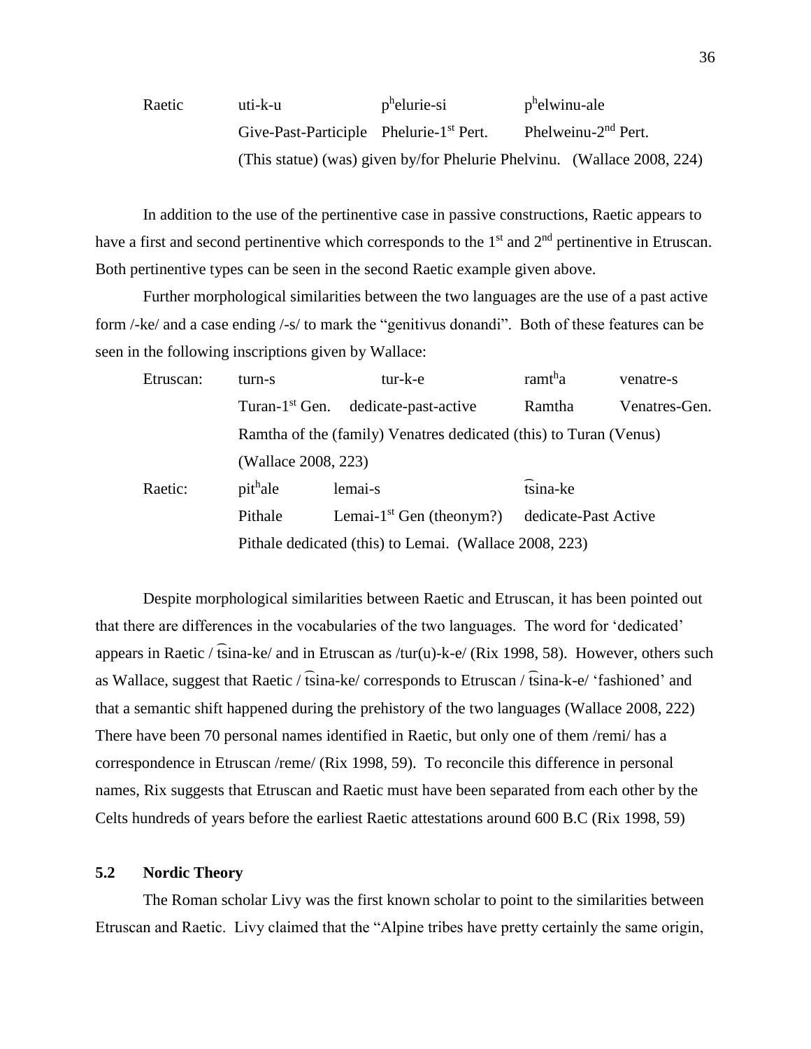| Raetic | uti-k-u | p$^{h}$elurie-si | p$^{h}$elwinu-ale |
|---|---|---|---|
| | Give-Past-Participle | Phelurie-1$^{st}$ Pert. | Phelweinu-2$^{nd}$ Pert. |
| | (This statue) (was) given by/for Phelurie Phelvinu. (Wallace 2008, 224) | | |

In addition to the use of the pertinentive case in passive constructions, Raetic appears to have a first and second pertinentive which corresponds to the 1$^{st}$ and 2$^{nd}$ pertinentive in Etruscan. Both pertinentive types can be seen in the second Raetic example given above.

Further morphological similarities between the two languages are the use of a past active form /-ke/ and a case ending /-s/ to mark the "genitivus donandi". Both of these features can be seen in the following inscriptions given by Wallace:

| Etruscan: | turn-s | tur-k-e | ramt$^{h}$a | venatre-s |
|---|---|---|---|---|
| | Turan-1$^{st}$ Gen. | dedicate-past-active | Ramtha | Venatres-Gen. |
| | Ramtha of the (family) Venatres dedicated (this) to Turan (Venus) (Wallace 2008, 223) | | | |
| Raetic: | pit$^{h}$ale | lemai-s | t͡sina-ke | |
| | Pithale | Lemai-1$^{st}$ Gen (theonym?) | dedicate-Past Active | |
| | Pithale dedicated (this) to Lemai. (Wallace 2008, 223) | | | |

Despite morphological similarities between Raetic and Etruscan, it has been pointed out that there are differences in the vocabularies of the two languages. The word for 'dedicated' appears in Raetic / t͡sina-ke/ and in Etruscan as /tur(u)-k-e/ (Rix 1998, 58). However, others such as Wallace, suggest that Raetic / t͡sina-ke/ corresponds to Etruscan / t͡sina-k-e/ 'fashioned' and that a semantic shift happened during the prehistory of the two languages (Wallace 2008, 222) There have been 70 personal names identified in Raetic, but only one of them /remi/ has a correspondence in Etruscan /reme/ (Rix 1998, 59). To reconcile this difference in personal names, Rix suggests that Etruscan and Raetic must have been separated from each other by the Celts hundreds of years before the earliest Raetic attestations around 600 B.C (Rix 1998, 59)

### 5.2 Nordic Theory

The Roman scholar Livy was the first known scholar to point to the similarities between Etruscan and Raetic. Livy claimed that the "Alpine tribes have pretty certainly the same origin,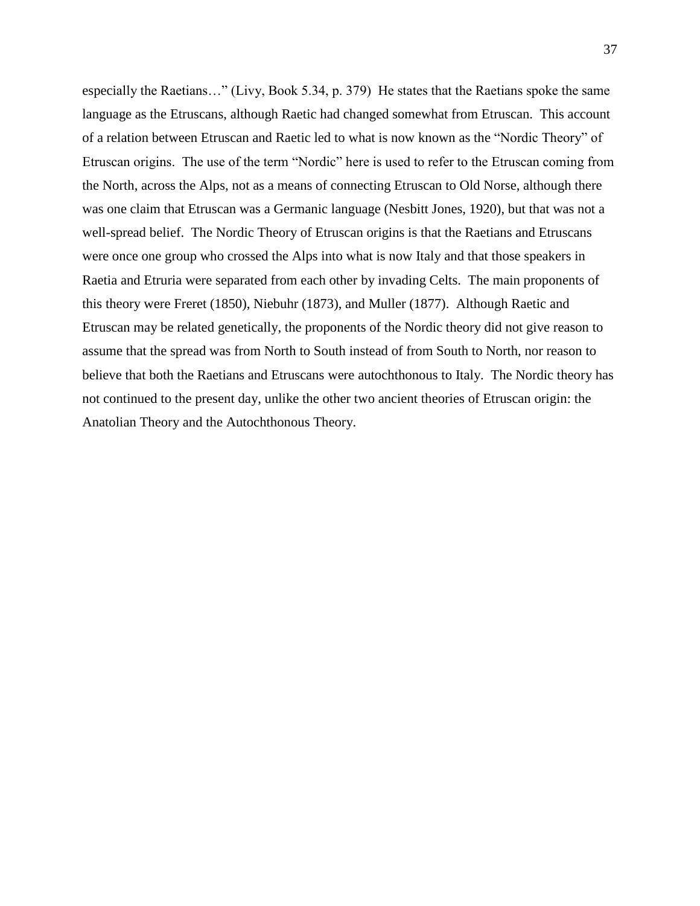especially the Raetians…" (Livy, Book 5.34, p. 379) He states that the Raetians spoke the same language as the Etruscans, although Raetic had changed somewhat from Etruscan. This account of a relation between Etruscan and Raetic led to what is now known as the "Nordic Theory" of Etruscan origins. The use of the term "Nordic" here is used to refer to the Etruscan coming from the North, across the Alps, not as a means of connecting Etruscan to Old Norse, although there was one claim that Etruscan was a Germanic language (Nesbitt Jones, 1920), but that was not a well-spread belief. The Nordic Theory of Etruscan origins is that the Raetians and Etruscans were once one group who crossed the Alps into what is now Italy and that those speakers in Raetia and Etruria were separated from each other by invading Celts. The main proponents of this theory were Freret (1850), Niebuhr (1873), and Muller (1877). Although Raetic and Etruscan may be related genetically, the proponents of the Nordic theory did not give reason to assume that the spread was from North to South instead of from South to North, nor reason to believe that both the Raetians and Etruscans were autochthonous to Italy. The Nordic theory has not continued to the present day, unlike the other two ancient theories of Etruscan origin: the Anatolian Theory and the Autochthonous Theory.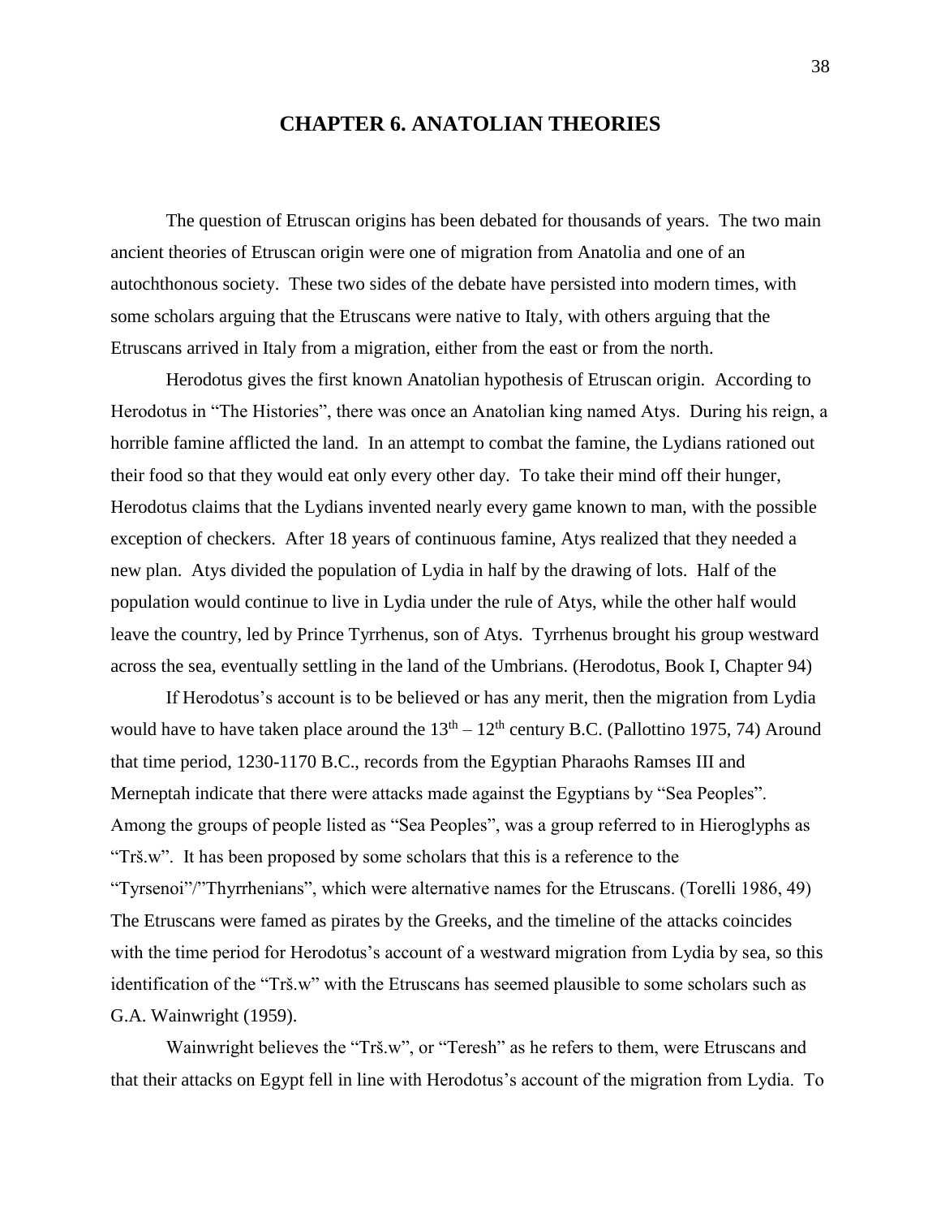# CHAPTER 6. ANATOLIAN THEORIES

The question of Etruscan origins has been debated for thousands of years. The two main ancient theories of Etruscan origin were one of migration from Anatolia and one of an autochthonous society. These two sides of the debate have persisted into modern times, with some scholars arguing that the Etruscans were native to Italy, with others arguing that the Etruscans arrived in Italy from a migration, either from the east or from the north.

Herodotus gives the first known Anatolian hypothesis of Etruscan origin. According to Herodotus in "The Histories", there was once an Anatolian king named Atys. During his reign, a horrible famine afflicted the land. In an attempt to combat the famine, the Lydians rationed out their food so that they would eat only every other day. To take their mind off their hunger, Herodotus claims that the Lydians invented nearly every game known to man, with the possible exception of checkers. After 18 years of continuous famine, Atys realized that they needed a new plan. Atys divided the population of Lydia in half by the drawing of lots. Half of the population would continue to live in Lydia under the rule of Atys, while the other half would leave the country, led by Prince Tyrrhenus, son of Atys. Tyrrhenus brought his group westward across the sea, eventually settling in the land of the Umbrians. (Herodotus, Book I, Chapter 94)

If Herodotus's account is to be believed or has any merit, then the migration from Lydia would have to have taken place around the 13th – 12th century B.C. (Pallottino 1975, 74) Around that time period, 1230-1170 B.C., records from the Egyptian Pharaohs Ramses III and Merneptah indicate that there were attacks made against the Egyptians by "Sea Peoples". Among the groups of people listed as "Sea Peoples", was a group referred to in Hieroglyphs as "Trš.w". It has been proposed by some scholars that this is a reference to the "Tyrsenoi"/"Thyrrhenians", which were alternative names for the Etruscans. (Torelli 1986, 49) The Etruscans were famed as pirates by the Greeks, and the timeline of the attacks coincides with the time period for Herodotus's account of a westward migration from Lydia by sea, so this identification of the "Trš.w" with the Etruscans has seemed plausible to some scholars such as G.A. Wainwright (1959).

Wainwright believes the "Trš.w", or "Teresh" as he refers to them, were Etruscans and that their attacks on Egypt fell in line with Herodotus's account of the migration from Lydia. To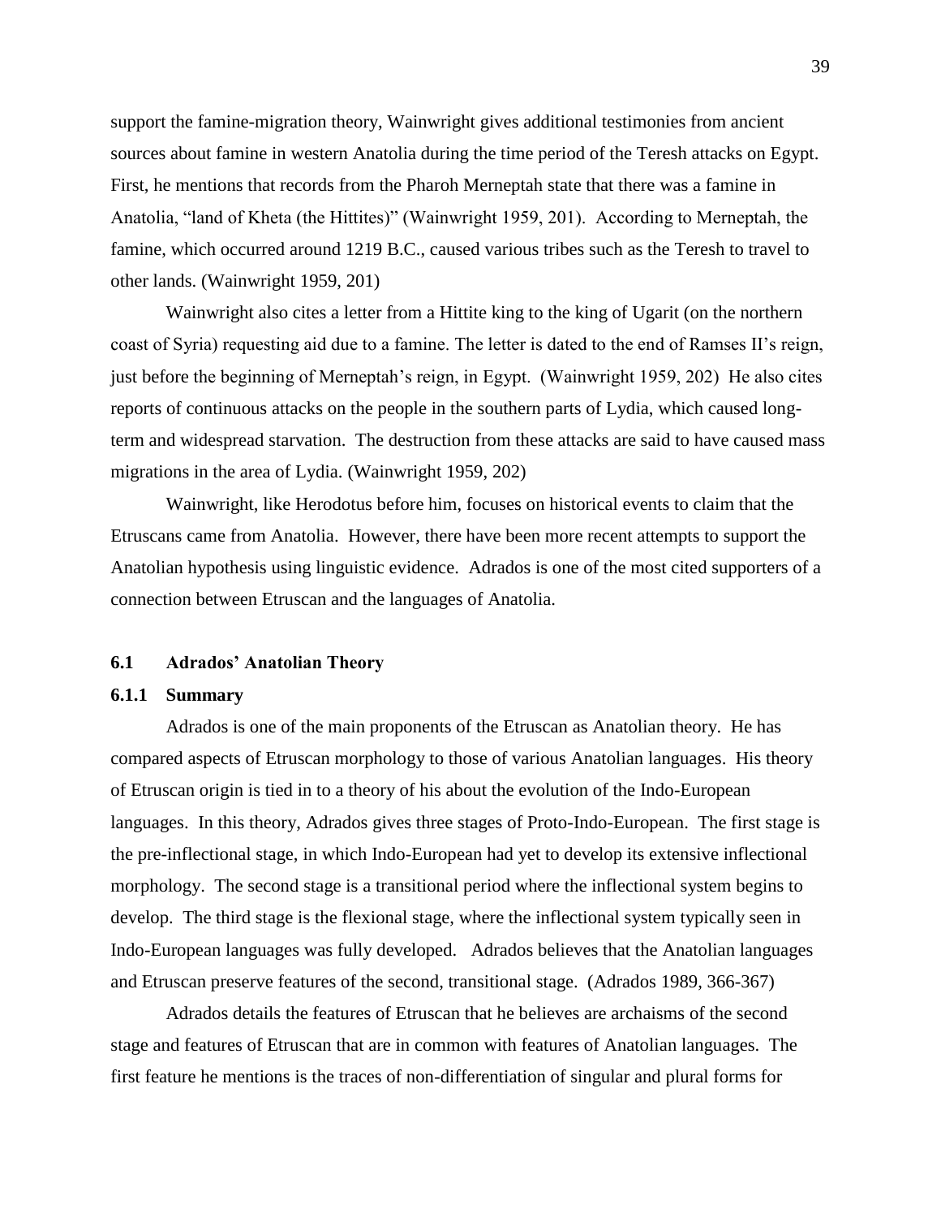support the famine-migration theory, Wainwright gives additional testimonies from ancient sources about famine in western Anatolia during the time period of the Teresh attacks on Egypt. First, he mentions that records from the Pharoh Merneptah state that there was a famine in Anatolia, "land of Kheta (the Hittites)" (Wainwright 1959, 201). According to Merneptah, the famine, which occurred around 1219 B.C., caused various tribes such as the Teresh to travel to other lands. (Wainwright 1959, 201)

Wainwright also cites a letter from a Hittite king to the king of Ugarit (on the northern coast of Syria) requesting aid due to a famine. The letter is dated to the end of Ramses II's reign, just before the beginning of Merneptah's reign, in Egypt. (Wainwright 1959, 202) He also cites reports of continuous attacks on the people in the southern parts of Lydia, which caused long-term and widespread starvation. The destruction from these attacks are said to have caused mass migrations in the area of Lydia. (Wainwright 1959, 202)

Wainwright, like Herodotus before him, focuses on historical events to claim that the Etruscans came from Anatolia. However, there have been more recent attempts to support the Anatolian hypothesis using linguistic evidence. Adrados is one of the most cited supporters of a connection between Etruscan and the languages of Anatolia.

## 6.1 Adrados' Anatolian Theory

### 6.1.1 Summary

Adrados is one of the main proponents of the Etruscan as Anatolian theory. He has compared aspects of Etruscan morphology to those of various Anatolian languages. His theory of Etruscan origin is tied in to a theory of his about the evolution of the Indo-European languages. In this theory, Adrados gives three stages of Proto-Indo-European. The first stage is the pre-inflectional stage, in which Indo-European had yet to develop its extensive inflectional morphology. The second stage is a transitional period where the inflectional system begins to develop. The third stage is the flexional stage, where the inflectional system typically seen in Indo-European languages was fully developed. Adrados believes that the Anatolian languages and Etruscan preserve features of the second, transitional stage. (Adrados 1989, 366-367)

Adrados details the features of Etruscan that he believes are archaisms of the second stage and features of Etruscan that are in common with features of Anatolian languages. The first feature he mentions is the traces of non-differentiation of singular and plural forms for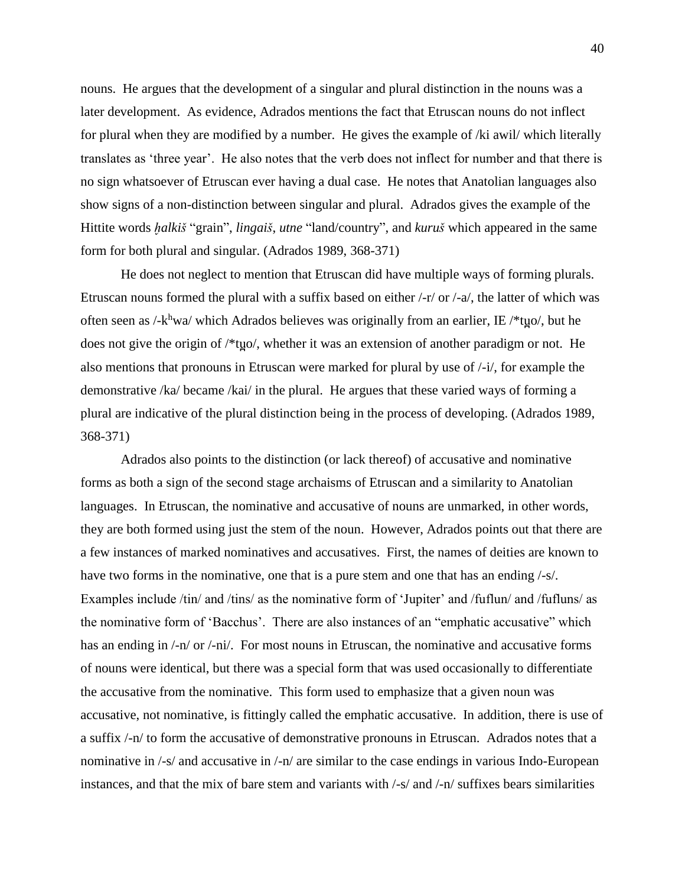nouns. He argues that the development of a singular and plural distinction in the nouns was a later development. As evidence, Adrados mentions the fact that Etruscan nouns do not inflect for plural when they are modified by a number. He gives the example of /ki awil/ which literally translates as 'three year'. He also notes that the verb does not inflect for number and that there is no sign whatsoever of Etruscan ever having a dual case. He notes that Anatolian languages also show signs of a non-distinction between singular and plural. Adrados gives the example of the Hittite words *ḫalkiš* "grain", *lingaiš*, *utne* "land/country", and *kuruš* which appeared in the same form for both plural and singular. (Adrados 1989, 368-371)

He does not neglect to mention that Etruscan did have multiple ways of forming plurals. Etruscan nouns formed the plural with a suffix based on either /-r/ or /-a/, the latter of which was often seen as /-k$^h$wa/ which Adrados believes was originally from an earlier, IE /*tu̯o/, but he does not give the origin of /*tu̯o/, whether it was an extension of another paradigm or not. He also mentions that pronouns in Etruscan were marked for plural by use of /-i/, for example the demonstrative /ka/ became /kai/ in the plural. He argues that these varied ways of forming a plural are indicative of the plural distinction being in the process of developing. (Adrados 1989, 368-371)

Adrados also points to the distinction (or lack thereof) of accusative and nominative forms as both a sign of the second stage archaisms of Etruscan and a similarity to Anatolian languages. In Etruscan, the nominative and accusative of nouns are unmarked, in other words, they are both formed using just the stem of the noun. However, Adrados points out that there are a few instances of marked nominatives and accusatives. First, the names of deities are known to have two forms in the nominative, one that is a pure stem and one that has an ending /-s/. Examples include /tin/ and /tins/ as the nominative form of 'Jupiter' and /fuflun/ and /fufluns/ as the nominative form of 'Bacchus'. There are also instances of an "emphatic accusative" which has an ending in /-n/ or /-ni/. For most nouns in Etruscan, the nominative and accusative forms of nouns were identical, but there was a special form that was used occasionally to differentiate the accusative from the nominative. This form used to emphasize that a given noun was accusative, not nominative, is fittingly called the emphatic accusative. In addition, there is use of a suffix /-n/ to form the accusative of demonstrative pronouns in Etruscan. Adrados notes that a nominative in /-s/ and accusative in /-n/ are similar to the case endings in various Indo-European instances, and that the mix of bare stem and variants with /-s/ and /-n/ suffixes bears similarities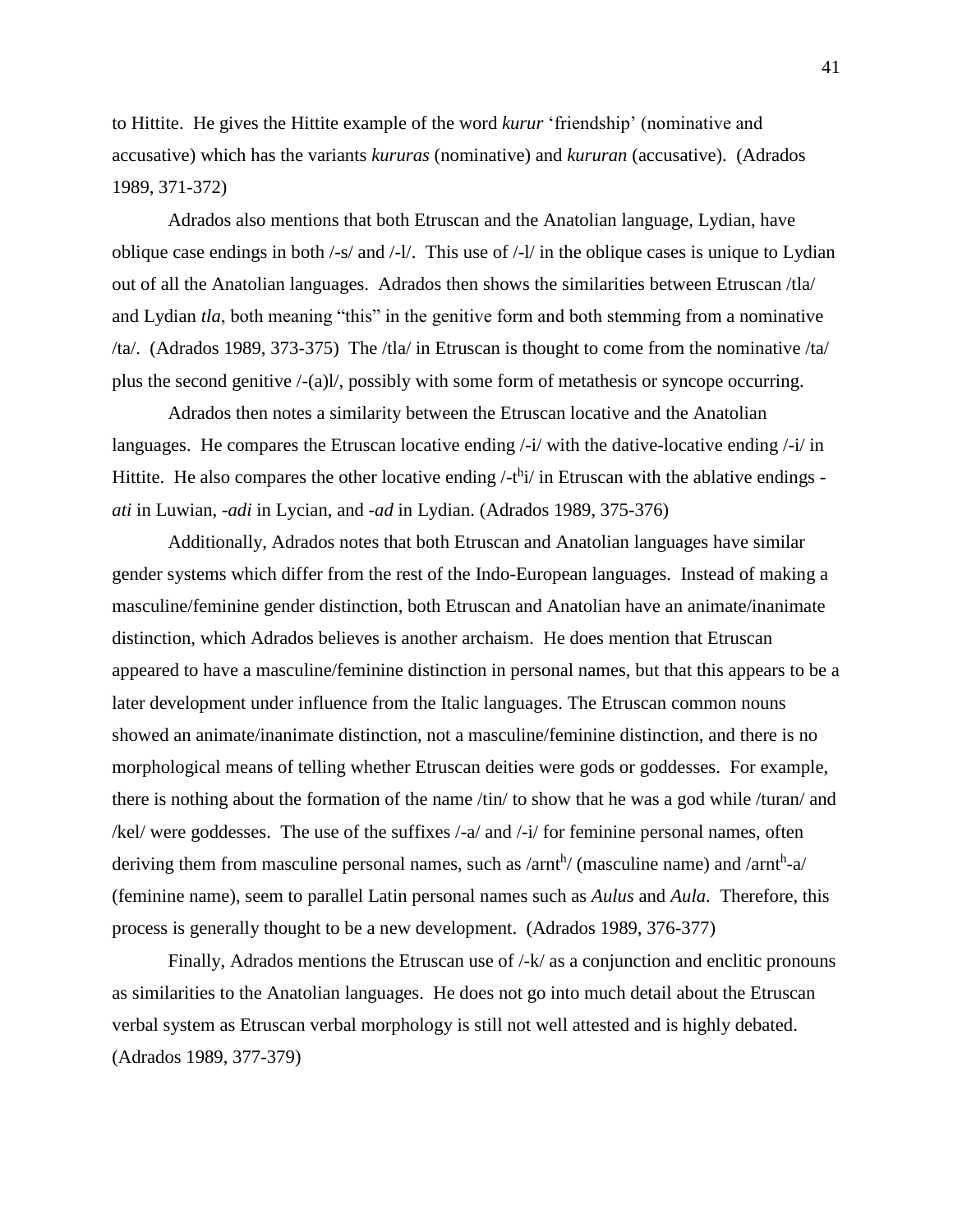to Hittite. He gives the Hittite example of the word *kurur* 'friendship' (nominative and accusative) which has the variants *kururas* (nominative) and *kururan* (accusative). (Adrados 1989, 371-372)

Adrados also mentions that both Etruscan and the Anatolian language, Lydian, have oblique case endings in both /-s/ and /-l/. This use of /-l/ in the oblique cases is unique to Lydian out of all the Anatolian languages. Adrados then shows the similarities between Etruscan /tla/ and Lydian *tla*, both meaning "this" in the genitive form and both stemming from a nominative /ta/. (Adrados 1989, 373-375) The /tla/ in Etruscan is thought to come from the nominative /ta/ plus the second genitive /-(a)l/, possibly with some form of metathesis or syncope occurring.

Adrados then notes a similarity between the Etruscan locative and the Anatolian languages. He compares the Etruscan locative ending /-i/ with the dative-locative ending /-i/ in Hittite. He also compares the other locative ending /-$t^h$i/ in Etruscan with the ablative endings -*ati* in Luwian, -*adi* in Lycian, and -*ad* in Lydian. (Adrados 1989, 375-376)

Additionally, Adrados notes that both Etruscan and Anatolian languages have similar gender systems which differ from the rest of the Indo-European languages. Instead of making a masculine/feminine gender distinction, both Etruscan and Anatolian have an animate/inanimate distinction, which Adrados believes is another archaism. He does mention that Etruscan appeared to have a masculine/feminine distinction in personal names, but that this appears to be a later development under influence from the Italic languages. The Etruscan common nouns showed an animate/inanimate distinction, not a masculine/feminine distinction, and there is no morphological means of telling whether Etruscan deities were gods or goddesses. For example, there is nothing about the formation of the name /tin/ to show that he was a god while /turan/ and /kel/ were goddesses. The use of the suffixes /-a/ and /-i/ for feminine personal names, often deriving them from masculine personal names, such as /arn$t^h$/ (masculine name) and /arn$t^h$-a/ (feminine name), seem to parallel Latin personal names such as *Aulus* and *Aula*. Therefore, this process is generally thought to be a new development. (Adrados 1989, 376-377)

Finally, Adrados mentions the Etruscan use of /-k/ as a conjunction and enclitic pronouns as similarities to the Anatolian languages. He does not go into much detail about the Etruscan verbal system as Etruscan verbal morphology is still not well attested and is highly debated. (Adrados 1989, 377-379)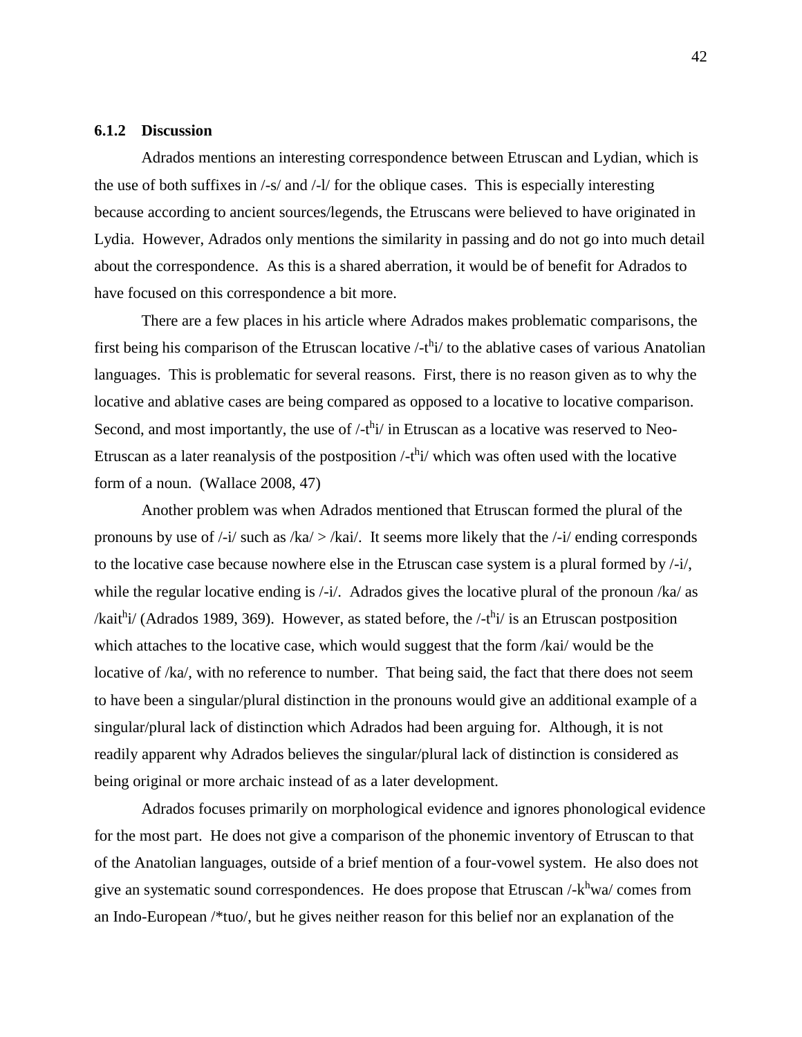### 6.1.2 Discussion

Adrados mentions an interesting correspondence between Etruscan and Lydian, which is the use of both suffixes in /-s/ and /-l/ for the oblique cases. This is especially interesting because according to ancient sources/legends, the Etruscans were believed to have originated in Lydia. However, Adrados only mentions the similarity in passing and do not go into much detail about the correspondence. As this is a shared aberration, it would be of benefit for Adrados to have focused on this correspondence a bit more.

There are a few places in his article where Adrados makes problematic comparisons, the first being his comparison of the Etruscan locative /-$t^h$i/ to the ablative cases of various Anatolian languages. This is problematic for several reasons. First, there is no reason given as to why the locative and ablative cases are being compared as opposed to a locative to locative comparison. Second, and most importantly, the use of /-$t^h$i/ in Etruscan as a locative was reserved to Neo-Etruscan as a later reanalysis of the postposition /-$t^h$i/ which was often used with the locative form of a noun. (Wallace 2008, 47)

Another problem was when Adrados mentioned that Etruscan formed the plural of the pronouns by use of /-i/ such as /ka/ > /kai/. It seems more likely that the /-i/ ending corresponds to the locative case because nowhere else in the Etruscan case system is a plural formed by /-i/, while the regular locative ending is /-i/. Adrados gives the locative plural of the pronoun /ka/ as /kai$t^h$i/ (Adrados 1989, 369). However, as stated before, the /-$t^h$i/ is an Etruscan postposition which attaches to the locative case, which would suggest that the form /kai/ would be the locative of /ka/, with no reference to number. That being said, the fact that there does not seem to have been a singular/plural distinction in the pronouns would give an additional example of a singular/plural lack of distinction which Adrados had been arguing for. Although, it is not readily apparent why Adrados believes the singular/plural lack of distinction is considered as being original or more archaic instead of as a later development.

Adrados focuses primarily on morphological evidence and ignores phonological evidence for the most part. He does not give a comparison of the phonemic inventory of Etruscan to that of the Anatolian languages, outside of a brief mention of a four-vowel system. He also does not give an systematic sound correspondences. He does propose that Etruscan /-$k^h$wa/ comes from an Indo-European /*tuo/, but he gives neither reason for this belief nor an explanation of the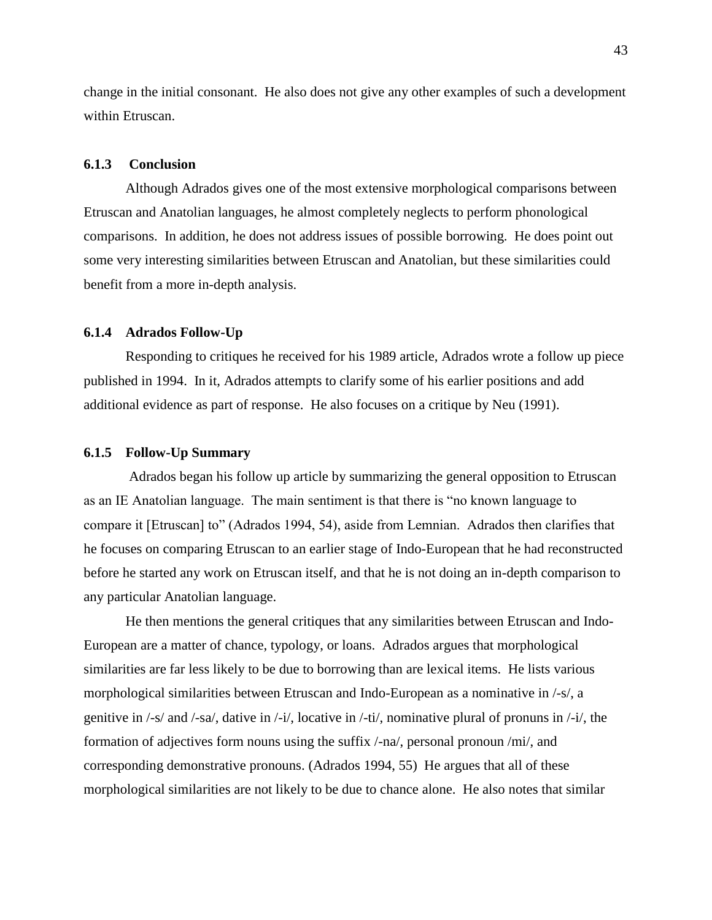change in the initial consonant. He also does not give any other examples of such a development within Etruscan.

### 6.1.3 Conclusion

Although Adrados gives one of the most extensive morphological comparisons between Etruscan and Anatolian languages, he almost completely neglects to perform phonological comparisons. In addition, he does not address issues of possible borrowing. He does point out some very interesting similarities between Etruscan and Anatolian, but these similarities could benefit from a more in-depth analysis.

### 6.1.4 Adrados Follow-Up

Responding to critiques he received for his 1989 article, Adrados wrote a follow up piece published in 1994. In it, Adrados attempts to clarify some of his earlier positions and add additional evidence as part of response. He also focuses on a critique by Neu (1991).

### 6.1.5 Follow-Up Summary

Adrados began his follow up article by summarizing the general opposition to Etruscan as an IE Anatolian language. The main sentiment is that there is "no known language to compare it [Etruscan] to" (Adrados 1994, 54), aside from Lemnian. Adrados then clarifies that he focuses on comparing Etruscan to an earlier stage of Indo-European that he had reconstructed before he started any work on Etruscan itself, and that he is not doing an in-depth comparison to any particular Anatolian language.

He then mentions the general critiques that any similarities between Etruscan and Indo-European are a matter of chance, typology, or loans. Adrados argues that morphological similarities are far less likely to be due to borrowing than are lexical items. He lists various morphological similarities between Etruscan and Indo-European as a nominative in /-s/, a genitive in /-s/ and /-sa/, dative in /-i/, locative in /-ti/, nominative plural of pronuns in /-i/, the formation of adjectives form nouns using the suffix /-na/, personal pronoun /mi/, and corresponding demonstrative pronouns. (Adrados 1994, 55) He argues that all of these morphological similarities are not likely to be due to chance alone. He also notes that similar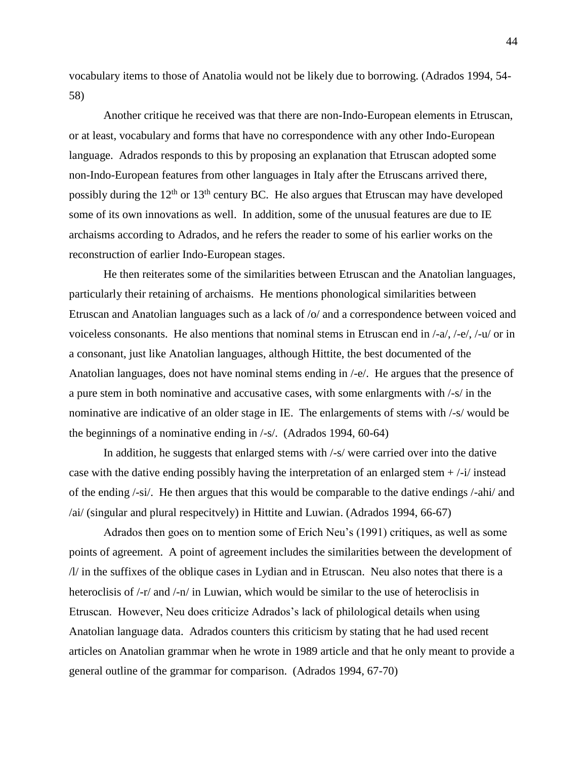vocabulary items to those of Anatolia would not be likely due to borrowing. (Adrados 1994, 54-58)

Another critique he received was that there are non-Indo-European elements in Etruscan, or at least, vocabulary and forms that have no correspondence with any other Indo-European language. Adrados responds to this by proposing an explanation that Etruscan adopted some non-Indo-European features from other languages in Italy after the Etruscans arrived there, possibly during the 12th or 13th century BC. He also argues that Etruscan may have developed some of its own innovations as well. In addition, some of the unusual features are due to IE archaisms according to Adrados, and he refers the reader to some of his earlier works on the reconstruction of earlier Indo-European stages.

He then reiterates some of the similarities between Etruscan and the Anatolian languages, particularly their retaining of archaisms. He mentions phonological similarities between Etruscan and Anatolian languages such as a lack of /o/ and a correspondence between voiced and voiceless consonants. He also mentions that nominal stems in Etruscan end in /-a/, /-e/, /-u/ or in a consonant, just like Anatolian languages, although Hittite, the best documented of the Anatolian languages, does not have nominal stems ending in /-e/. He argues that the presence of a pure stem in both nominative and accusative cases, with some enlargments with /-s/ in the nominative are indicative of an older stage in IE. The enlargements of stems with /-s/ would be the beginnings of a nominative ending in /-s/. (Adrados 1994, 60-64)

In addition, he suggests that enlarged stems with /-s/ were carried over into the dative case with the dative ending possibly having the interpretation of an enlarged stem + /-i/ instead of the ending /-si/. He then argues that this would be comparable to the dative endings /-ahi/ and /ai/ (singular and plural respecitvely) in Hittite and Luwian. (Adrados 1994, 66-67)

Adrados then goes on to mention some of Erich Neu's (1991) critiques, as well as some points of agreement. A point of agreement includes the similarities between the development of /l/ in the suffixes of the oblique cases in Lydian and in Etruscan. Neu also notes that there is a heteroclisis of /-r/ and /-n/ in Luwian, which would be similar to the use of heteroclisis in Etruscan. However, Neu does criticize Adrados's lack of philological details when using Anatolian language data. Adrados counters this criticism by stating that he had used recent articles on Anatolian grammar when he wrote in 1989 article and that he only meant to provide a general outline of the grammar for comparison. (Adrados 1994, 67-70)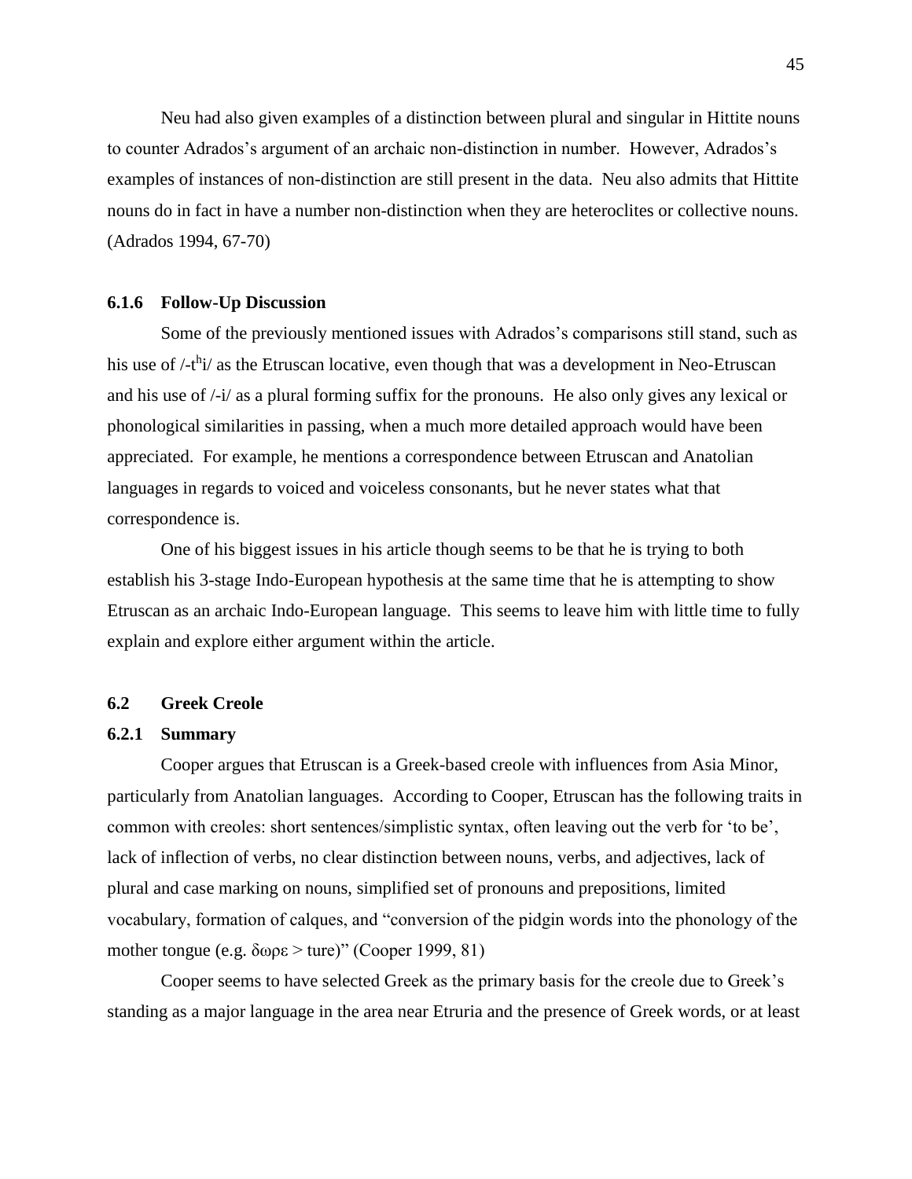Neu had also given examples of a distinction between plural and singular in Hittite nouns to counter Adrados's argument of an archaic non-distinction in number. However, Adrados's examples of instances of non-distinction are still present in the data. Neu also admits that Hittite nouns do in fact in have a number non-distinction when they are heteroclites or collective nouns. (Adrados 1994, 67-70)

### 6.1.6 Follow-Up Discussion

Some of the previously mentioned issues with Adrados's comparisons still stand, such as his use of /-t$^{h}$i/ as the Etruscan locative, even though that was a development in Neo-Etruscan and his use of /-i/ as a plural forming suffix for the pronouns. He also only gives any lexical or phonological similarities in passing, when a much more detailed approach would have been appreciated. For example, he mentions a correspondence between Etruscan and Anatolian languages in regards to voiced and voiceless consonants, but he never states what that correspondence is.

One of his biggest issues in his article though seems to be that he is trying to both establish his 3-stage Indo-European hypothesis at the same time that he is attempting to show Etruscan as an archaic Indo-European language. This seems to leave him with little time to fully explain and explore either argument within the article.

## 6.2 Greek Creole

### 6.2.1 Summary

Cooper argues that Etruscan is a Greek-based creole with influences from Asia Minor, particularly from Anatolian languages. According to Cooper, Etruscan has the following traits in common with creoles: short sentences/simplistic syntax, often leaving out the verb for 'to be', lack of inflection of verbs, no clear distinction between nouns, verbs, and adjectives, lack of plural and case marking on nouns, simplified set of pronouns and prepositions, limited vocabulary, formation of calques, and "conversion of the pidgin words into the phonology of the mother tongue (e.g. δωρε > ture)" (Cooper 1999, 81)

Cooper seems to have selected Greek as the primary basis for the creole due to Greek's standing as a major language in the area near Etruria and the presence of Greek words, or at least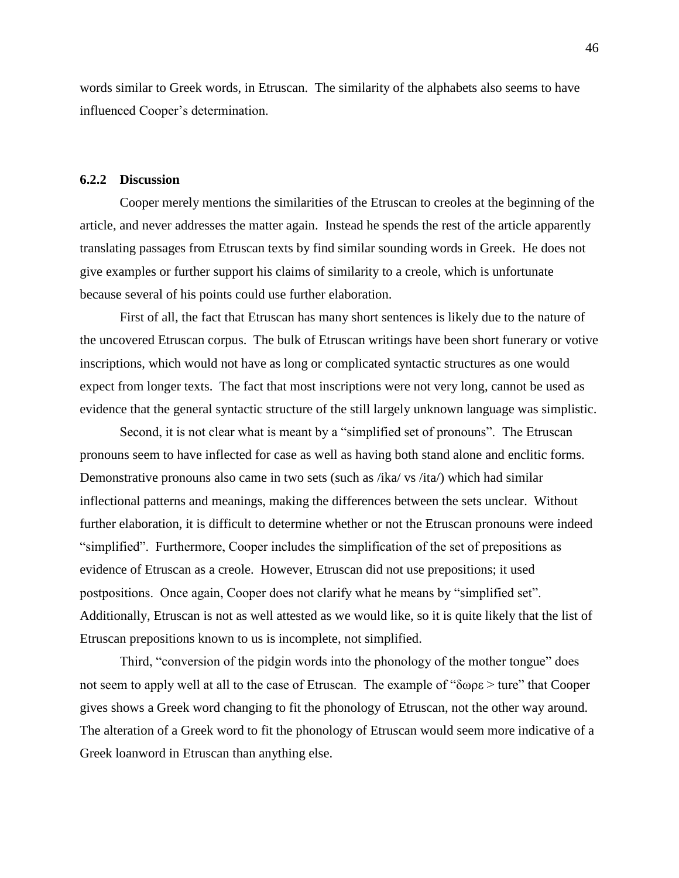words similar to Greek words, in Etruscan. The similarity of the alphabets also seems to have influenced Cooper's determination.

### 6.2.2 Discussion

Cooper merely mentions the similarities of the Etruscan to creoles at the beginning of the article, and never addresses the matter again. Instead he spends the rest of the article apparently translating passages from Etruscan texts by find similar sounding words in Greek. He does not give examples or further support his claims of similarity to a creole, which is unfortunate because several of his points could use further elaboration.

First of all, the fact that Etruscan has many short sentences is likely due to the nature of the uncovered Etruscan corpus. The bulk of Etruscan writings have been short funerary or votive inscriptions, which would not have as long or complicated syntactic structures as one would expect from longer texts. The fact that most inscriptions were not very long, cannot be used as evidence that the general syntactic structure of the still largely unknown language was simplistic.

Second, it is not clear what is meant by a "simplified set of pronouns". The Etruscan pronouns seem to have inflected for case as well as having both stand alone and enclitic forms. Demonstrative pronouns also came in two sets (such as /ika/ vs /ita/) which had similar inflectional patterns and meanings, making the differences between the sets unclear. Without further elaboration, it is difficult to determine whether or not the Etruscan pronouns were indeed "simplified". Furthermore, Cooper includes the simplification of the set of prepositions as evidence of Etruscan as a creole. However, Etruscan did not use prepositions; it used postpositions. Once again, Cooper does not clarify what he means by "simplified set". Additionally, Etruscan is not as well attested as we would like, so it is quite likely that the list of Etruscan prepositions known to us is incomplete, not simplified.

Third, "conversion of the pidgin words into the phonology of the mother tongue" does not seem to apply well at all to the case of Etruscan. The example of "δωρε > ture" that Cooper gives shows a Greek word changing to fit the phonology of Etruscan, not the other way around. The alteration of a Greek word to fit the phonology of Etruscan would seem more indicative of a Greek loanword in Etruscan than anything else.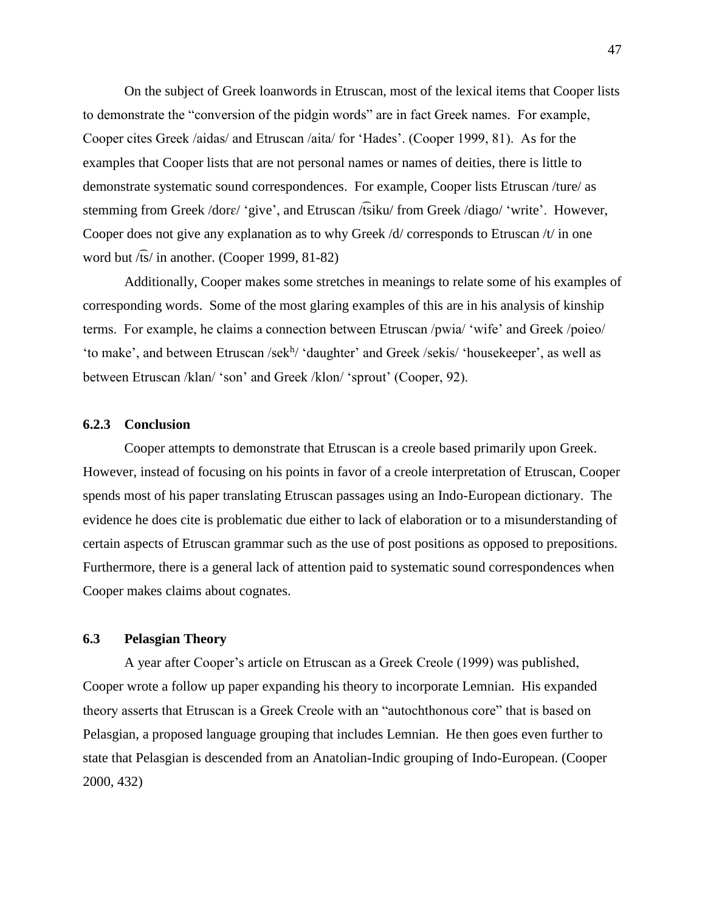On the subject of Greek loanwords in Etruscan, most of the lexical items that Cooper lists to demonstrate the "conversion of the pidgin words" are in fact Greek names. For example, Cooper cites Greek /aidas/ and Etruscan /aita/ for 'Hades'. (Cooper 1999, 81). As for the examples that Cooper lists that are not personal names or names of deities, there is little to demonstrate systematic sound correspondences. For example, Cooper lists Etruscan /ture/ as stemming from Greek /dorɛ/ 'give', and Etruscan /t͡siku/ from Greek /diago/ 'write'. However, Cooper does not give any explanation as to why Greek /d/ corresponds to Etruscan /t/ in one word but /t͡s/ in another. (Cooper 1999, 81-82)

Additionally, Cooper makes some stretches in meanings to relate some of his examples of corresponding words. Some of the most glaring examples of this are in his analysis of kinship terms. For example, he claims a connection between Etruscan /pwia/ 'wife' and Greek /poieo/ 'to make', and between Etruscan /sekʰ/ 'daughter' and Greek /sekis/ 'housekeeper', as well as between Etruscan /klan/ 'son' and Greek /klon/ 'sprout' (Cooper, 92).

### 6.2.3 Conclusion

Cooper attempts to demonstrate that Etruscan is a creole based primarily upon Greek. However, instead of focusing on his points in favor of a creole interpretation of Etruscan, Cooper spends most of his paper translating Etruscan passages using an Indo-European dictionary. The evidence he does cite is problematic due either to lack of elaboration or to a misunderstanding of certain aspects of Etruscan grammar such as the use of post positions as opposed to prepositions. Furthermore, there is a general lack of attention paid to systematic sound correspondences when Cooper makes claims about cognates.

## 6.3 Pelasgian Theory

A year after Cooper's article on Etruscan as a Greek Creole (1999) was published, Cooper wrote a follow up paper expanding his theory to incorporate Lemnian. His expanded theory asserts that Etruscan is a Greek Creole with an "autochthonous core" that is based on Pelasgian, a proposed language grouping that includes Lemnian. He then goes even further to state that Pelasgian is descended from an Anatolian-Indic grouping of Indo-European. (Cooper 2000, 432)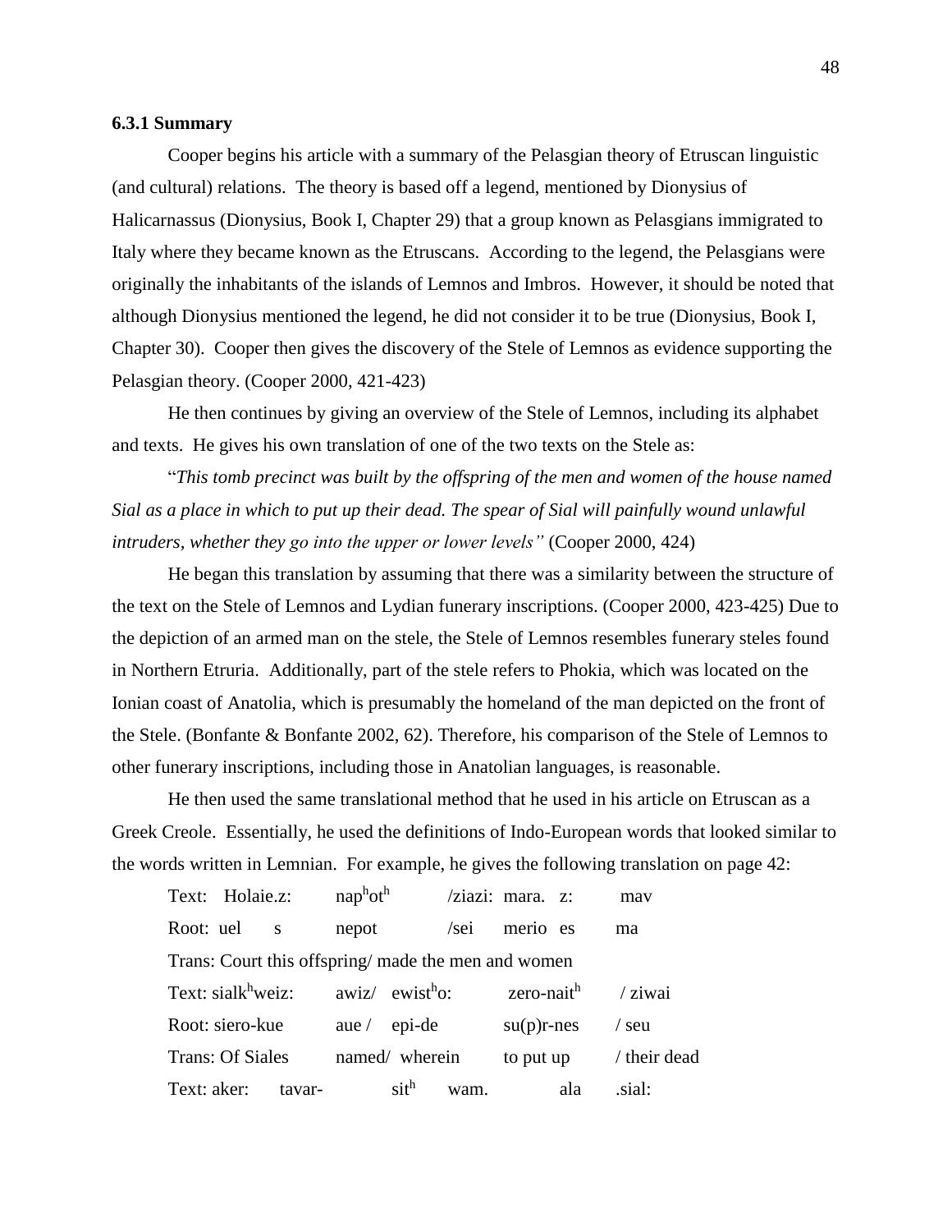### 6.3.1 Summary

Cooper begins his article with a summary of the Pelasgian theory of Etruscan linguistic (and cultural) relations. The theory is based off a legend, mentioned by Dionysius of Halicarnassus (Dionysius, Book I, Chapter 29) that a group known as Pelasgians immigrated to Italy where they became known as the Etruscans. According to the legend, the Pelasgians were originally the inhabitants of the islands of Lemnos and Imbros. However, it should be noted that although Dionysius mentioned the legend, he did not consider it to be true (Dionysius, Book I, Chapter 30). Cooper then gives the discovery of the Stele of Lemnos as evidence supporting the Pelasgian theory. (Cooper 2000, 421-423)

He then continues by giving an overview of the Stele of Lemnos, including its alphabet and texts. He gives his own translation of one of the two texts on the Stele as:

"*This tomb precinct was built by the offspring of the men and women of the house named Sial as a place in which to put up their dead. The spear of Sial will painfully wound unlawful intruders, whether they go into the upper or lower levels"* (Cooper 2000, 424)

He began this translation by assuming that there was a similarity between the structure of the text on the Stele of Lemnos and Lydian funerary inscriptions. (Cooper 2000, 423-425) Due to the depiction of an armed man on the stele, the Stele of Lemnos resembles funerary steles found in Northern Etruria. Additionally, part of the stele refers to Phokia, which was located on the Ionian coast of Anatolia, which is presumably the homeland of the man depicted on the front of the Stele. (Bonfante & Bonfante 2002, 62). Therefore, his comparison of the Stele of Lemnos to other funerary inscriptions, including those in Anatolian languages, is reasonable.

He then used the same translational method that he used in his article on Etruscan as a Greek Creole. Essentially, he used the definitions of Indo-European words that looked similar to the words written in Lemnian. For example, he gives the following translation on page 42:

Text: Holaie.z: $nap^hot^h$ /ziazi: mara. z: mav
Root: uel s nepot /sei merio es ma
Trans: Court this offspring/ made the men and women
Text: $sialk^hweiz$: awiz/ $ewist^ho$: zero-$nait^h$ / ziwai
Root: siero-kue aue / epi-de su(p)r-nes / seu
Trans: Of Siales named/ wherein to put up / their dead
Text: aker: tavar- $sit^h$ wam. ala .sial: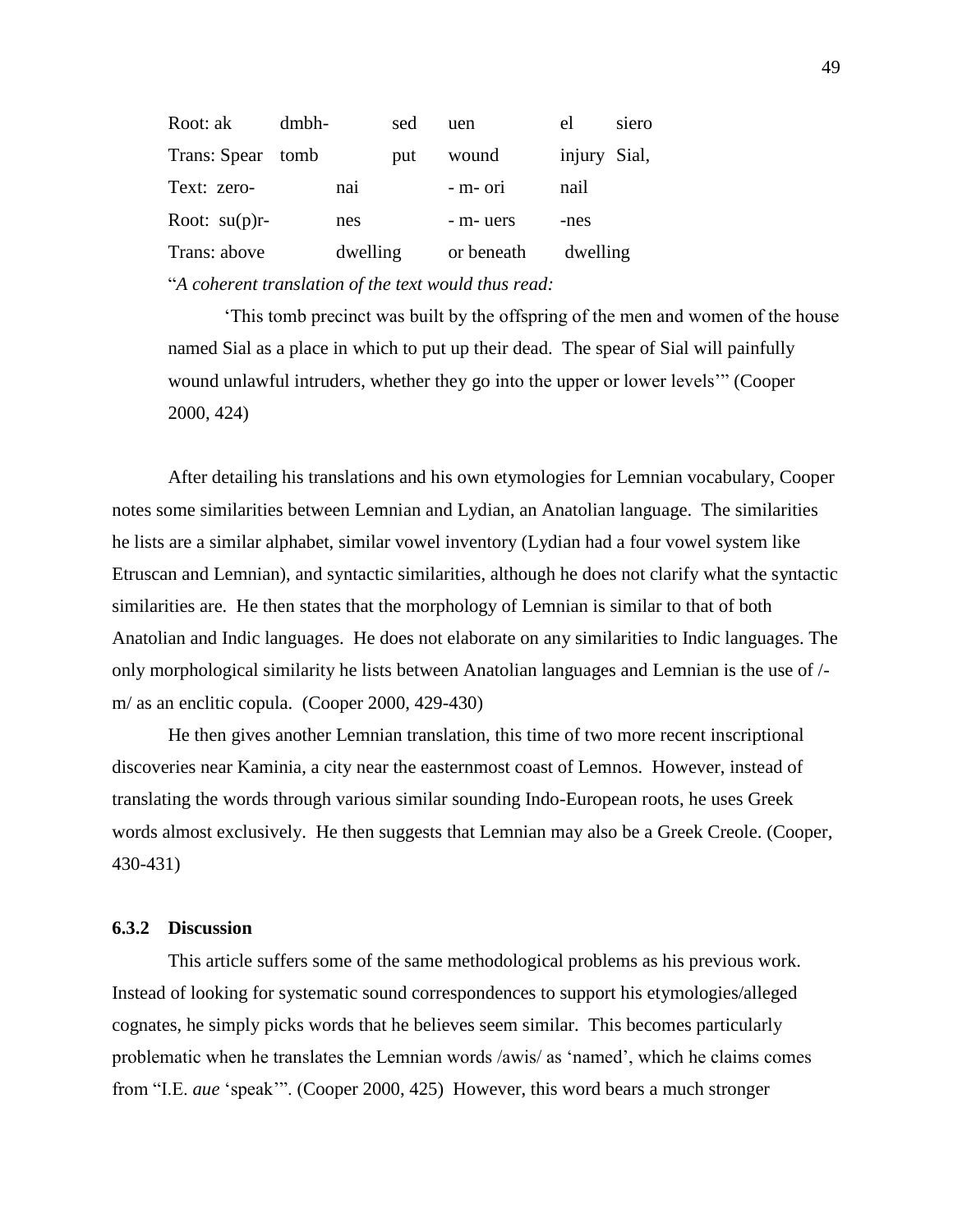| Root: ak | dmbh- | sed | uen | el | siero |
| --- | --- | --- | --- | --- | --- |
| Trans: Spear | tomb | put | wound | injury | Sial, |
| Text: zero- | nai | | - m- ori | nail | |
| Root: su(p)r- | nes | | - m- uers | -nes | |
| Trans: above | dwelling | | or beneath | dwelling | |

"*A coherent translation of the text would thus read:*

> 'This tomb precinct was built by the offspring of the men and women of the house named Sial as a place in which to put up their dead. The spear of Sial will painfully wound unlawful intruders, whether they go into the upper or lower levels'" (Cooper 2000, 424)

After detailing his translations and his own etymologies for Lemnian vocabulary, Cooper notes some similarities between Lemnian and Lydian, an Anatolian language. The similarities he lists are a similar alphabet, similar vowel inventory (Lydian had a four vowel system like Etruscan and Lemnian), and syntactic similarities, although he does not clarify what the syntactic similarities are. He then states that the morphology of Lemnian is similar to that of both Anatolian and Indic languages. He does not elaborate on any similarities to Indic languages. The only morphological similarity he lists between Anatolian languages and Lemnian is the use of /-m/ as an enclitic copula. (Cooper 2000, 429-430)

He then gives another Lemnian translation, this time of two more recent inscriptional discoveries near Kaminia, a city near the easternmost coast of Lemnos. However, instead of translating the words through various similar sounding Indo-European roots, he uses Greek words almost exclusively. He then suggests that Lemnian may also be a Greek Creole. (Cooper, 430-431)

### 6.3.2 Discussion

This article suffers some of the same methodological problems as his previous work. Instead of looking for systematic sound correspondences to support his etymologies/alleged cognates, he simply picks words that he believes seem similar. This becomes particularly problematic when he translates the Lemnian words /awis/ as 'named', which he claims comes from "I.E. *aue* 'speak'". (Cooper 2000, 425) However, this word bears a much stronger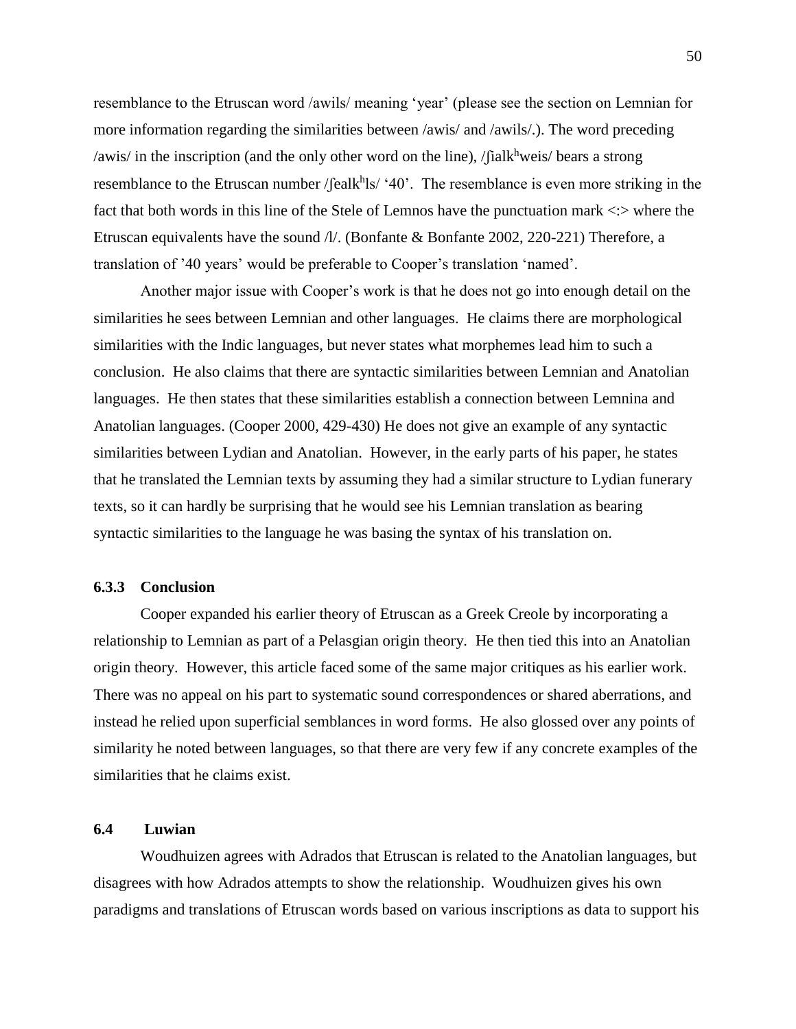resemblance to the Etruscan word /awils/ meaning 'year' (please see the section on Lemnian for more information regarding the similarities between /awis/ and /awils/.). The word preceding /awis/ in the inscription (and the only other word on the line), /ʃialk$^{h}$weis/ bears a strong resemblance to the Etruscan number /ʃealk$^{h}$ls/ '40'. The resemblance is even more striking in the fact that both words in this line of the Stele of Lemnos have the punctuation mark <:> where the Etruscan equivalents have the sound /l/. (Bonfante & Bonfante 2002, 220-221) Therefore, a translation of '40 years' would be preferable to Cooper's translation 'named'.

Another major issue with Cooper's work is that he does not go into enough detail on the similarities he sees between Lemnian and other languages. He claims there are morphological similarities with the Indic languages, but never states what morphemes lead him to such a conclusion. He also claims that there are syntactic similarities between Lemnian and Anatolian languages. He then states that these similarities establish a connection between Lemnina and Anatolian languages. (Cooper 2000, 429-430) He does not give an example of any syntactic similarities between Lydian and Anatolian. However, in the early parts of his paper, he states that he translated the Lemnian texts by assuming they had a similar structure to Lydian funerary texts, so it can hardly be surprising that he would see his Lemnian translation as bearing syntactic similarities to the language he was basing the syntax of his translation on.

### 6.3.3 Conclusion

Cooper expanded his earlier theory of Etruscan as a Greek Creole by incorporating a relationship to Lemnian as part of a Pelasgian origin theory. He then tied this into an Anatolian origin theory. However, this article faced some of the same major critiques as his earlier work. There was no appeal on his part to systematic sound correspondences or shared aberrations, and instead he relied upon superficial semblances in word forms. He also glossed over any points of similarity he noted between languages, so that there are very few if any concrete examples of the similarities that he claims exist.

## 6.4 Luwian

Woudhuizen agrees with Adrados that Etruscan is related to the Anatolian languages, but disagrees with how Adrados attempts to show the relationship. Woudhuizen gives his own paradigms and translations of Etruscan words based on various inscriptions as data to support his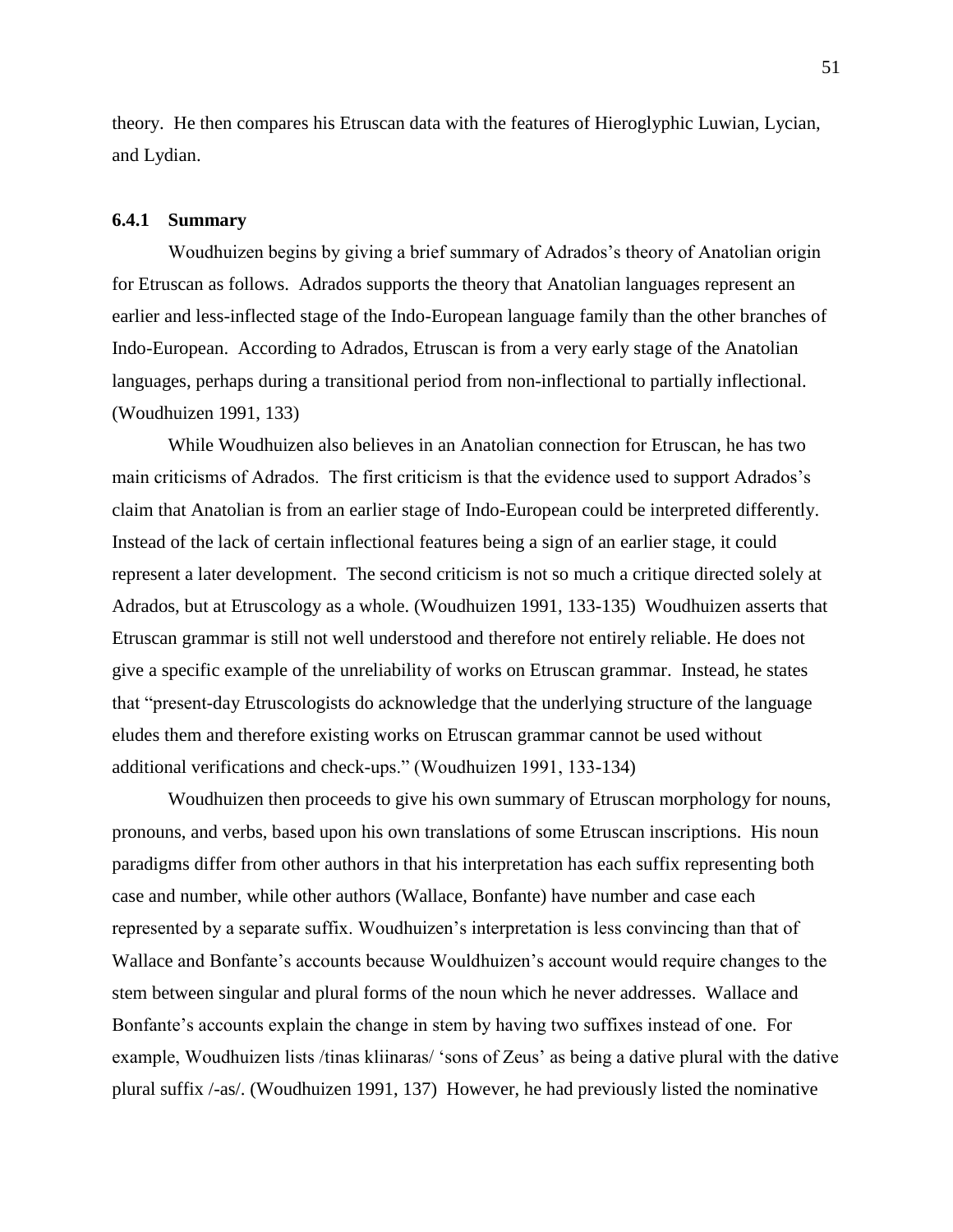theory. He then compares his Etruscan data with the features of Hieroglyphic Luwian, Lycian, and Lydian.

### 6.4.1 Summary

Woudhuizen begins by giving a brief summary of Adrados's theory of Anatolian origin for Etruscan as follows. Adrados supports the theory that Anatolian languages represent an earlier and less-inflected stage of the Indo-European language family than the other branches of Indo-European. According to Adrados, Etruscan is from a very early stage of the Anatolian languages, perhaps during a transitional period from non-inflectional to partially inflectional. (Woudhuizen 1991, 133)

While Woudhuizen also believes in an Anatolian connection for Etruscan, he has two main criticisms of Adrados. The first criticism is that the evidence used to support Adrados's claim that Anatolian is from an earlier stage of Indo-European could be interpreted differently. Instead of the lack of certain inflectional features being a sign of an earlier stage, it could represent a later development. The second criticism is not so much a critique directed solely at Adrados, but at Etruscology as a whole. (Woudhuizen 1991, 133-135) Woudhuizen asserts that Etruscan grammar is still not well understood and therefore not entirely reliable. He does not give a specific example of the unreliability of works on Etruscan grammar. Instead, he states that "present-day Etruscologists do acknowledge that the underlying structure of the language eludes them and therefore existing works on Etruscan grammar cannot be used without additional verifications and check-ups." (Woudhuizen 1991, 133-134)

Woudhuizen then proceeds to give his own summary of Etruscan morphology for nouns, pronouns, and verbs, based upon his own translations of some Etruscan inscriptions. His noun paradigms differ from other authors in that his interpretation has each suffix representing both case and number, while other authors (Wallace, Bonfante) have number and case each represented by a separate suffix. Woudhuizen's interpretation is less convincing than that of Wallace and Bonfante's accounts because Wouldhuizen's account would require changes to the stem between singular and plural forms of the noun which he never addresses. Wallace and Bonfante's accounts explain the change in stem by having two suffixes instead of one. For example, Woudhuizen lists /tinas kliinaras/ 'sons of Zeus' as being a dative plural with the dative plural suffix /-as/. (Woudhuizen 1991, 137) However, he had previously listed the nominative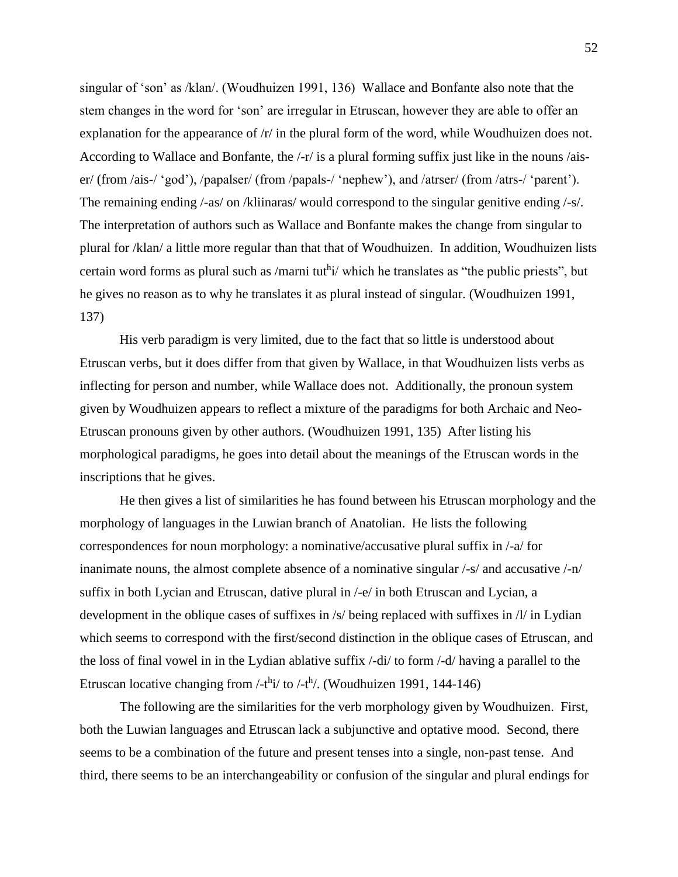singular of 'son' as /klan/. (Woudhuizen 1991, 136) Wallace and Bonfante also note that the stem changes in the word for 'son' are irregular in Etruscan, however they are able to offer an explanation for the appearance of /r/ in the plural form of the word, while Woudhuizen does not. According to Wallace and Bonfante, the /-r/ is a plural forming suffix just like in the nouns /ais-er/ (from /ais-/ 'god'), /papalser/ (from /papals-/ 'nephew'), and /atrser/ (from /atrs-/ 'parent'). The remaining ending /-as/ on /kliinaras/ would correspond to the singular genitive ending /-s/. The interpretation of authors such as Wallace and Bonfante makes the change from singular to plural for /klan/ a little more regular than that that of Woudhuizen. In addition, Woudhuizen lists certain word forms as plural such as /marni tut$^h$i/ which he translates as "the public priests", but he gives no reason as to why he translates it as plural instead of singular. (Woudhuizen 1991, 137)

His verb paradigm is very limited, due to the fact that so little is understood about Etruscan verbs, but it does differ from that given by Wallace, in that Woudhuizen lists verbs as inflecting for person and number, while Wallace does not. Additionally, the pronoun system given by Woudhuizen appears to reflect a mixture of the paradigms for both Archaic and Neo-Etruscan pronouns given by other authors. (Woudhuizen 1991, 135) After listing his morphological paradigms, he goes into detail about the meanings of the Etruscan words in the inscriptions that he gives.

He then gives a list of similarities he has found between his Etruscan morphology and the morphology of languages in the Luwian branch of Anatolian. He lists the following correspondences for noun morphology: a nominative/accusative plural suffix in /-a/ for inanimate nouns, the almost complete absence of a nominative singular /-s/ and accusative /-n/ suffix in both Lycian and Etruscan, dative plural in /-e/ in both Etruscan and Lycian, a development in the oblique cases of suffixes in /s/ being replaced with suffixes in /l/ in Lydian which seems to correspond with the first/second distinction in the oblique cases of Etruscan, and the loss of final vowel in in the Lydian ablative suffix /-di/ to form /-d/ having a parallel to the Etruscan locative changing from /-t$^h$i/ to /-t$^h$/. (Woudhuizen 1991, 144-146)

The following are the similarities for the verb morphology given by Woudhuizen. First, both the Luwian languages and Etruscan lack a subjunctive and optative mood. Second, there seems to be a combination of the future and present tenses into a single, non-past tense. And third, there seems to be an interchangeability or confusion of the singular and plural endings for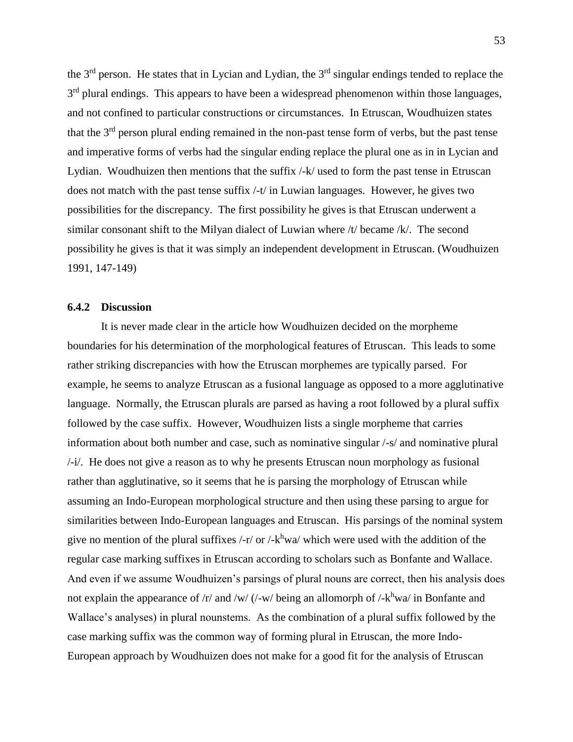the 3rd person. He states that in Lycian and Lydian, the 3rd singular endings tended to replace the 3rd plural endings. This appears to have been a widespread phenomenon within those languages, and not confined to particular constructions or circumstances. In Etruscan, Woudhuizen states that the 3rd person plural ending remained in the non-past tense form of verbs, but the past tense and imperative forms of verbs had the singular ending replace the plural one as in in Lycian and Lydian. Woudhuizen then mentions that the suffix /-k/ used to form the past tense in Etruscan does not match with the past tense suffix /-t/ in Luwian languages. However, he gives two possibilities for the discrepancy. The first possibility he gives is that Etruscan underwent a similar consonant shift to the Milyan dialect of Luwian where /t/ became /k/. The second possibility he gives is that it was simply an independent development in Etruscan. (Woudhuizen 1991, 147-149)

### 6.4.2 Discussion

It is never made clear in the article how Woudhuizen decided on the morpheme boundaries for his determination of the morphological features of Etruscan. This leads to some rather striking discrepancies with how the Etruscan morphemes are typically parsed. For example, he seems to analyze Etruscan as a fusional language as opposed to a more agglutinative language. Normally, the Etruscan plurals are parsed as having a root followed by a plural suffix followed by the case suffix. However, Woudhuizen lists a single morpheme that carries information about both number and case, such as nominative singular /-s/ and nominative plural /-i/. He does not give a reason as to why he presents Etruscan noun morphology as fusional rather than agglutinative, so it seems that he is parsing the morphology of Etruscan while assuming an Indo-European morphological structure and then using these parsing to argue for similarities between Indo-European languages and Etruscan. His parsings of the nominal system give no mention of the plural suffixes /-r/ or /-$k^h$wa/ which were used with the addition of the regular case marking suffixes in Etruscan according to scholars such as Bonfante and Wallace. And even if we assume Woudhuizen's parsings of plural nouns are correct, then his analysis does not explain the appearance of /r/ and /w/ (/-w/ being an allomorph of /-$k^h$wa/ in Bonfante and Wallace's analyses) in plural nounstems. As the combination of a plural suffix followed by the case marking suffix was the common way of forming plural in Etruscan, the more Indo-European approach by Woudhuizen does not make for a good fit for the analysis of Etruscan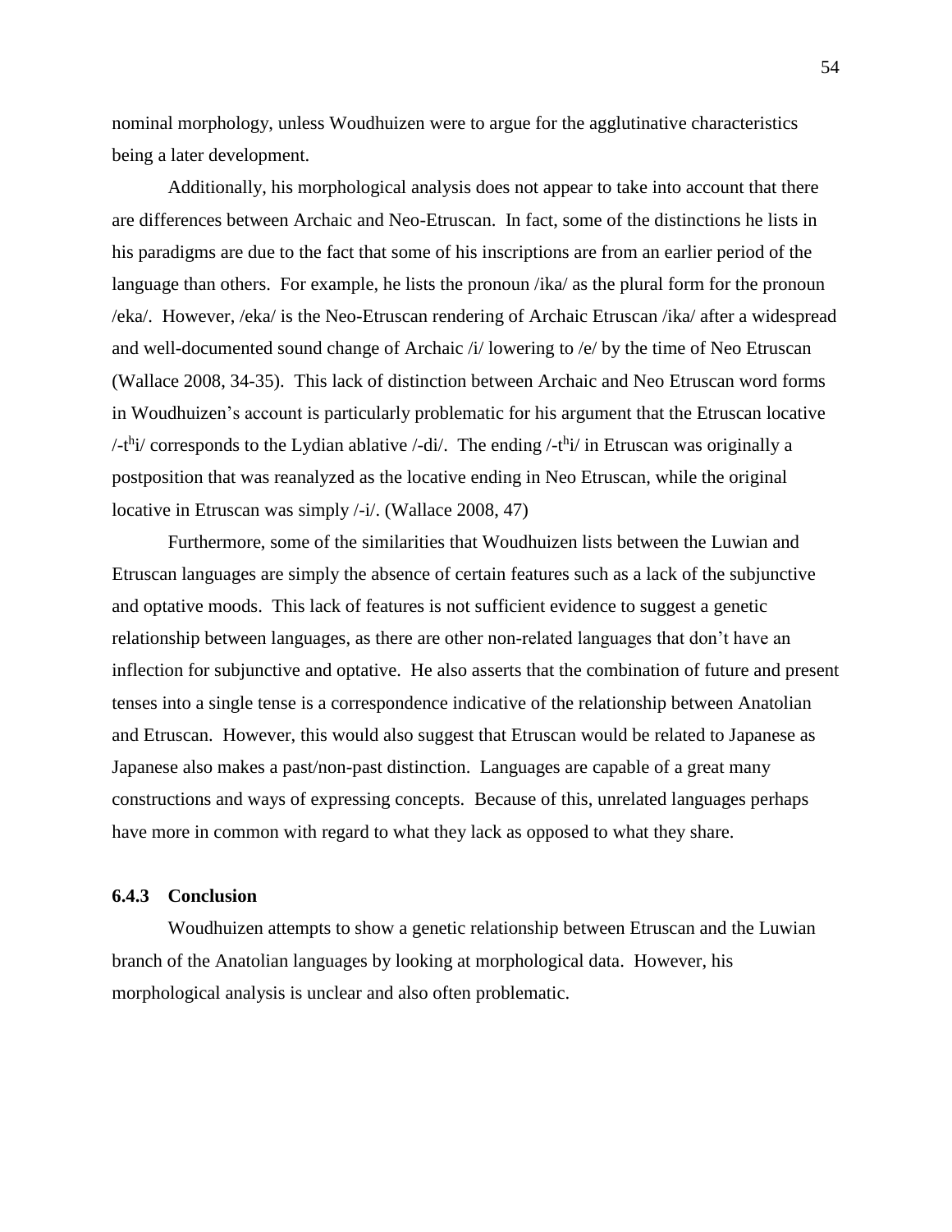nominal morphology, unless Woudhuizen were to argue for the agglutinative characteristics being a later development.

Additionally, his morphological analysis does not appear to take into account that there are differences between Archaic and Neo-Etruscan. In fact, some of the distinctions he lists in his paradigms are due to the fact that some of his inscriptions are from an earlier period of the language than others. For example, he lists the pronoun /ika/ as the plural form for the pronoun /eka/. However, /eka/ is the Neo-Etruscan rendering of Archaic Etruscan /ika/ after a widespread and well-documented sound change of Archaic /i/ lowering to /e/ by the time of Neo Etruscan (Wallace 2008, 34-35). This lack of distinction between Archaic and Neo Etruscan word forms in Woudhuizen's account is particularly problematic for his argument that the Etruscan locative /-$t^h$i/ corresponds to the Lydian ablative /-di/. The ending /-$t^h$i/ in Etruscan was originally a postposition that was reanalyzed as the locative ending in Neo Etruscan, while the original locative in Etruscan was simply /-i/. (Wallace 2008, 47)

Furthermore, some of the similarities that Woudhuizen lists between the Luwian and Etruscan languages are simply the absence of certain features such as a lack of the subjunctive and optative moods. This lack of features is not sufficient evidence to suggest a genetic relationship between languages, as there are other non-related languages that don't have an inflection for subjunctive and optative. He also asserts that the combination of future and present tenses into a single tense is a correspondence indicative of the relationship between Anatolian and Etruscan. However, this would also suggest that Etruscan would be related to Japanese as Japanese also makes a past/non-past distinction. Languages are capable of a great many constructions and ways of expressing concepts. Because of this, unrelated languages perhaps have more in common with regard to what they lack as opposed to what they share.

### 6.4.3 Conclusion

Woudhuizen attempts to show a genetic relationship between Etruscan and the Luwian branch of the Anatolian languages by looking at morphological data. However, his morphological analysis is unclear and also often problematic.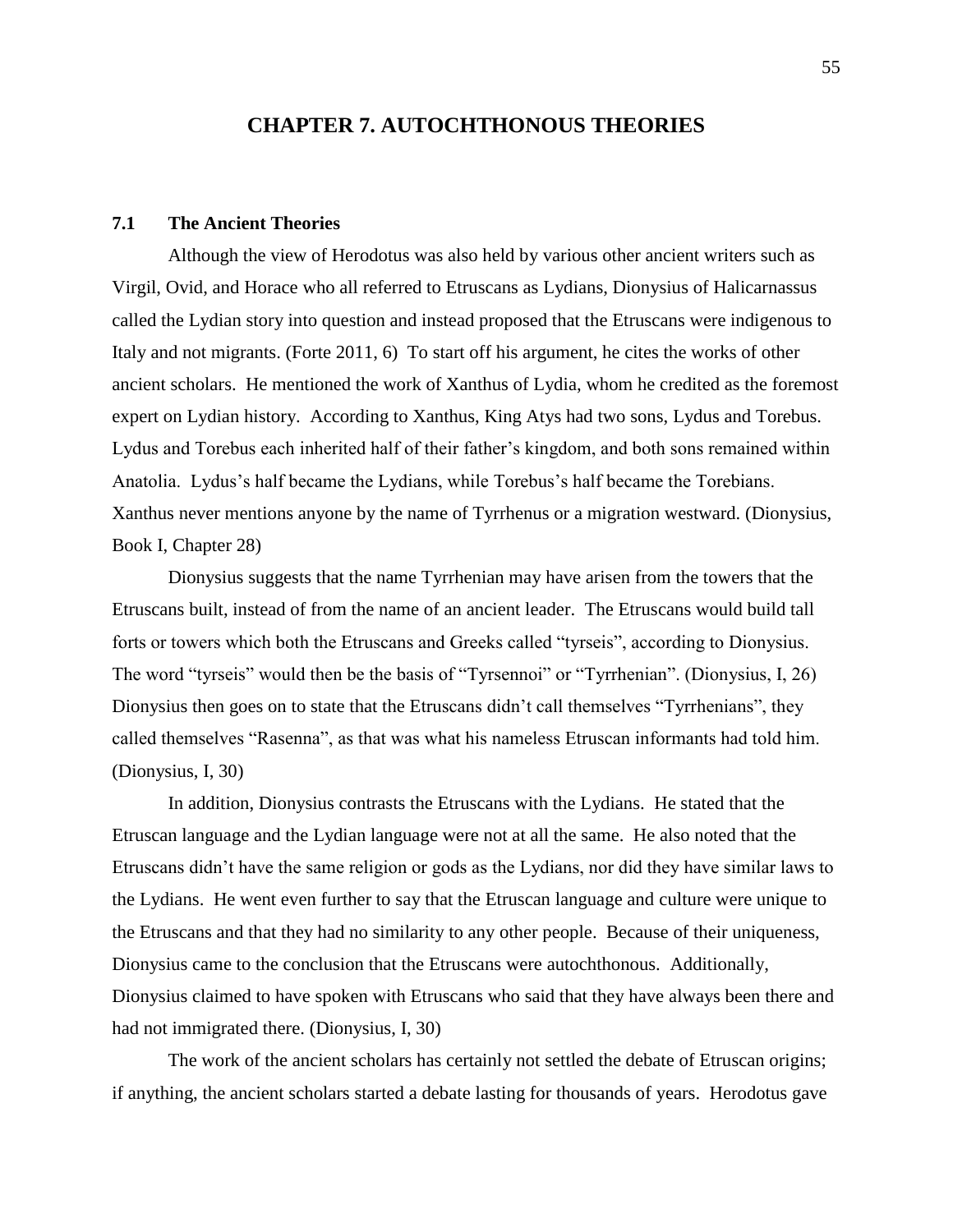# CHAPTER 7. AUTOCHTHONOUS THEORIES

## 7.1 The Ancient Theories

Although the view of Herodotus was also held by various other ancient writers such as Virgil, Ovid, and Horace who all referred to Etruscans as Lydians, Dionysius of Halicarnassus called the Lydian story into question and instead proposed that the Etruscans were indigenous to Italy and not migrants. (Forte 2011, 6) To start off his argument, he cites the works of other ancient scholars. He mentioned the work of Xanthus of Lydia, whom he credited as the foremost expert on Lydian history. According to Xanthus, King Atys had two sons, Lydus and Torebus. Lydus and Torebus each inherited half of their father's kingdom, and both sons remained within Anatolia. Lydus's half became the Lydians, while Torebus's half became the Torebians. Xanthus never mentions anyone by the name of Tyrrhenus or a migration westward. (Dionysius, Book I, Chapter 28)

Dionysius suggests that the name Tyrrhenian may have arisen from the towers that the Etruscans built, instead of from the name of an ancient leader. The Etruscans would build tall forts or towers which both the Etruscans and Greeks called "tyrseis", according to Dionysius. The word "tyrseis" would then be the basis of "Tyrsennoi" or "Tyrrhenian". (Dionysius, I, 26) Dionysius then goes on to state that the Etruscans didn't call themselves "Tyrrhenians", they called themselves "Rasenna", as that was what his nameless Etruscan informants had told him. (Dionysius, I, 30)

In addition, Dionysius contrasts the Etruscans with the Lydians. He stated that the Etruscan language and the Lydian language were not at all the same. He also noted that the Etruscans didn't have the same religion or gods as the Lydians, nor did they have similar laws to the Lydians. He went even further to say that the Etruscan language and culture were unique to the Etruscans and that they had no similarity to any other people. Because of their uniqueness, Dionysius came to the conclusion that the Etruscans were autochthonous. Additionally, Dionysius claimed to have spoken with Etruscans who said that they have always been there and had not immigrated there. (Dionysius, I, 30)

The work of the ancient scholars has certainly not settled the debate of Etruscan origins; if anything, the ancient scholars started a debate lasting for thousands of years. Herodotus gave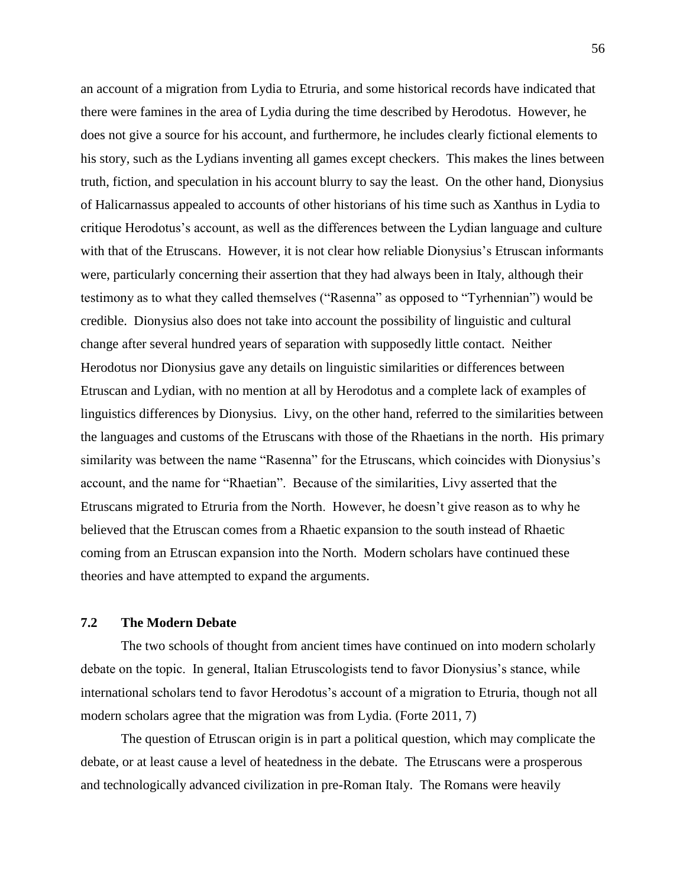an account of a migration from Lydia to Etruria, and some historical records have indicated that there were famines in the area of Lydia during the time described by Herodotus. However, he does not give a source for his account, and furthermore, he includes clearly fictional elements to his story, such as the Lydians inventing all games except checkers. This makes the lines between truth, fiction, and speculation in his account blurry to say the least. On the other hand, Dionysius of Halicarnassus appealed to accounts of other historians of his time such as Xanthus in Lydia to critique Herodotus's account, as well as the differences between the Lydian language and culture with that of the Etruscans. However, it is not clear how reliable Dionysius's Etruscan informants were, particularly concerning their assertion that they had always been in Italy, although their testimony as to what they called themselves ("Rasenna" as opposed to "Tyrhennian") would be credible. Dionysius also does not take into account the possibility of linguistic and cultural change after several hundred years of separation with supposedly little contact. Neither Herodotus nor Dionysius gave any details on linguistic similarities or differences between Etruscan and Lydian, with no mention at all by Herodotus and a complete lack of examples of linguistics differences by Dionysius. Livy, on the other hand, referred to the similarities between the languages and customs of the Etruscans with those of the Rhaetians in the north. His primary similarity was between the name "Rasenna" for the Etruscans, which coincides with Dionysius's account, and the name for "Rhaetian". Because of the similarities, Livy asserted that the Etruscans migrated to Etruria from the North. However, he doesn't give reason as to why he believed that the Etruscan comes from a Rhaetic expansion to the south instead of Rhaetic coming from an Etruscan expansion into the North. Modern scholars have continued these theories and have attempted to expand the arguments.

## 7.2 The Modern Debate

The two schools of thought from ancient times have continued on into modern scholarly debate on the topic. In general, Italian Etruscologists tend to favor Dionysius's stance, while international scholars tend to favor Herodotus's account of a migration to Etruria, though not all modern scholars agree that the migration was from Lydia. (Forte 2011, 7)

The question of Etruscan origin is in part a political question, which may complicate the debate, or at least cause a level of heatedness in the debate. The Etruscans were a prosperous and technologically advanced civilization in pre-Roman Italy. The Romans were heavily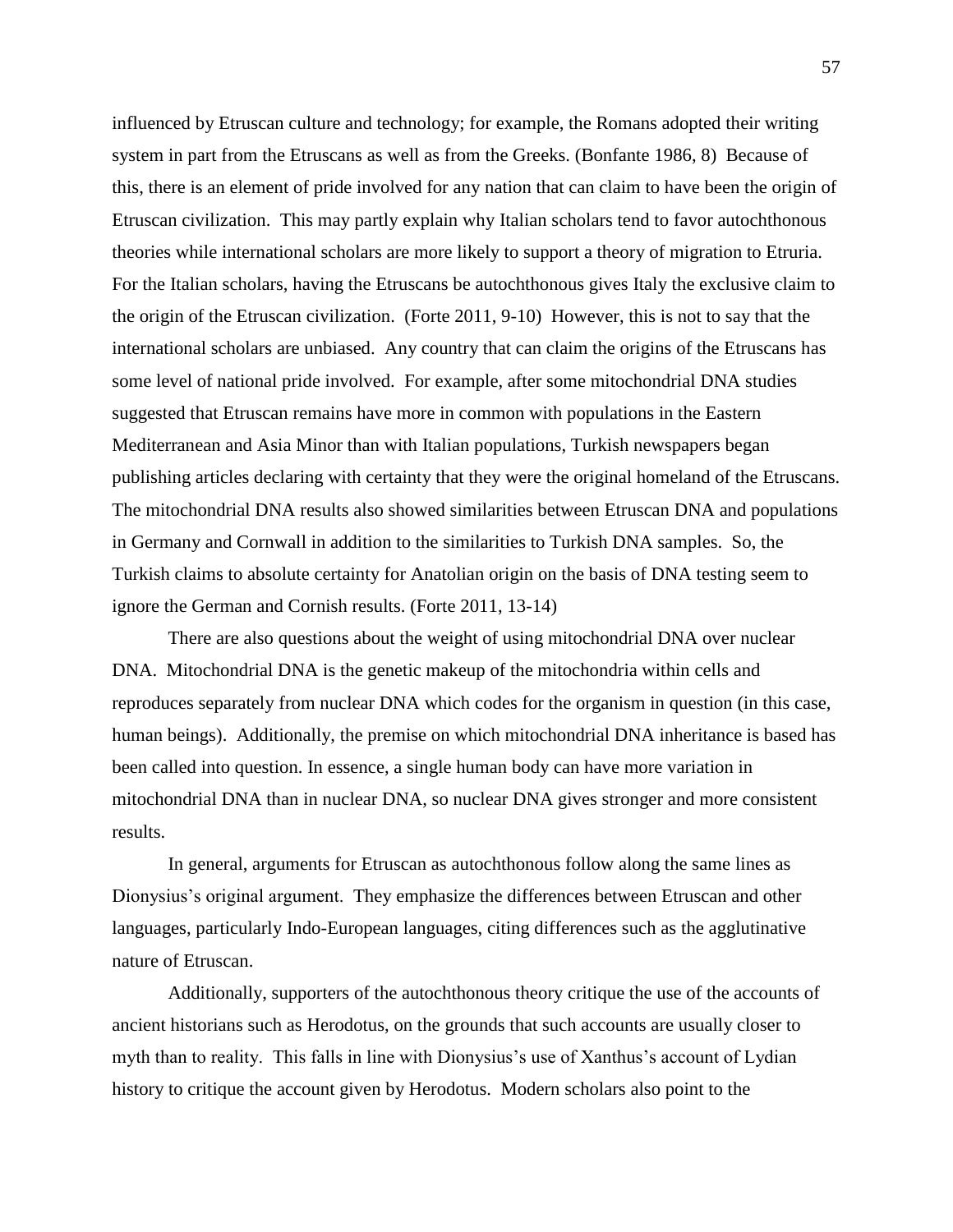influenced by Etruscan culture and technology; for example, the Romans adopted their writing system in part from the Etruscans as well as from the Greeks. (Bonfante 1986, 8) Because of this, there is an element of pride involved for any nation that can claim to have been the origin of Etruscan civilization. This may partly explain why Italian scholars tend to favor autochthonous theories while international scholars are more likely to support a theory of migration to Etruria. For the Italian scholars, having the Etruscans be autochthonous gives Italy the exclusive claim to the origin of the Etruscan civilization. (Forte 2011, 9-10) However, this is not to say that the international scholars are unbiased. Any country that can claim the origins of the Etruscans has some level of national pride involved. For example, after some mitochondrial DNA studies suggested that Etruscan remains have more in common with populations in the Eastern Mediterranean and Asia Minor than with Italian populations, Turkish newspapers began publishing articles declaring with certainty that they were the original homeland of the Etruscans. The mitochondrial DNA results also showed similarities between Etruscan DNA and populations in Germany and Cornwall in addition to the similarities to Turkish DNA samples. So, the Turkish claims to absolute certainty for Anatolian origin on the basis of DNA testing seem to ignore the German and Cornish results. (Forte 2011, 13-14)

There are also questions about the weight of using mitochondrial DNA over nuclear DNA. Mitochondrial DNA is the genetic makeup of the mitochondria within cells and reproduces separately from nuclear DNA which codes for the organism in question (in this case, human beings). Additionally, the premise on which mitochondrial DNA inheritance is based has been called into question. In essence, a single human body can have more variation in mitochondrial DNA than in nuclear DNA, so nuclear DNA gives stronger and more consistent results.

In general, arguments for Etruscan as autochthonous follow along the same lines as Dionysius's original argument. They emphasize the differences between Etruscan and other languages, particularly Indo-European languages, citing differences such as the agglutinative nature of Etruscan.

Additionally, supporters of the autochthonous theory critique the use of the accounts of ancient historians such as Herodotus, on the grounds that such accounts are usually closer to myth than to reality. This falls in line with Dionysius's use of Xanthus's account of Lydian history to critique the account given by Herodotus. Modern scholars also point to the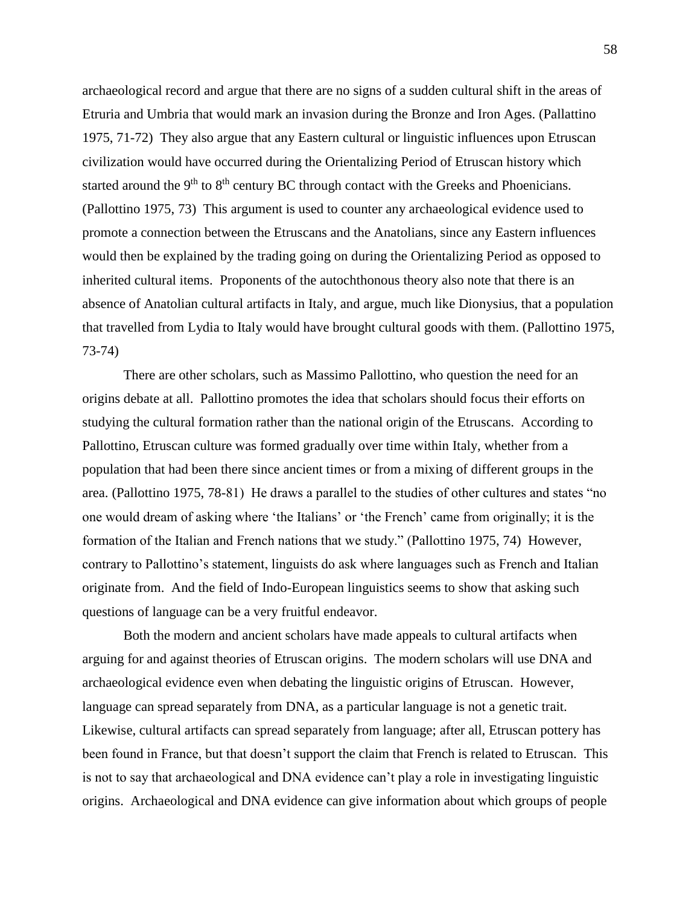archaeological record and argue that there are no signs of a sudden cultural shift in the areas of Etruria and Umbria that would mark an invasion during the Bronze and Iron Ages. (Pallattino 1975, 71-72) They also argue that any Eastern cultural or linguistic influences upon Etruscan civilization would have occurred during the Orientalizing Period of Etruscan history which started around the 9th to 8th century BC through contact with the Greeks and Phoenicians. (Pallottino 1975, 73) This argument is used to counter any archaeological evidence used to promote a connection between the Etruscans and the Anatolians, since any Eastern influences would then be explained by the trading going on during the Orientalizing Period as opposed to inherited cultural items. Proponents of the autochthonous theory also note that there is an absence of Anatolian cultural artifacts in Italy, and argue, much like Dionysius, that a population that travelled from Lydia to Italy would have brought cultural goods with them. (Pallottino 1975, 73-74)

There are other scholars, such as Massimo Pallottino, who question the need for an origins debate at all. Pallottino promotes the idea that scholars should focus their efforts on studying the cultural formation rather than the national origin of the Etruscans. According to Pallottino, Etruscan culture was formed gradually over time within Italy, whether from a population that had been there since ancient times or from a mixing of different groups in the area. (Pallottino 1975, 78-81) He draws a parallel to the studies of other cultures and states "no one would dream of asking where 'the Italians' or 'the French' came from originally; it is the formation of the Italian and French nations that we study." (Pallottino 1975, 74) However, contrary to Pallottino's statement, linguists do ask where languages such as French and Italian originate from. And the field of Indo-European linguistics seems to show that asking such questions of language can be a very fruitful endeavor.

Both the modern and ancient scholars have made appeals to cultural artifacts when arguing for and against theories of Etruscan origins. The modern scholars will use DNA and archaeological evidence even when debating the linguistic origins of Etruscan. However, language can spread separately from DNA, as a particular language is not a genetic trait. Likewise, cultural artifacts can spread separately from language; after all, Etruscan pottery has been found in France, but that doesn't support the claim that French is related to Etruscan. This is not to say that archaeological and DNA evidence can't play a role in investigating linguistic origins. Archaeological and DNA evidence can give information about which groups of people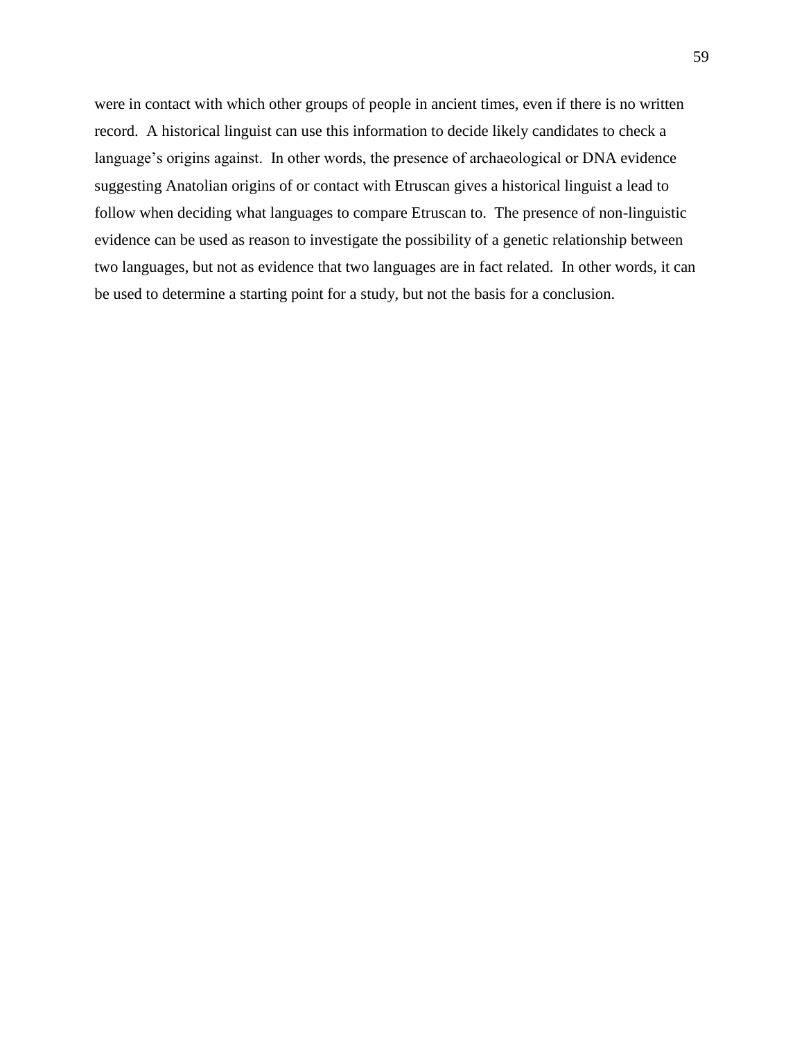were in contact with which other groups of people in ancient times, even if there is no written record. A historical linguist can use this information to decide likely candidates to check a language's origins against. In other words, the presence of archaeological or DNA evidence suggesting Anatolian origins of or contact with Etruscan gives a historical linguist a lead to follow when deciding what languages to compare Etruscan to. The presence of non-linguistic evidence can be used as reason to investigate the possibility of a genetic relationship between two languages, but not as evidence that two languages are in fact related. In other words, it can be used to determine a starting point for a study, but not the basis for a conclusion.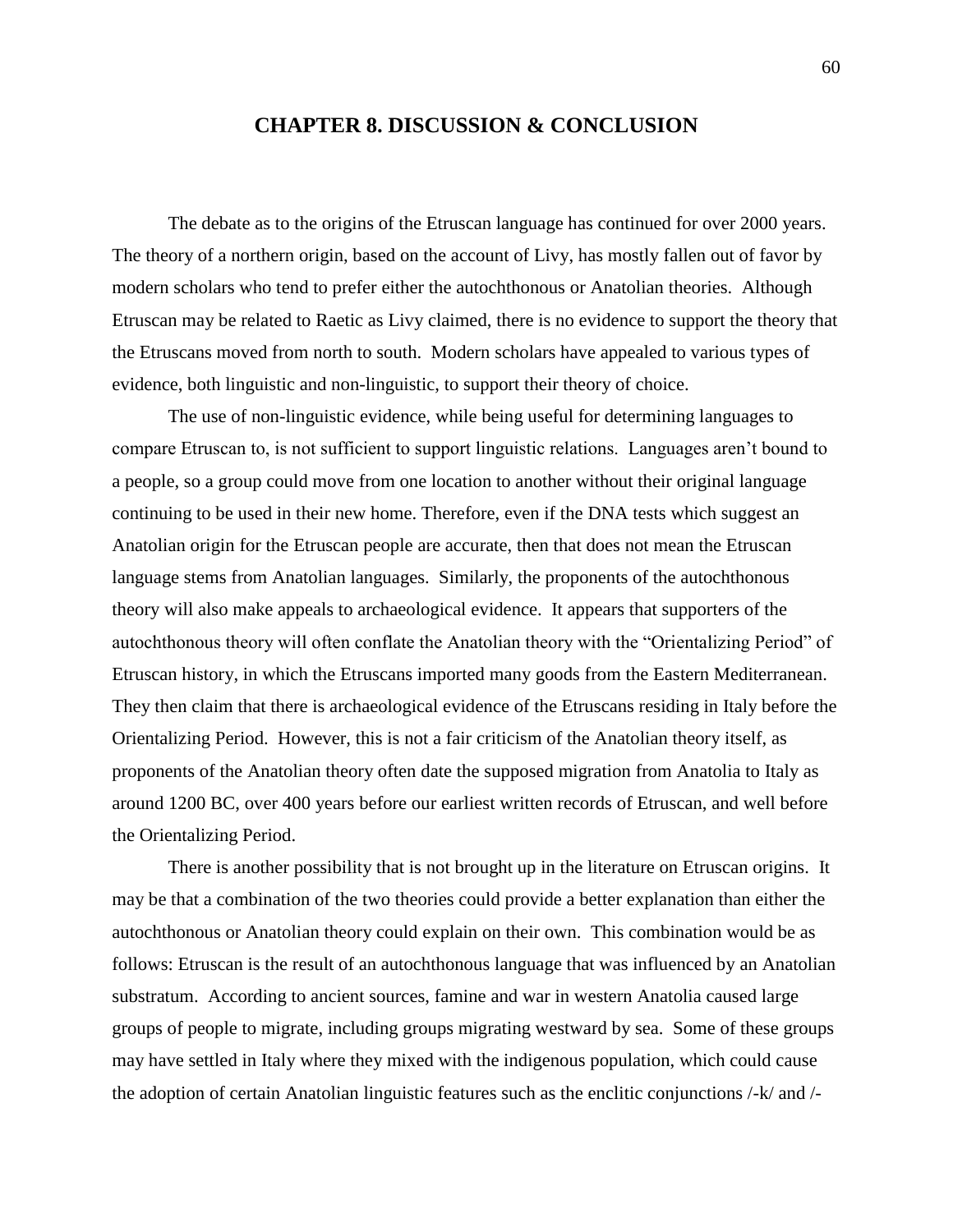# CHAPTER 8. DISCUSSION & CONCLUSION

The debate as to the origins of the Etruscan language has continued for over 2000 years. The theory of a northern origin, based on the account of Livy, has mostly fallen out of favor by modern scholars who tend to prefer either the autochthonous or Anatolian theories. Although Etruscan may be related to Raetic as Livy claimed, there is no evidence to support the theory that the Etruscans moved from north to south. Modern scholars have appealed to various types of evidence, both linguistic and non-linguistic, to support their theory of choice.

The use of non-linguistic evidence, while being useful for determining languages to compare Etruscan to, is not sufficient to support linguistic relations. Languages aren't bound to a people, so a group could move from one location to another without their original language continuing to be used in their new home. Therefore, even if the DNA tests which suggest an Anatolian origin for the Etruscan people are accurate, then that does not mean the Etruscan language stems from Anatolian languages. Similarly, the proponents of the autochthonous theory will also make appeals to archaeological evidence. It appears that supporters of the autochthonous theory will often conflate the Anatolian theory with the "Orientalizing Period" of Etruscan history, in which the Etruscans imported many goods from the Eastern Mediterranean. They then claim that there is archaeological evidence of the Etruscans residing in Italy before the Orientalizing Period. However, this is not a fair criticism of the Anatolian theory itself, as proponents of the Anatolian theory often date the supposed migration from Anatolia to Italy as around 1200 BC, over 400 years before our earliest written records of Etruscan, and well before the Orientalizing Period.

There is another possibility that is not brought up in the literature on Etruscan origins. It may be that a combination of the two theories could provide a better explanation than either the autochthonous or Anatolian theory could explain on their own. This combination would be as follows: Etruscan is the result of an autochthonous language that was influenced by an Anatolian substratum. According to ancient sources, famine and war in western Anatolia caused large groups of people to migrate, including groups migrating westward by sea. Some of these groups may have settled in Italy where they mixed with the indigenous population, which could cause the adoption of certain Anatolian linguistic features such as the enclitic conjunctions /-k/ and /-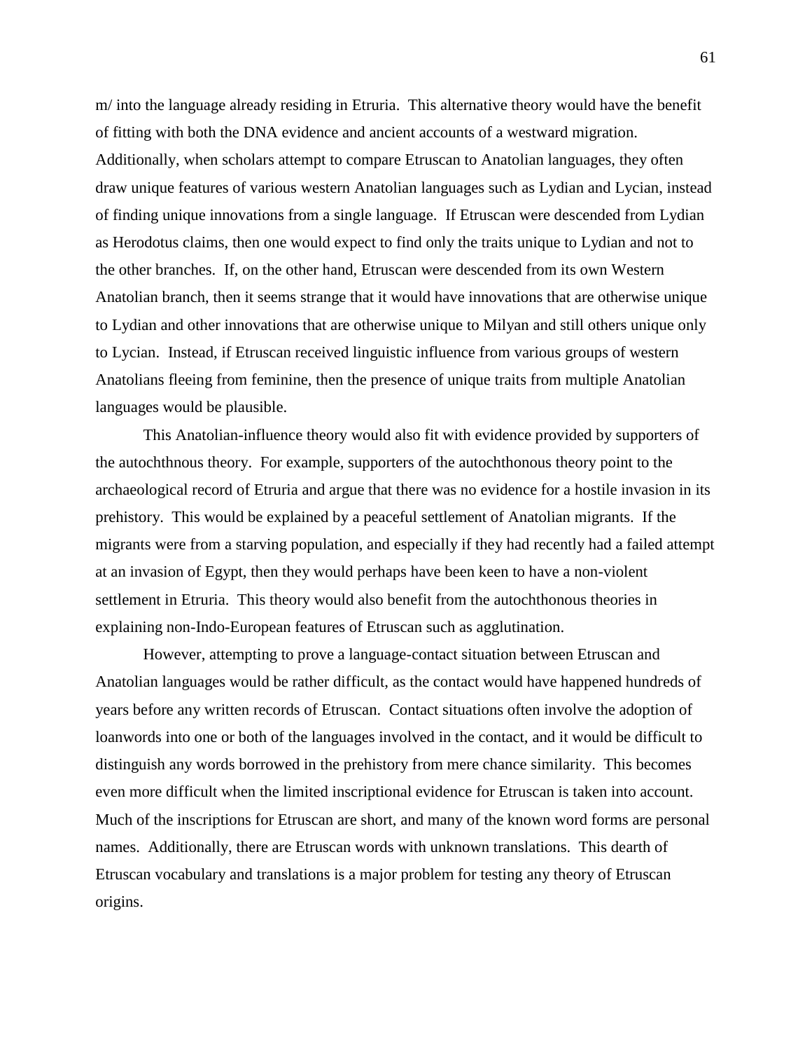m/ into the language already residing in Etruria. This alternative theory would have the benefit of fitting with both the DNA evidence and ancient accounts of a westward migration. Additionally, when scholars attempt to compare Etruscan to Anatolian languages, they often draw unique features of various western Anatolian languages such as Lydian and Lycian, instead of finding unique innovations from a single language. If Etruscan were descended from Lydian as Herodotus claims, then one would expect to find only the traits unique to Lydian and not to the other branches. If, on the other hand, Etruscan were descended from its own Western Anatolian branch, then it seems strange that it would have innovations that are otherwise unique to Lydian and other innovations that are otherwise unique to Milyan and still others unique only to Lycian. Instead, if Etruscan received linguistic influence from various groups of western Anatolians fleeing from feminine, then the presence of unique traits from multiple Anatolian languages would be plausible.

This Anatolian-influence theory would also fit with evidence provided by supporters of the autochthnous theory. For example, supporters of the autochthonous theory point to the archaeological record of Etruria and argue that there was no evidence for a hostile invasion in its prehistory. This would be explained by a peaceful settlement of Anatolian migrants. If the migrants were from a starving population, and especially if they had recently had a failed attempt at an invasion of Egypt, then they would perhaps have been keen to have a non-violent settlement in Etruria. This theory would also benefit from the autochthonous theories in explaining non-Indo-European features of Etruscan such as agglutination.

However, attempting to prove a language-contact situation between Etruscan and Anatolian languages would be rather difficult, as the contact would have happened hundreds of years before any written records of Etruscan. Contact situations often involve the adoption of loanwords into one or both of the languages involved in the contact, and it would be difficult to distinguish any words borrowed in the prehistory from mere chance similarity. This becomes even more difficult when the limited inscriptional evidence for Etruscan is taken into account. Much of the inscriptions for Etruscan are short, and many of the known word forms are personal names. Additionally, there are Etruscan words with unknown translations. This dearth of Etruscan vocabulary and translations is a major problem for testing any theory of Etruscan origins.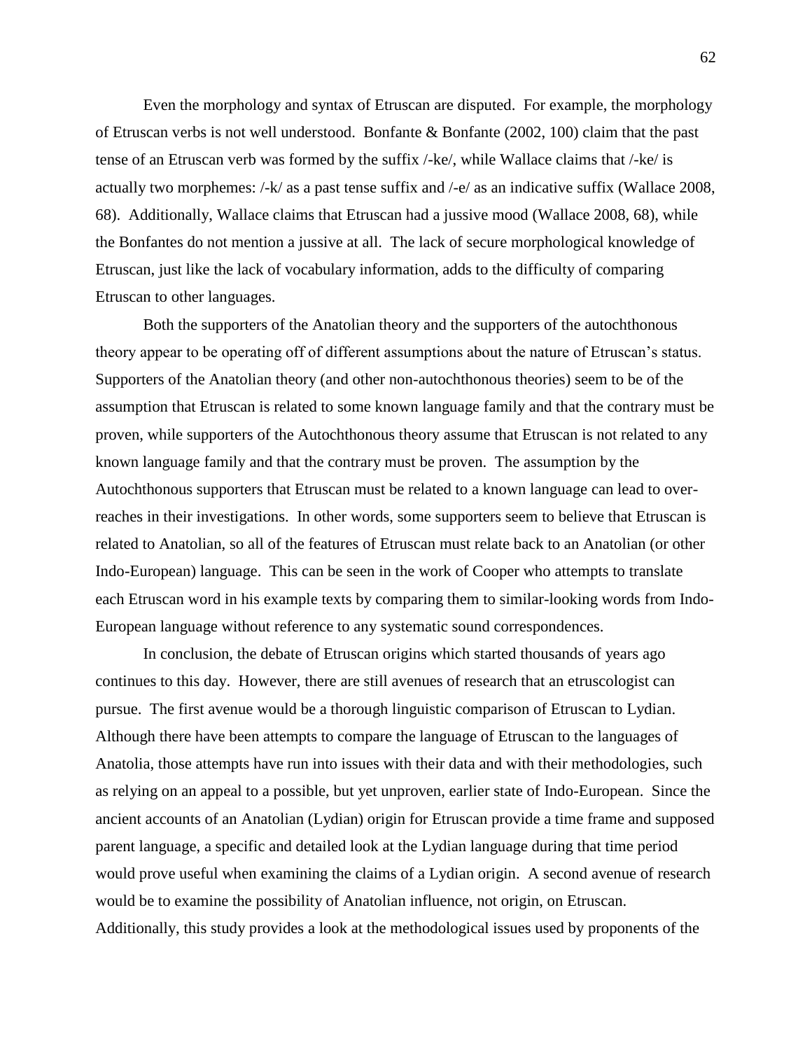Even the morphology and syntax of Etruscan are disputed. For example, the morphology of Etruscan verbs is not well understood. Bonfante & Bonfante (2002, 100) claim that the past tense of an Etruscan verb was formed by the suffix /-ke/, while Wallace claims that /-ke/ is actually two morphemes: /-k/ as a past tense suffix and /-e/ as an indicative suffix (Wallace 2008, 68). Additionally, Wallace claims that Etruscan had a jussive mood (Wallace 2008, 68), while the Bonfantes do not mention a jussive at all. The lack of secure morphological knowledge of Etruscan, just like the lack of vocabulary information, adds to the difficulty of comparing Etruscan to other languages.

Both the supporters of the Anatolian theory and the supporters of the autochthonous theory appear to be operating off of different assumptions about the nature of Etruscan's status. Supporters of the Anatolian theory (and other non-autochthonous theories) seem to be of the assumption that Etruscan is related to some known language family and that the contrary must be proven, while supporters of the Autochthonous theory assume that Etruscan is not related to any known language family and that the contrary must be proven. The assumption by the Autochthonous supporters that Etruscan must be related to a known language can lead to over-reaches in their investigations. In other words, some supporters seem to believe that Etruscan is related to Anatolian, so all of the features of Etruscan must relate back to an Anatolian (or other Indo-European) language. This can be seen in the work of Cooper who attempts to translate each Etruscan word in his example texts by comparing them to similar-looking words from Indo-European language without reference to any systematic sound correspondences.

In conclusion, the debate of Etruscan origins which started thousands of years ago continues to this day. However, there are still avenues of research that an etruscologist can pursue. The first avenue would be a thorough linguistic comparison of Etruscan to Lydian. Although there have been attempts to compare the language of Etruscan to the languages of Anatolia, those attempts have run into issues with their data and with their methodologies, such as relying on an appeal to a possible, but yet unproven, earlier state of Indo-European. Since the ancient accounts of an Anatolian (Lydian) origin for Etruscan provide a time frame and supposed parent language, a specific and detailed look at the Lydian language during that time period would prove useful when examining the claims of a Lydian origin. A second avenue of research would be to examine the possibility of Anatolian influence, not origin, on Etruscan. Additionally, this study provides a look at the methodological issues used by proponents of the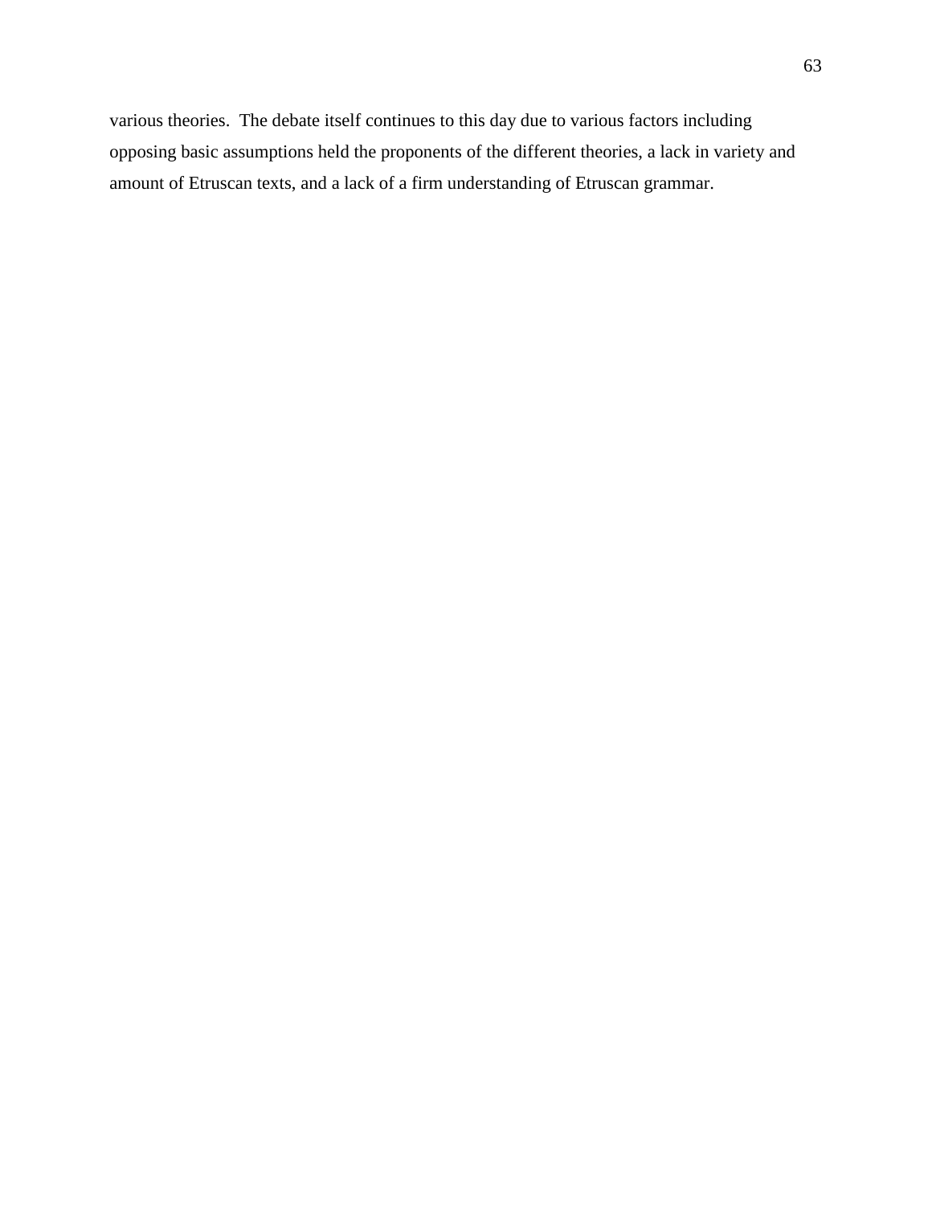various theories.  The debate itself continues to this day due to various factors including opposing basic assumptions held the proponents of the different theories, a lack in variety and amount of Etruscan texts, and a lack of a firm understanding of Etruscan grammar.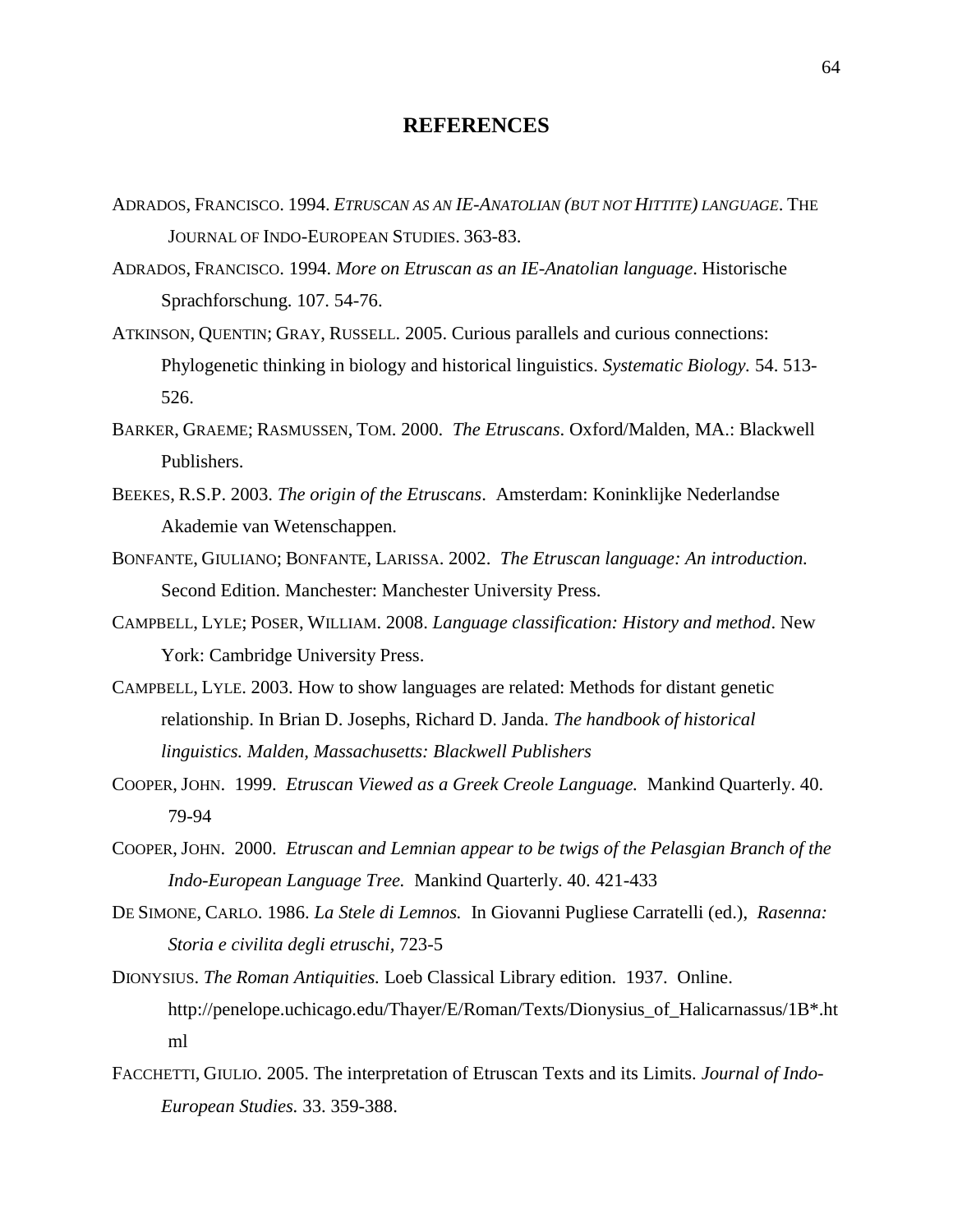# REFERENCES

ADRADOS, FRANCISCO. 1994. *ETRUSCAN AS AN IE-ANATOLIAN (BUT NOT HITTITE) LANGUAGE*. THE JOURNAL OF INDO-EUROPEAN STUDIES. 363-83.

ADRADOS, FRANCISCO. 1994. *More on Etruscan as an IE-Anatolian language*. Historische Sprachforschung. 107. 54-76.

ATKINSON, QUENTIN; GRAY, RUSSELL. 2005. Curious parallels and curious connections: Phylogenetic thinking in biology and historical linguistics. *Systematic Biology.* 54. 513-526.

BARKER, GRAEME; RASMUSSEN, TOM. 2000. *The Etruscans*. Oxford/Malden, MA.: Blackwell Publishers.

BEEKES, R.S.P. 2003. *The origin of the Etruscans*. Amsterdam: Koninklijke Nederlandse Akademie van Wetenschappen.

BONFANTE, GIULIANO; BONFANTE, LARISSA. 2002. *The Etruscan language: An introduction.* Second Edition. Manchester: Manchester University Press.

CAMPBELL, LYLE; POSER, WILLIAM. 2008. *Language classification: History and method*. New York: Cambridge University Press.

CAMPBELL, LYLE. 2003. How to show languages are related: Methods for distant genetic relationship. In Brian D. Josephs, Richard D. Janda. *The handbook of historical linguistics. Malden, Massachusetts: Blackwell Publishers*

COOPER, JOHN. 1999. *Etruscan Viewed as a Greek Creole Language.* Mankind Quarterly. 40. 79-94

COOPER, JOHN. 2000. *Etruscan and Lemnian appear to be twigs of the Pelasgian Branch of the Indo-European Language Tree.* Mankind Quarterly. 40. 421-433

DE SIMONE, CARLO. 1986. *La Stele di Lemnos.* In Giovanni Pugliese Carratelli (ed.), *Rasenna: Storia e civilita degli etruschi,* 723-5

DIONYSIUS. *The Roman Antiquities.* Loeb Classical Library edition. 1937. Online. http://penelope.uchicago.edu/Thayer/E/Roman/Texts/Dionysius_of_Halicarnassus/1B*.html

FACCHETTI, GIULIO. 2005. The interpretation of Etruscan Texts and its Limits. *Journal of Indo-European Studies.* 33. 359-388.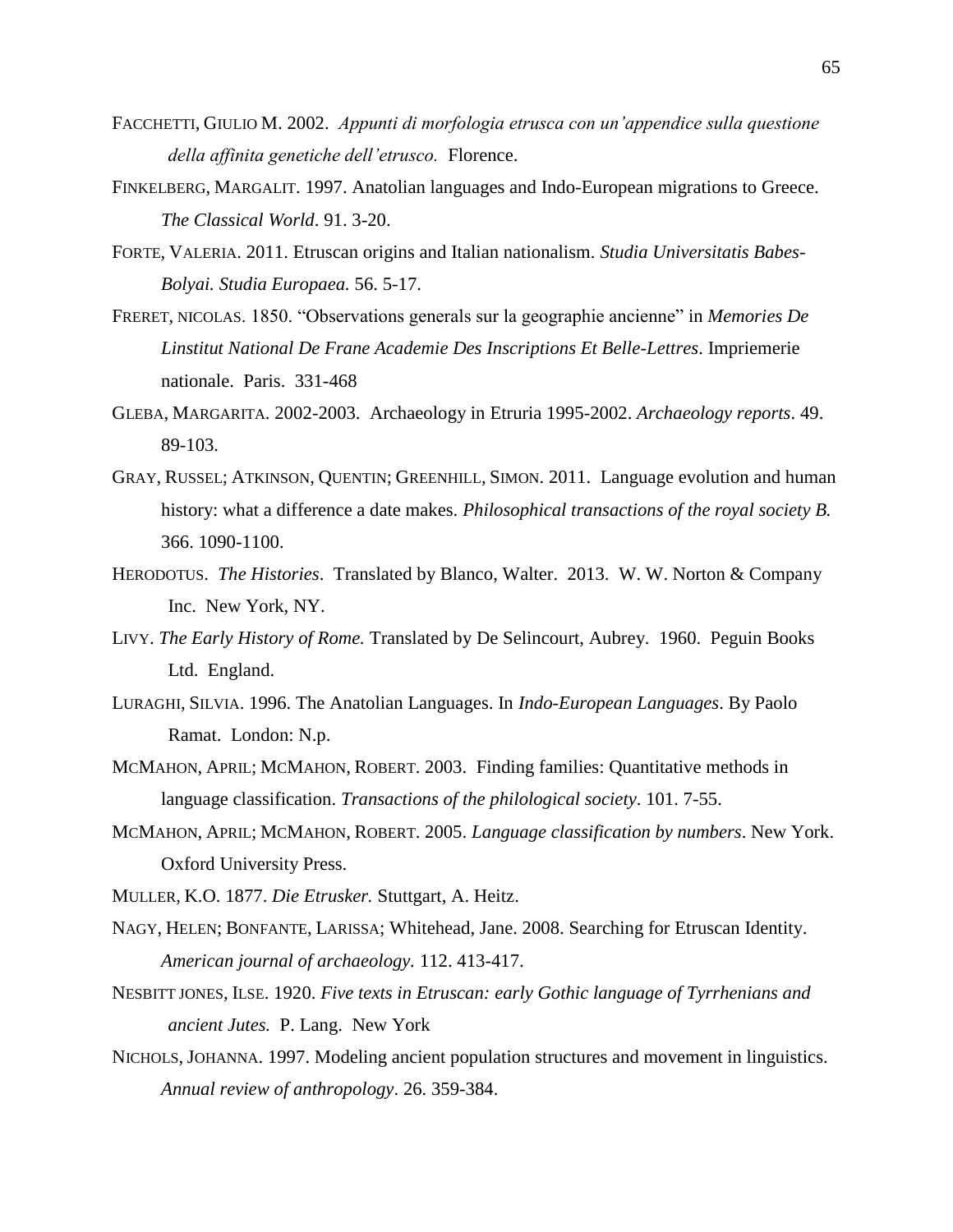FACCHETTI, GIULIO M. 2002. *Appunti di morfologia etrusca con un'appendice sulla questione della affinita genetiche dell'etrusco.* Florence.

FINKELBERG, MARGALIT. 1997. Anatolian languages and Indo-European migrations to Greece. *The Classical World*. 91. 3-20.

FORTE, VALERIA. 2011. Etruscan origins and Italian nationalism. *Studia Universitatis Babes-Bolyai. Studia Europaea.* 56. 5-17.

FRERET, NICOLAS. 1850. "Observations generals sur la geographie ancienne" in *Memories De Linstitut National De Frane Academie Des Inscriptions Et Belle-Lettres*. Impriemerie nationale. Paris. 331-468

GLEBA, MARGARITA. 2002-2003. Archaeology in Etruria 1995-2002. *Archaeology reports*. 49. 89-103.

GRAY, RUSSEL; ATKINSON, QUENTIN; GREENHILL, SIMON. 2011. Language evolution and human history: what a difference a date makes. *Philosophical transactions of the royal society B.* 366. 1090-1100.

HERODOTUS. *The Histories*. Translated by Blanco, Walter. 2013. W. W. Norton & Company Inc. New York, NY.

LIVY. *The Early History of Rome.* Translated by De Selincourt, Aubrey. 1960. Peguin Books Ltd. England.

LURAGHI, SILVIA. 1996. The Anatolian Languages. In *Indo-European Languages*. By Paolo Ramat. London: N.p.

MCMAHON, APRIL; MCMAHON, ROBERT. 2003. Finding families: Quantitative methods in language classification. *Transactions of the philological society*. 101. 7-55.

MCMAHON, APRIL; MCMAHON, ROBERT. 2005. *Language classification by numbers*. New York. Oxford University Press.

MULLER, K.O. 1877. *Die Etrusker.* Stuttgart, A. Heitz.

NAGY, HELEN; BONFANTE, LARISSA; Whitehead, Jane. 2008. Searching for Etruscan Identity. *American journal of archaeology.* 112. 413-417.

NESBITT JONES, ILSE. 1920. *Five texts in Etruscan: early Gothic language of Tyrrhenians and ancient Jutes.* P. Lang. New York

NICHOLS, JOHANNA. 1997. Modeling ancient population structures and movement in linguistics. *Annual review of anthropology*. 26. 359-384.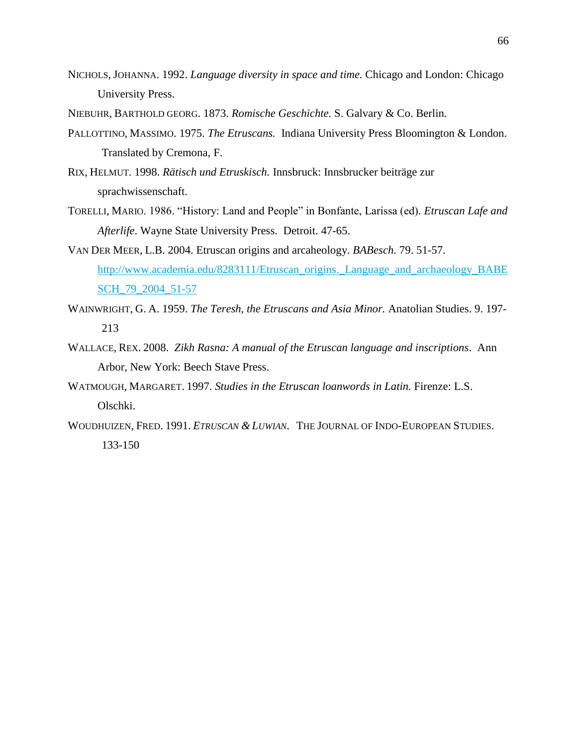NICHOLS, JOHANNA. 1992. *Language diversity in space and time.* Chicago and London: Chicago University Press.

NIEBUHR, BARTHOLD GEORG. 1873. *Romische Geschichte.* S. Galvary & Co. Berlin.

PALLOTTINO, MASSIMO. 1975. *The Etruscans.* Indiana University Press Bloomington & London. Translated by Cremona, F.

RIX, HELMUT. 1998. *Rätisch und Etruskisch.* Innsbruck: Innsbrucker beiträge zur sprachwissenschaft.

TORELLI, MARIO. 1986. "History: Land and People" in Bonfante, Larissa (ed). *Etruscan Lafe and Afterlife*. Wayne State University Press. Detroit. 47-65.

VAN DER MEER, L.B. 2004. Etruscan origins and arcaheology. *BABesch*. 79. 51-57. http://www.academia.edu/8283111/Etruscan_origins._Language_and_archaeology_BABESCH_79_2004_51-57

WAINWRIGHT, G. A. 1959. *The Teresh, the Etruscans and Asia Minor.* Anatolian Studies. 9. 197-213

WALLACE, REX. 2008. *Zikh Rasna: A manual of the Etruscan language and inscriptions*. Ann Arbor, New York: Beech Stave Press.

WATMOUGH, MARGARET. 1997. *Studies in the Etruscan loanwords in Latin.* Firenze: L.S. Olschki.

WOUDHUIZEN, FRED. 1991. *ETRUSCAN & LUWIAN.* THE JOURNAL OF INDO-EUROPEAN STUDIES. 133-150